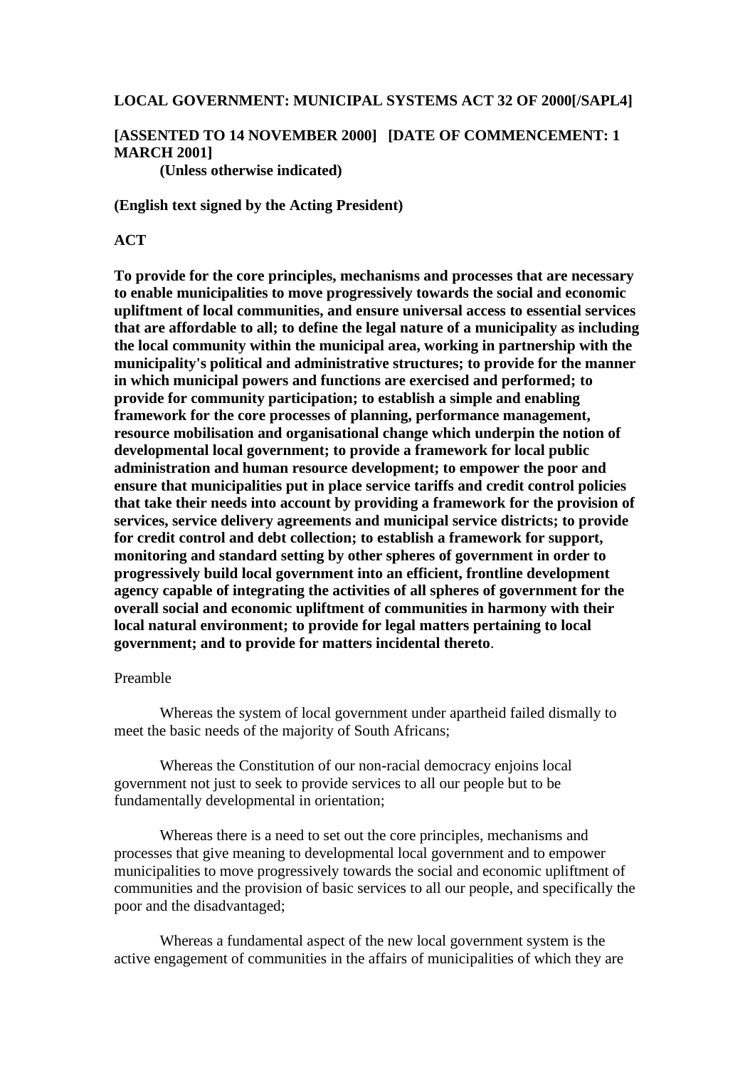# LOCAL GOVERNMENT: MUNICIPAL SYSTEMS ACT 32 OF 2000[/SAPL4]

**[ASSENTED TO 14 NOVEMBER 2000] [DATE OF COMMENCEMENT: 1 MARCH 2001]**
**(Unless otherwise indicated)**

**(English text signed by the Acting President)**

**ACT**

**To provide for the core principles, mechanisms and processes that are necessary to enable municipalities to move progressively towards the social and economic upliftment of local communities, and ensure universal access to essential services that are affordable to all; to define the legal nature of a municipality as including the local community within the municipal area, working in partnership with the municipality's political and administrative structures; to provide for the manner in which municipal powers and functions are exercised and performed; to provide for community participation; to establish a simple and enabling framework for the core processes of planning, performance management, resource mobilisation and organisational change which underpin the notion of developmental local government; to provide a framework for local public administration and human resource development; to empower the poor and ensure that municipalities put in place service tariffs and credit control policies that take their needs into account by providing a framework for the provision of services, service delivery agreements and municipal service districts; to provide for credit control and debt collection; to establish a framework for support, monitoring and standard setting by other spheres of government in order to progressively build local government into an efficient, frontline development agency capable of integrating the activities of all spheres of government for the overall social and economic upliftment of communities in harmony with their local natural environment; to provide for legal matters pertaining to local government; and to provide for matters incidental thereto**.

Preamble

Whereas the system of local government under apartheid failed dismally to meet the basic needs of the majority of South Africans;

Whereas the Constitution of our non-racial democracy enjoins local government not just to seek to provide services to all our people but to be fundamentally developmental in orientation;

Whereas there is a need to set out the core principles, mechanisms and processes that give meaning to developmental local government and to empower municipalities to move progressively towards the social and economic upliftment of communities and the provision of basic services to all our people, and specifically the poor and the disadvantaged;

Whereas a fundamental aspect of the new local government system is the active engagement of communities in the affairs of municipalities of which they are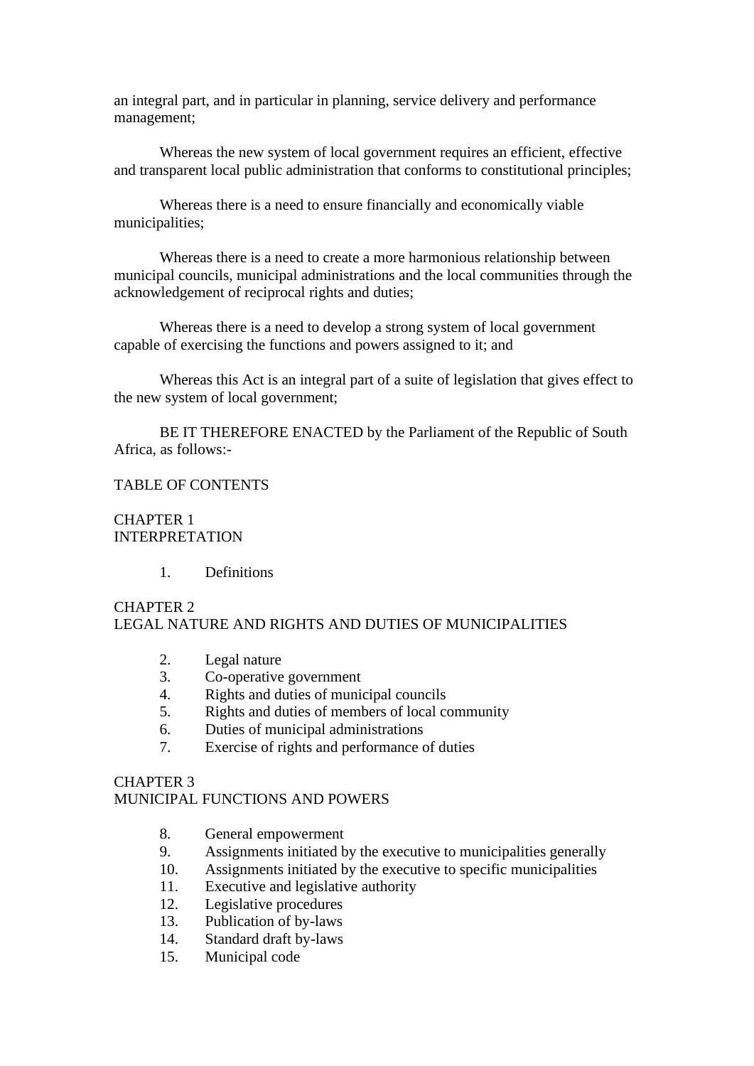an integral part, and in particular in planning, service delivery and performance management;

Whereas the new system of local government requires an efficient, effective and transparent local public administration that conforms to constitutional principles;

Whereas there is a need to ensure financially and economically viable municipalities;

Whereas there is a need to create a more harmonious relationship between municipal councils, municipal administrations and the local communities through the acknowledgement of reciprocal rights and duties;

Whereas there is a need to develop a strong system of local government capable of exercising the functions and powers assigned to it; and

Whereas this Act is an integral part of a suite of legislation that gives effect to the new system of local government;

BE IT THEREFORE ENACTED by the Parliament of the Republic of South Africa, as follows:-

TABLE OF CONTENTS

CHAPTER 1
INTERPRETATION

1. Definitions

CHAPTER 2
LEGAL NATURE AND RIGHTS AND DUTIES OF MUNICIPALITIES

2. Legal nature
3. Co-operative government
4. Rights and duties of municipal councils
5. Rights and duties of members of local community
6. Duties of municipal administrations
7. Exercise of rights and performance of duties

CHAPTER 3
MUNICIPAL FUNCTIONS AND POWERS

8. General empowerment
9. Assignments initiated by the executive to municipalities generally
10. Assignments initiated by the executive to specific municipalities
11. Executive and legislative authority
12. Legislative procedures
13. Publication of by-laws
14. Standard draft by-laws
15. Municipal code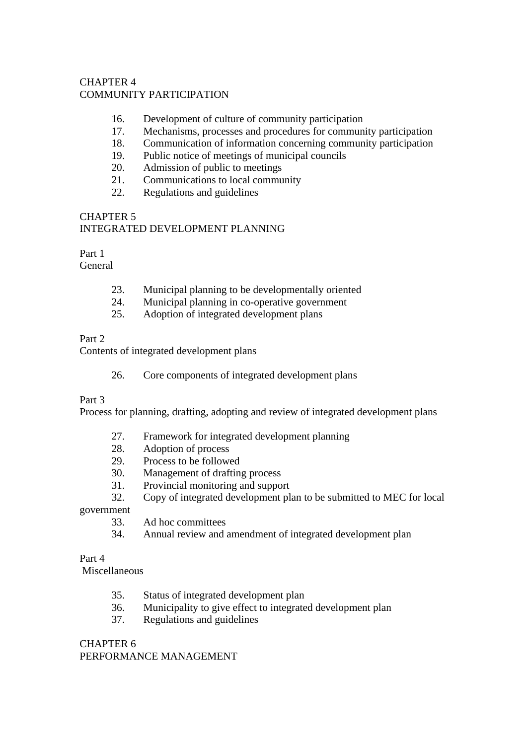CHAPTER 4
COMMUNITY PARTICIPATION

16. Development of culture of community participation
17. Mechanisms, processes and procedures for community participation
18. Communication of information concerning community participation
19. Public notice of meetings of municipal councils
20. Admission of public to meetings
21. Communications to local community
22. Regulations and guidelines

CHAPTER 5
INTEGRATED DEVELOPMENT PLANNING

Part 1
General

23. Municipal planning to be developmentally oriented
24. Municipal planning in co-operative government
25. Adoption of integrated development plans

Part 2
Contents of integrated development plans

26. Core components of integrated development plans

Part 3
Process for planning, drafting, adopting and review of integrated development plans

27. Framework for integrated development planning
28. Adoption of process
29. Process to be followed
30. Management of drafting process
31. Provincial monitoring and support
32. Copy of integrated development plan to be submitted to MEC for local government
33. Ad hoc committees
34. Annual review and amendment of integrated development plan

Part 4
Miscellaneous

35. Status of integrated development plan
36. Municipality to give effect to integrated development plan
37. Regulations and guidelines

CHAPTER 6
PERFORMANCE MANAGEMENT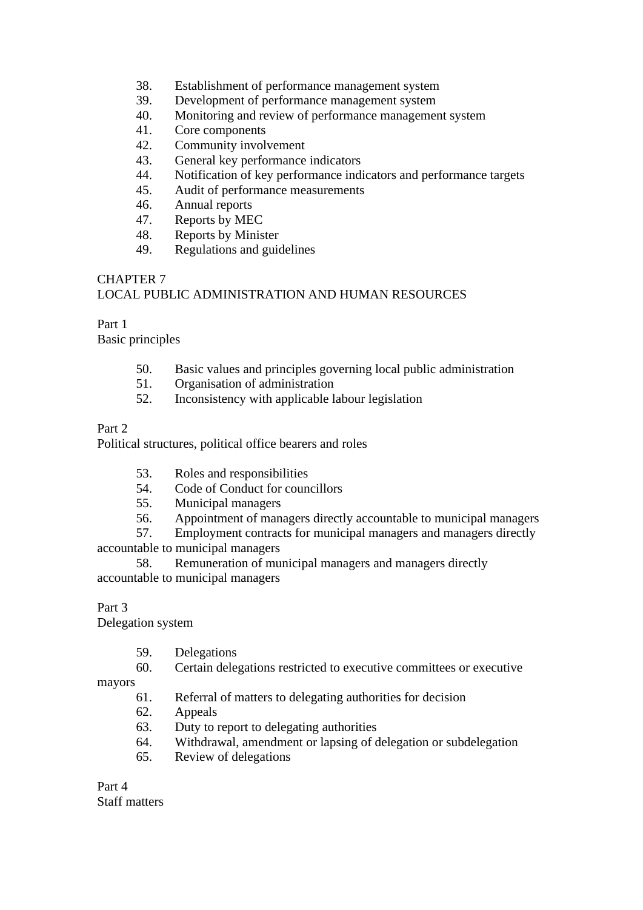38. Establishment of performance management system
39. Development of performance management system
40. Monitoring and review of performance management system
41. Core components
42. Community involvement
43. General key performance indicators
44. Notification of key performance indicators and performance targets
45. Audit of performance measurements
46. Annual reports
47. Reports by MEC
48. Reports by Minister
49. Regulations and guidelines

CHAPTER 7
LOCAL PUBLIC ADMINISTRATION AND HUMAN RESOURCES

Part 1
Basic principles

50. Basic values and principles governing local public administration
51. Organisation of administration
52. Inconsistency with applicable labour legislation

Part 2
Political structures, political office bearers and roles

53. Roles and responsibilities
54. Code of Conduct for councillors
55. Municipal managers
56. Appointment of managers directly accountable to municipal managers
57. Employment contracts for municipal managers and managers directly accountable to municipal managers
58. Remuneration of municipal managers and managers directly accountable to municipal managers

Part 3
Delegation system

59. Delegations
60. Certain delegations restricted to executive committees or executive mayors
61. Referral of matters to delegating authorities for decision
62. Appeals
63. Duty to report to delegating authorities
64. Withdrawal, amendment or lapsing of delegation or subdelegation
65. Review of delegations

Part 4
Staff matters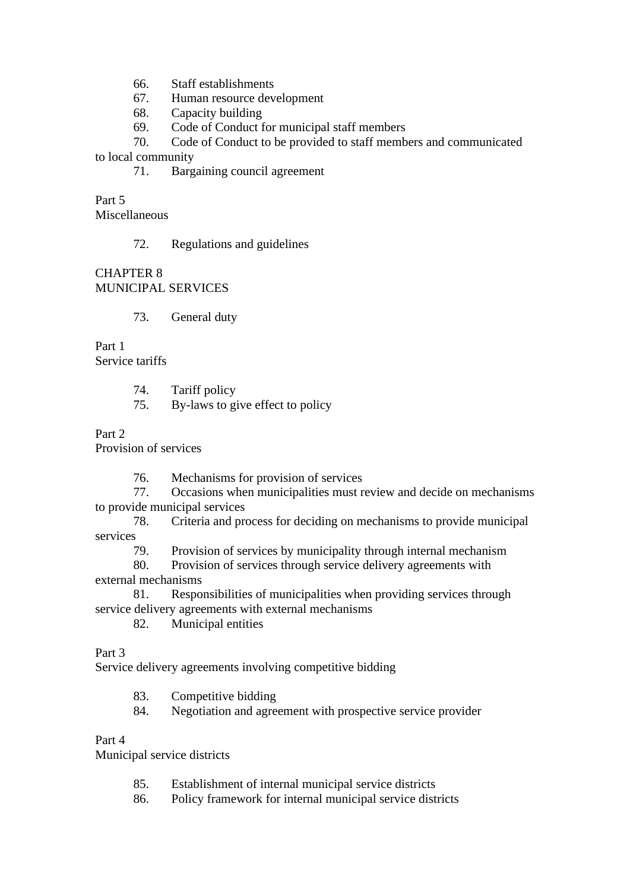66. Staff establishments
67. Human resource development
68. Capacity building
69. Code of Conduct for municipal staff members
70. Code of Conduct to be provided to staff members and communicated to local community
71. Bargaining council agreement

Part 5
Miscellaneous

72. Regulations and guidelines

## CHAPTER 8
## MUNICIPAL SERVICES

73. General duty

Part 1
Service tariffs

74. Tariff policy
75. By-laws to give effect to policy

Part 2
Provision of services

76. Mechanisms for provision of services
77. Occasions when municipalities must review and decide on mechanisms to provide municipal services
78. Criteria and process for deciding on mechanisms to provide municipal services
79. Provision of services by municipality through internal mechanism
80. Provision of services through service delivery agreements with external mechanisms
81. Responsibilities of municipalities when providing services through service delivery agreements with external mechanisms
82. Municipal entities

Part 3
Service delivery agreements involving competitive bidding

83. Competitive bidding
84. Negotiation and agreement with prospective service provider

Part 4
Municipal service districts

85. Establishment of internal municipal service districts
86. Policy framework for internal municipal service districts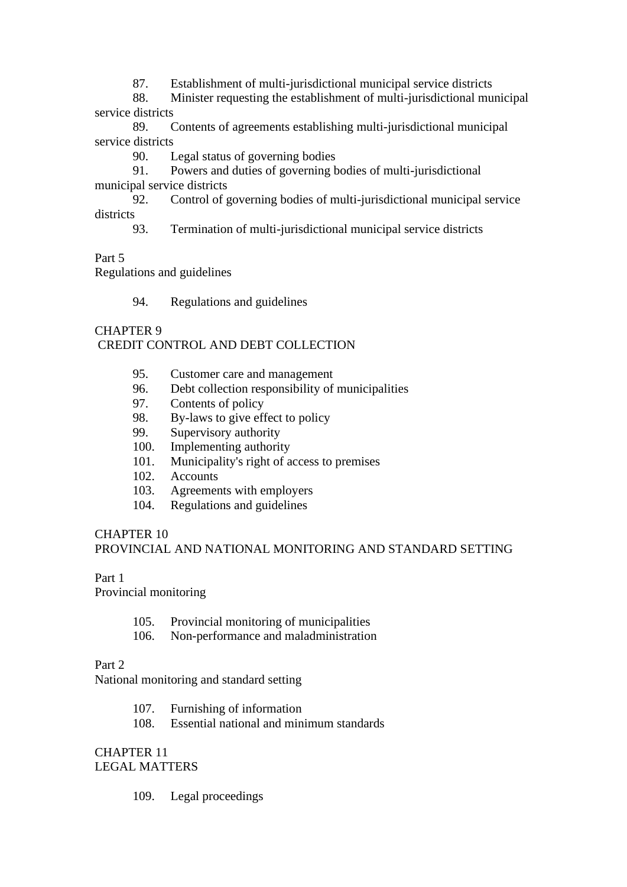87. Establishment of multi-jurisdictional municipal service districts
88. Minister requesting the establishment of multi-jurisdictional municipal service districts
89. Contents of agreements establishing multi-jurisdictional municipal service districts
90. Legal status of governing bodies
91. Powers and duties of governing bodies of multi-jurisdictional municipal service districts
92. Control of governing bodies of multi-jurisdictional municipal service districts
93. Termination of multi-jurisdictional municipal service districts

Part 5
Regulations and guidelines

94. Regulations and guidelines

CHAPTER 9
CREDIT CONTROL AND DEBT COLLECTION

95. Customer care and management
96. Debt collection responsibility of municipalities
97. Contents of policy
98. By-laws to give effect to policy
99. Supervisory authority
100. Implementing authority
101. Municipality's right of access to premises
102. Accounts
103. Agreements with employers
104. Regulations and guidelines

CHAPTER 10
PROVINCIAL AND NATIONAL MONITORING AND STANDARD SETTING

Part 1
Provincial monitoring

105. Provincial monitoring of municipalities
106. Non-performance and maladministration

Part 2
National monitoring and standard setting

107. Furnishing of information
108. Essential national and minimum standards

CHAPTER 11
LEGAL MATTERS

109. Legal proceedings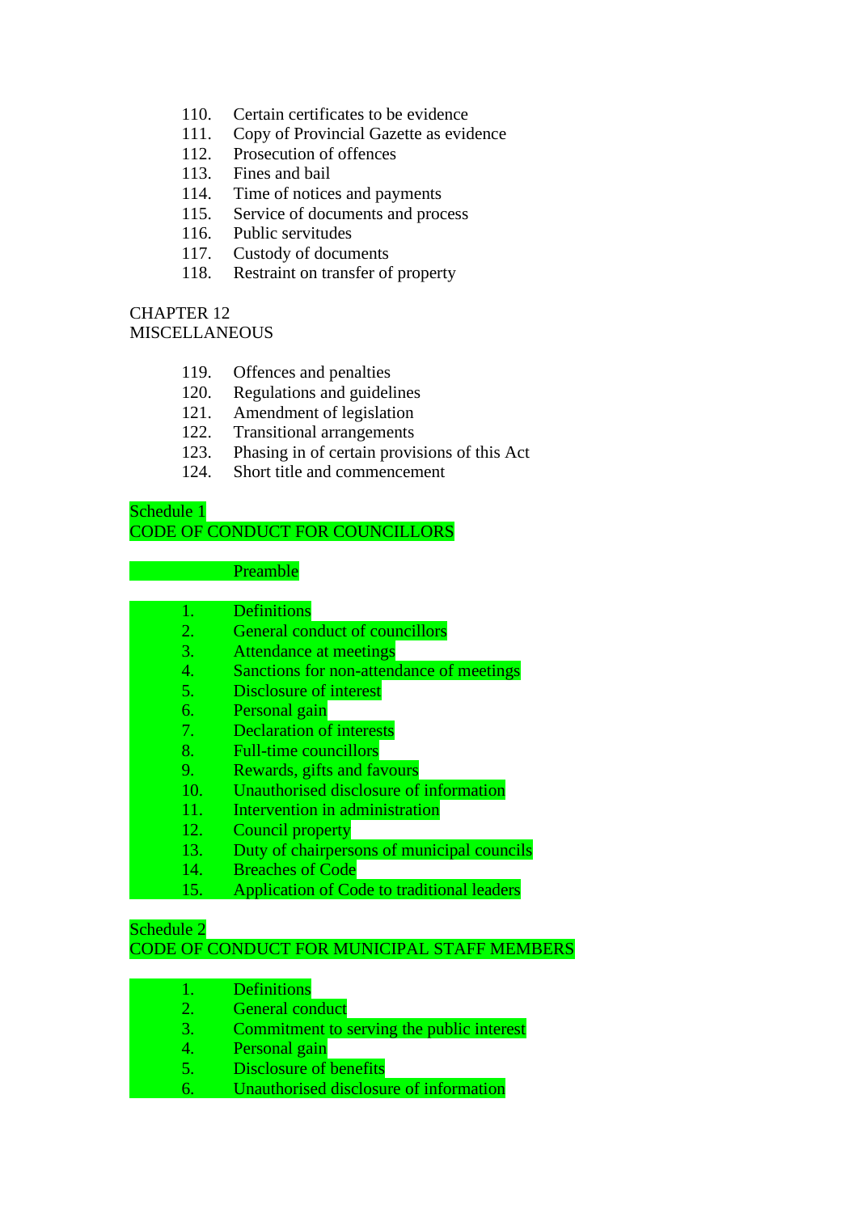110. Certain certificates to be evidence
111. Copy of Provincial Gazette as evidence
112. Prosecution of offences
113. Fines and bail
114. Time of notices and payments
115. Service of documents and process
116. Public servitudes
117. Custody of documents
118. Restraint on transfer of property

CHAPTER 12
MISCELLANEOUS

119. Offences and penalties
120. Regulations and guidelines
121. Amendment of legislation
122. Transitional arrangements
123. Phasing in of certain provisions of this Act
124. Short title and commencement

Schedule 1
CODE OF CONDUCT FOR COUNCILLORS

Preamble

1. Definitions
2. General conduct of councillors
3. Attendance at meetings
4. Sanctions for non-attendance of meetings
5. Disclosure of interest
6. Personal gain
7. Declaration of interests
8. Full-time councillors
9. Rewards, gifts and favours
10. Unauthorised disclosure of information
11. Intervention in administration
12. Council property
13. Duty of chairpersons of municipal councils
14. Breaches of Code
15. Application of Code to traditional leaders

Schedule 2
CODE OF CONDUCT FOR MUNICIPAL STAFF MEMBERS

1. Definitions
2. General conduct
3. Commitment to serving the public interest
4. Personal gain
5. Disclosure of benefits
6. Unauthorised disclosure of information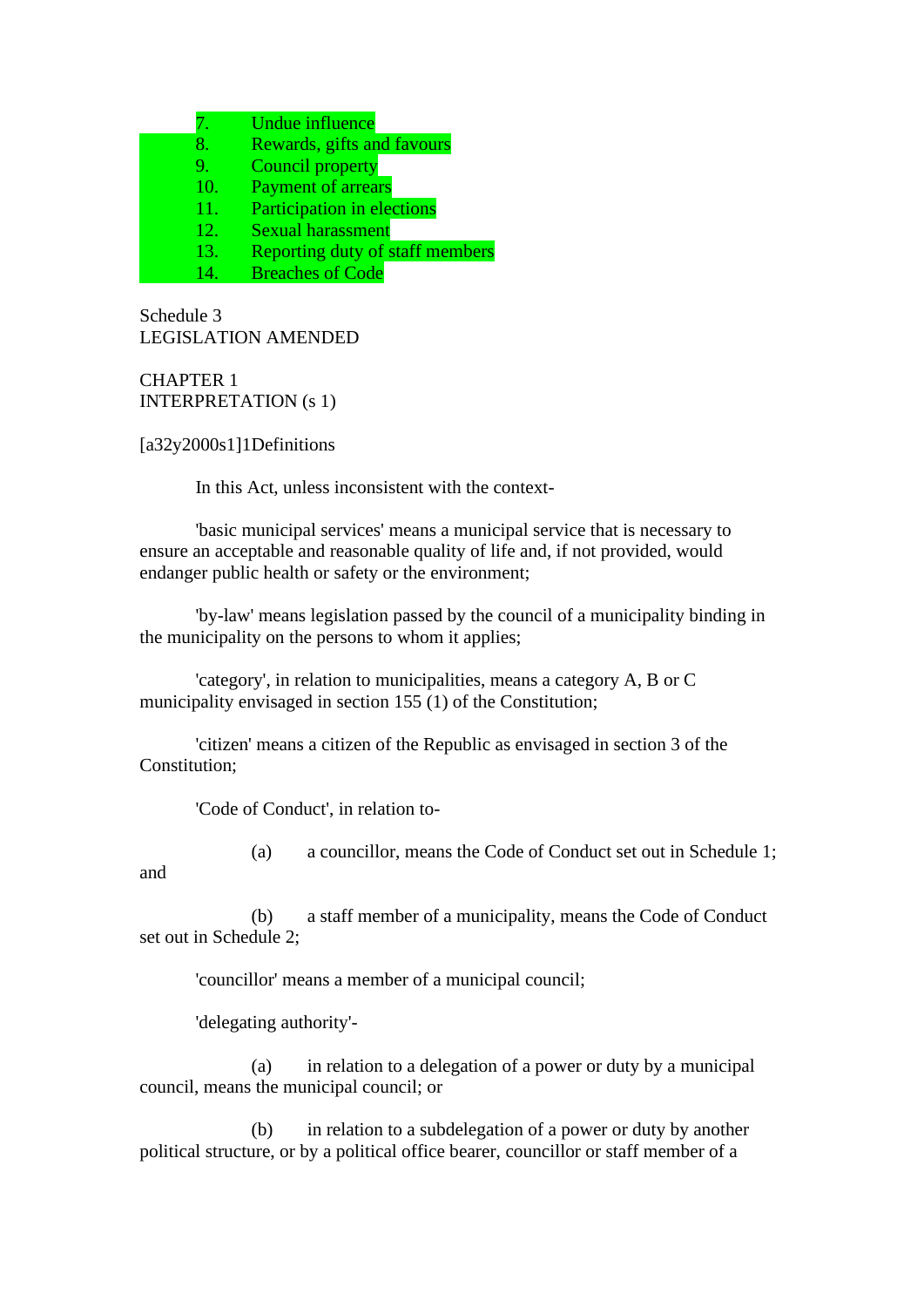7. Undue influence
8. Rewards, gifts and favours
9. Council property
10. Payment of arrears
11. Participation in elections
12. Sexual harassment
13. Reporting duty of staff members
14. Breaches of Code

Schedule 3
LEGISLATION AMENDED

CHAPTER 1
INTERPRETATION (s 1)

[a32y2000s1]1Definitions

In this Act, unless inconsistent with the context-

'basic municipal services' means a municipal service that is necessary to ensure an acceptable and reasonable quality of life and, if not provided, would endanger public health or safety or the environment;

'by-law' means legislation passed by the council of a municipality binding in the municipality on the persons to whom it applies;

'category', in relation to municipalities, means a category A, B or C municipality envisaged in section 155 (1) of the Constitution;

'citizen' means a citizen of the Republic as envisaged in section 3 of the Constitution;

'Code of Conduct', in relation to-

(a) a councillor, means the Code of Conduct set out in Schedule 1; and

(b) a staff member of a municipality, means the Code of Conduct set out in Schedule 2;

'councillor' means a member of a municipal council;

'delegating authority'-

(a) in relation to a delegation of a power or duty by a municipal council, means the municipal council; or

(b) in relation to a subdelegation of a power or duty by another political structure, or by a political office bearer, councillor or staff member of a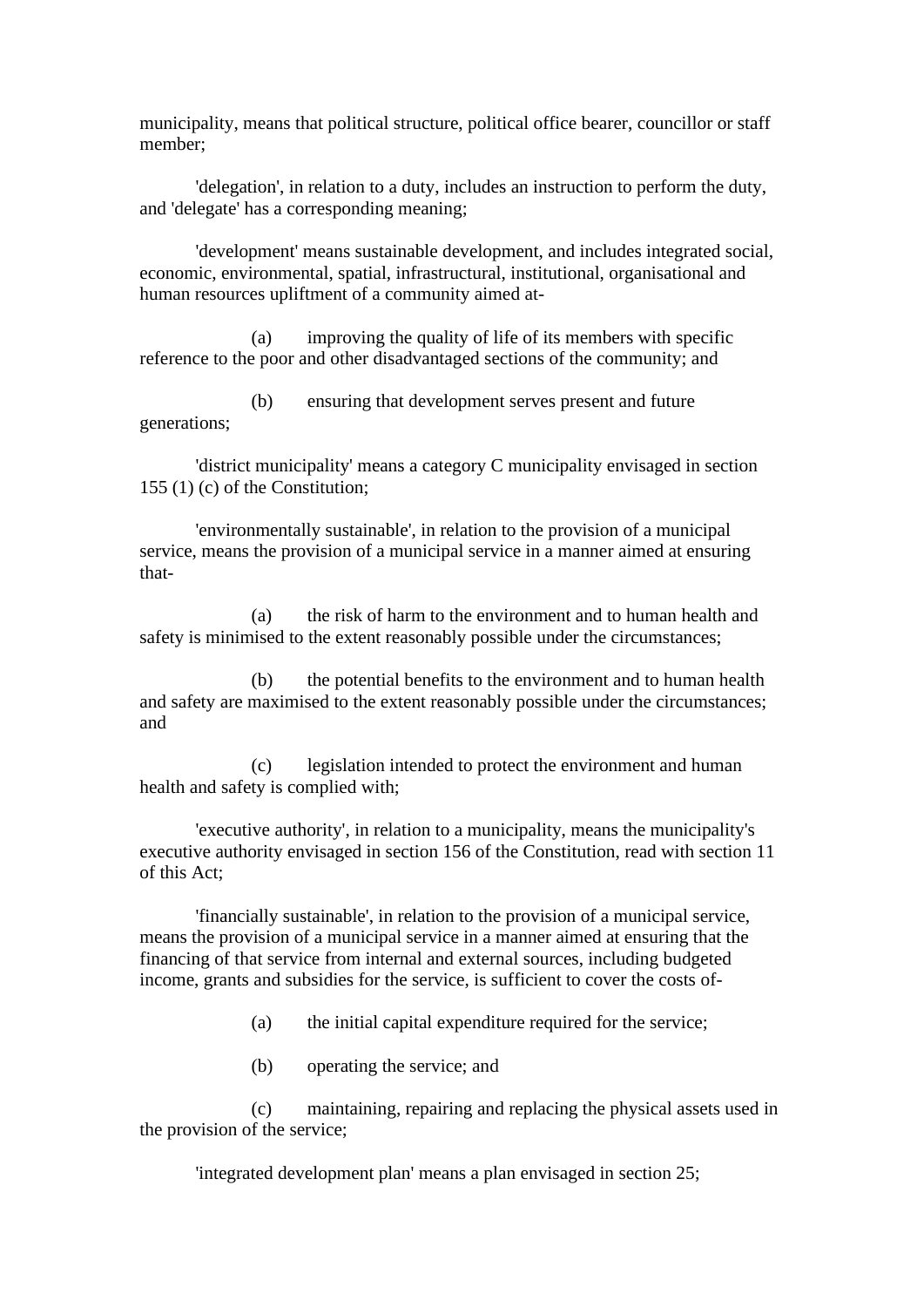municipality, means that political structure, political office bearer, councillor or staff member;

'delegation', in relation to a duty, includes an instruction to perform the duty, and 'delegate' has a corresponding meaning;

'development' means sustainable development, and includes integrated social, economic, environmental, spatial, infrastructural, institutional, organisational and human resources upliftment of a community aimed at-

(a) improving the quality of life of its members with specific reference to the poor and other disadvantaged sections of the community; and

(b) ensuring that development serves present and future generations;

'district municipality' means a category C municipality envisaged in section 155 (1) (c) of the Constitution;

'environmentally sustainable', in relation to the provision of a municipal service, means the provision of a municipal service in a manner aimed at ensuring that-

(a) the risk of harm to the environment and to human health and safety is minimised to the extent reasonably possible under the circumstances;

(b) the potential benefits to the environment and to human health and safety are maximised to the extent reasonably possible under the circumstances; and

(c) legislation intended to protect the environment and human health and safety is complied with;

'executive authority', in relation to a municipality, means the municipality's executive authority envisaged in section 156 of the Constitution, read with section 11 of this Act;

'financially sustainable', in relation to the provision of a municipal service, means the provision of a municipal service in a manner aimed at ensuring that the financing of that service from internal and external sources, including budgeted income, grants and subsidies for the service, is sufficient to cover the costs of-

(a) the initial capital expenditure required for the service;

(b) operating the service; and

(c) maintaining, repairing and replacing the physical assets used in the provision of the service;

'integrated development plan' means a plan envisaged in section 25;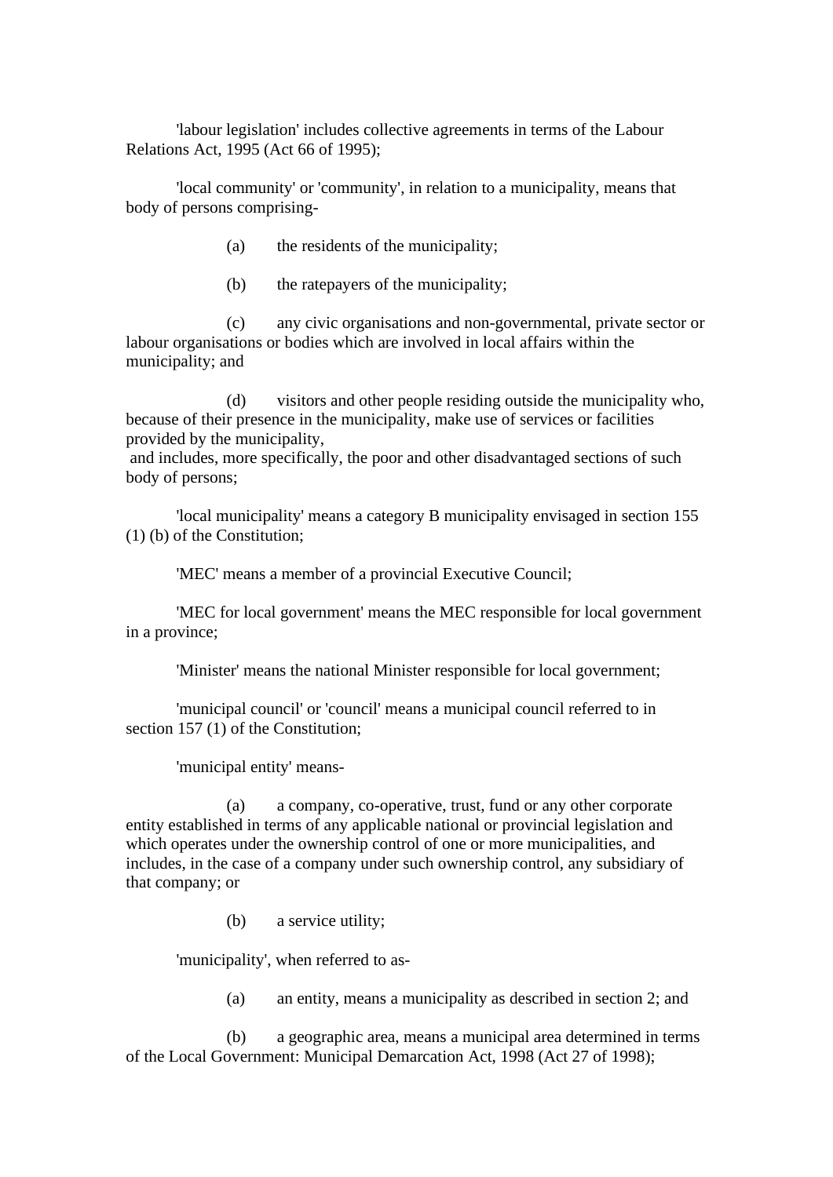'labour legislation' includes collective agreements in terms of the Labour Relations Act, 1995 (Act 66 of 1995);

'local community' or 'community', in relation to a municipality, means that body of persons comprising-

(a) the residents of the municipality;

(b) the ratepayers of the municipality;

(c) any civic organisations and non-governmental, private sector or labour organisations or bodies which are involved in local affairs within the municipality; and

(d) visitors and other people residing outside the municipality who, because of their presence in the municipality, make use of services or facilities provided by the municipality,

and includes, more specifically, the poor and other disadvantaged sections of such body of persons;

'local municipality' means a category B municipality envisaged in section 155 (1) (b) of the Constitution;

'MEC' means a member of a provincial Executive Council;

'MEC for local government' means the MEC responsible for local government in a province;

'Minister' means the national Minister responsible for local government;

'municipal council' or 'council' means a municipal council referred to in section 157 (1) of the Constitution;

'municipal entity' means-

(a) a company, co-operative, trust, fund or any other corporate entity established in terms of any applicable national or provincial legislation and which operates under the ownership control of one or more municipalities, and includes, in the case of a company under such ownership control, any subsidiary of that company; or

(b) a service utility;

'municipality', when referred to as-

(a) an entity, means a municipality as described in section 2; and

(b) a geographic area, means a municipal area determined in terms of the Local Government: Municipal Demarcation Act, 1998 (Act 27 of 1998);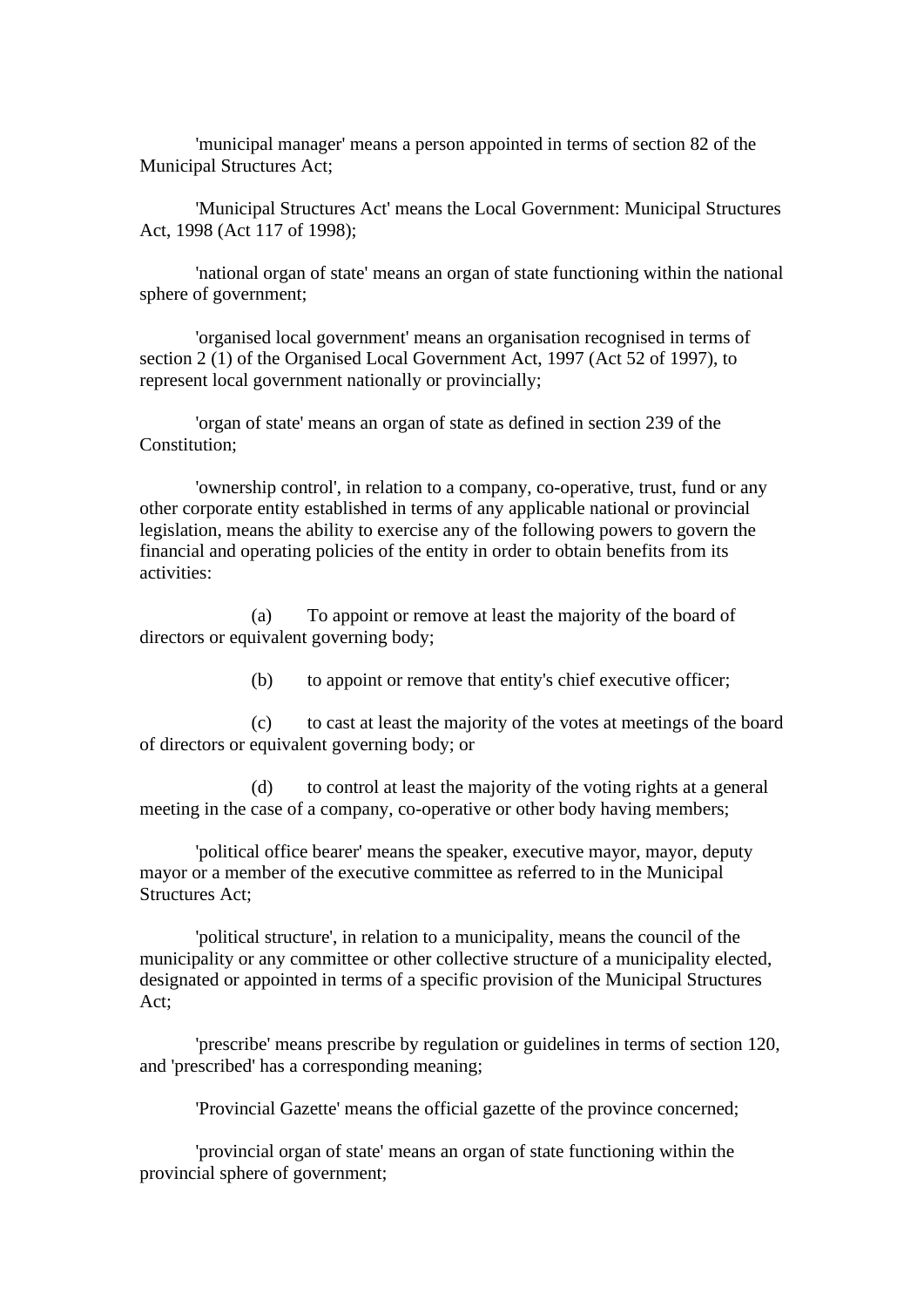'municipal manager' means a person appointed in terms of section 82 of the Municipal Structures Act;

'Municipal Structures Act' means the Local Government: Municipal Structures Act, 1998 (Act 117 of 1998);

'national organ of state' means an organ of state functioning within the national sphere of government;

'organised local government' means an organisation recognised in terms of section 2 (1) of the Organised Local Government Act, 1997 (Act 52 of 1997), to represent local government nationally or provincially;

'organ of state' means an organ of state as defined in section 239 of the Constitution;

'ownership control', in relation to a company, co-operative, trust, fund or any other corporate entity established in terms of any applicable national or provincial legislation, means the ability to exercise any of the following powers to govern the financial and operating policies of the entity in order to obtain benefits from its activities:

(a) To appoint or remove at least the majority of the board of directors or equivalent governing body;

(b) to appoint or remove that entity's chief executive officer;

(c) to cast at least the majority of the votes at meetings of the board of directors or equivalent governing body; or

(d) to control at least the majority of the voting rights at a general meeting in the case of a company, co-operative or other body having members;

'political office bearer' means the speaker, executive mayor, mayor, deputy mayor or a member of the executive committee as referred to in the Municipal Structures Act;

'political structure', in relation to a municipality, means the council of the municipality or any committee or other collective structure of a municipality elected, designated or appointed in terms of a specific provision of the Municipal Structures Act;

'prescribe' means prescribe by regulation or guidelines in terms of section 120, and 'prescribed' has a corresponding meaning;

'Provincial Gazette' means the official gazette of the province concerned;

'provincial organ of state' means an organ of state functioning within the provincial sphere of government;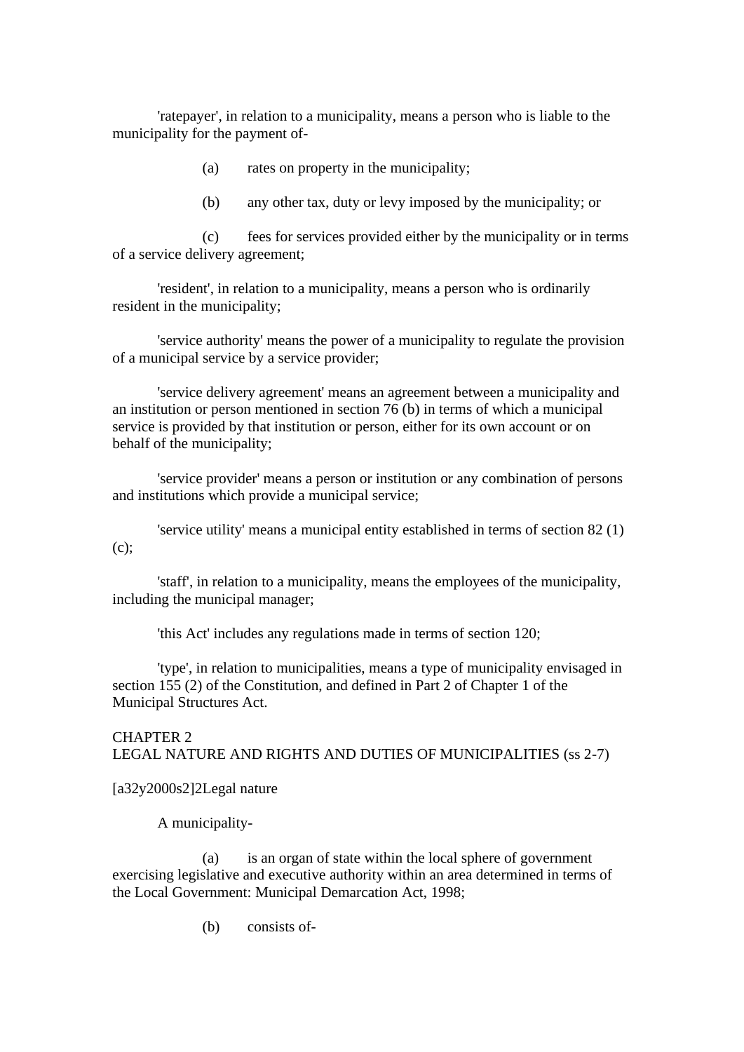'ratepayer', in relation to a municipality, means a person who is liable to the municipality for the payment of-

(a) rates on property in the municipality;

(b) any other tax, duty or levy imposed by the municipality; or

(c) fees for services provided either by the municipality or in terms of a service delivery agreement;

'resident', in relation to a municipality, means a person who is ordinarily resident in the municipality;

'service authority' means the power of a municipality to regulate the provision of a municipal service by a service provider;

'service delivery agreement' means an agreement between a municipality and an institution or person mentioned in section 76 (b) in terms of which a municipal service is provided by that institution or person, either for its own account or on behalf of the municipality;

'service provider' means a person or institution or any combination of persons and institutions which provide a municipal service;

'service utility' means a municipal entity established in terms of section 82 (1) (c);

'staff', in relation to a municipality, means the employees of the municipality, including the municipal manager;

'this Act' includes any regulations made in terms of section 120;

'type', in relation to municipalities, means a type of municipality envisaged in section 155 (2) of the Constitution, and defined in Part 2 of Chapter 1 of the Municipal Structures Act.

## CHAPTER 2
## LEGAL NATURE AND RIGHTS AND DUTIES OF MUNICIPALITIES (ss 2-7)

[a32y2000s2]2Legal nature

A municipality-

(a) is an organ of state within the local sphere of government exercising legislative and executive authority within an area determined in terms of the Local Government: Municipal Demarcation Act, 1998;

(b) consists of-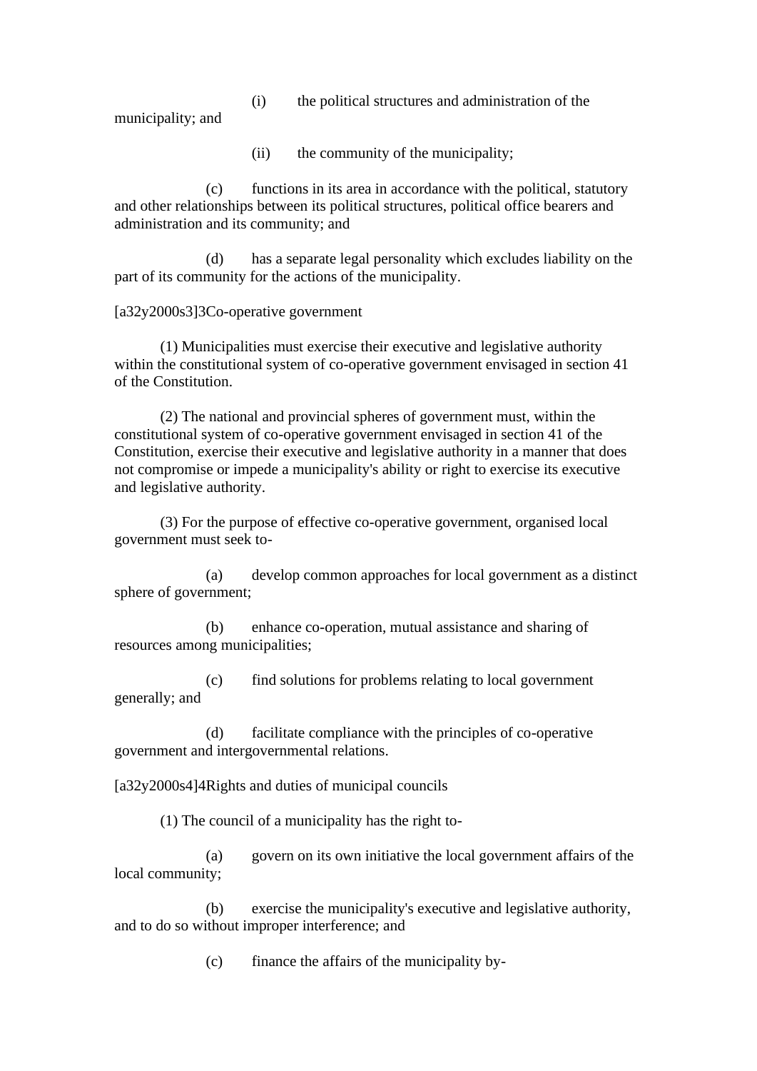(i) the political structures and administration of the municipality; and

(ii) the community of the municipality;

(c) functions in its area in accordance with the political, statutory and other relationships between its political structures, political office bearers and administration and its community; and

(d) has a separate legal personality which excludes liability on the part of its community for the actions of the municipality.

[a32y2000s3]3Co-operative government

(1) Municipalities must exercise their executive and legislative authority within the constitutional system of co-operative government envisaged in section 41 of the Constitution.

(2) The national and provincial spheres of government must, within the constitutional system of co-operative government envisaged in section 41 of the Constitution, exercise their executive and legislative authority in a manner that does not compromise or impede a municipality's ability or right to exercise its executive and legislative authority.

(3) For the purpose of effective co-operative government, organised local government must seek to-

(a) develop common approaches for local government as a distinct sphere of government;

(b) enhance co-operation, mutual assistance and sharing of resources among municipalities;

(c) find solutions for problems relating to local government generally; and

(d) facilitate compliance with the principles of co-operative government and intergovernmental relations.

[a32y2000s4]4Rights and duties of municipal councils

(1) The council of a municipality has the right to-

(a) govern on its own initiative the local government affairs of the local community;

(b) exercise the municipality's executive and legislative authority, and to do so without improper interference; and

(c) finance the affairs of the municipality by-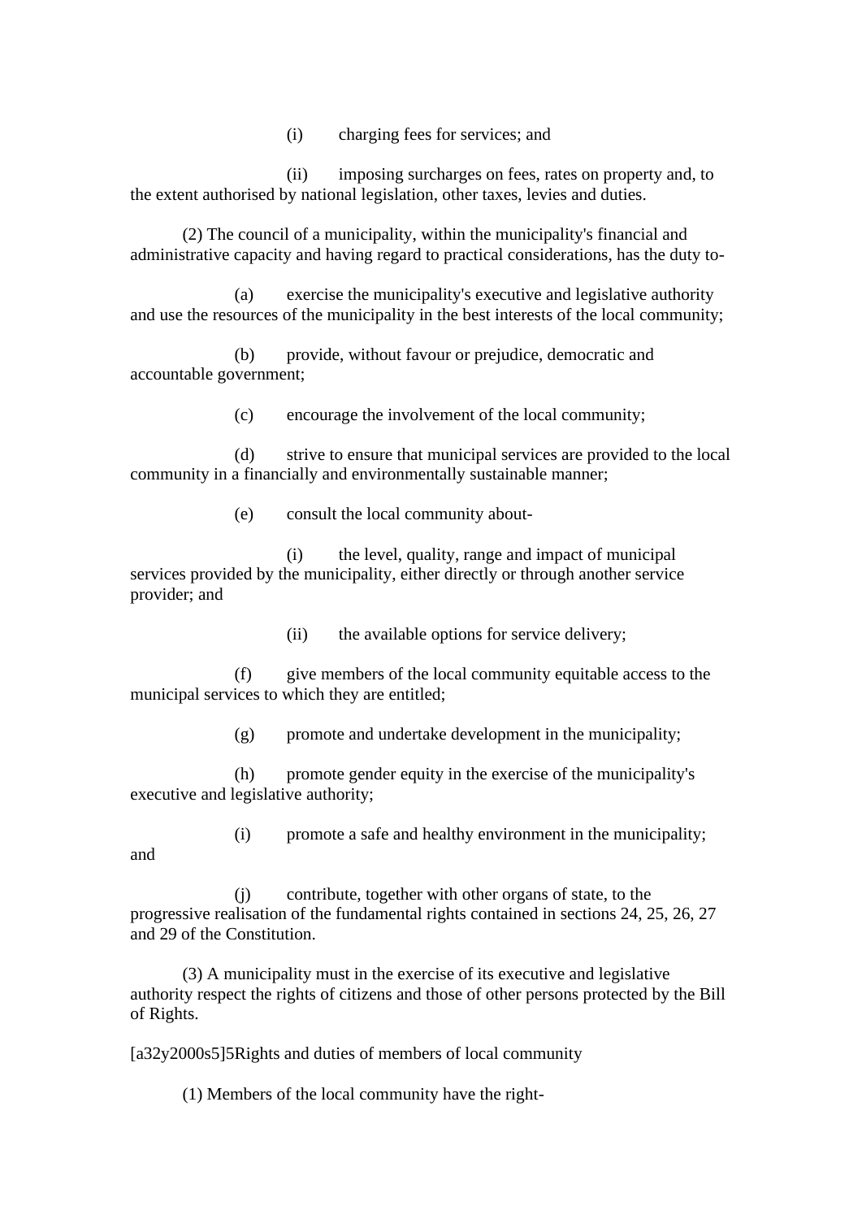(i) charging fees for services; and

(ii) imposing surcharges on fees, rates on property and, to the extent authorised by national legislation, other taxes, levies and duties.

(2) The council of a municipality, within the municipality's financial and administrative capacity and having regard to practical considerations, has the duty to-

(a) exercise the municipality's executive and legislative authority and use the resources of the municipality in the best interests of the local community;

(b) provide, without favour or prejudice, democratic and accountable government;

(c) encourage the involvement of the local community;

(d) strive to ensure that municipal services are provided to the local community in a financially and environmentally sustainable manner;

(e) consult the local community about-

(i) the level, quality, range and impact of municipal services provided by the municipality, either directly or through another service provider; and

(ii) the available options for service delivery;

(f) give members of the local community equitable access to the municipal services to which they are entitled;

(g) promote and undertake development in the municipality;

(h) promote gender equity in the exercise of the municipality's executive and legislative authority;

(i) promote a safe and healthy environment in the municipality; and

(j) contribute, together with other organs of state, to the progressive realisation of the fundamental rights contained in sections 24, 25, 26, 27 and 29 of the Constitution.

(3) A municipality must in the exercise of its executive and legislative authority respect the rights of citizens and those of other persons protected by the Bill of Rights.

[a32y2000s5]5Rights and duties of members of local community

(1) Members of the local community have the right-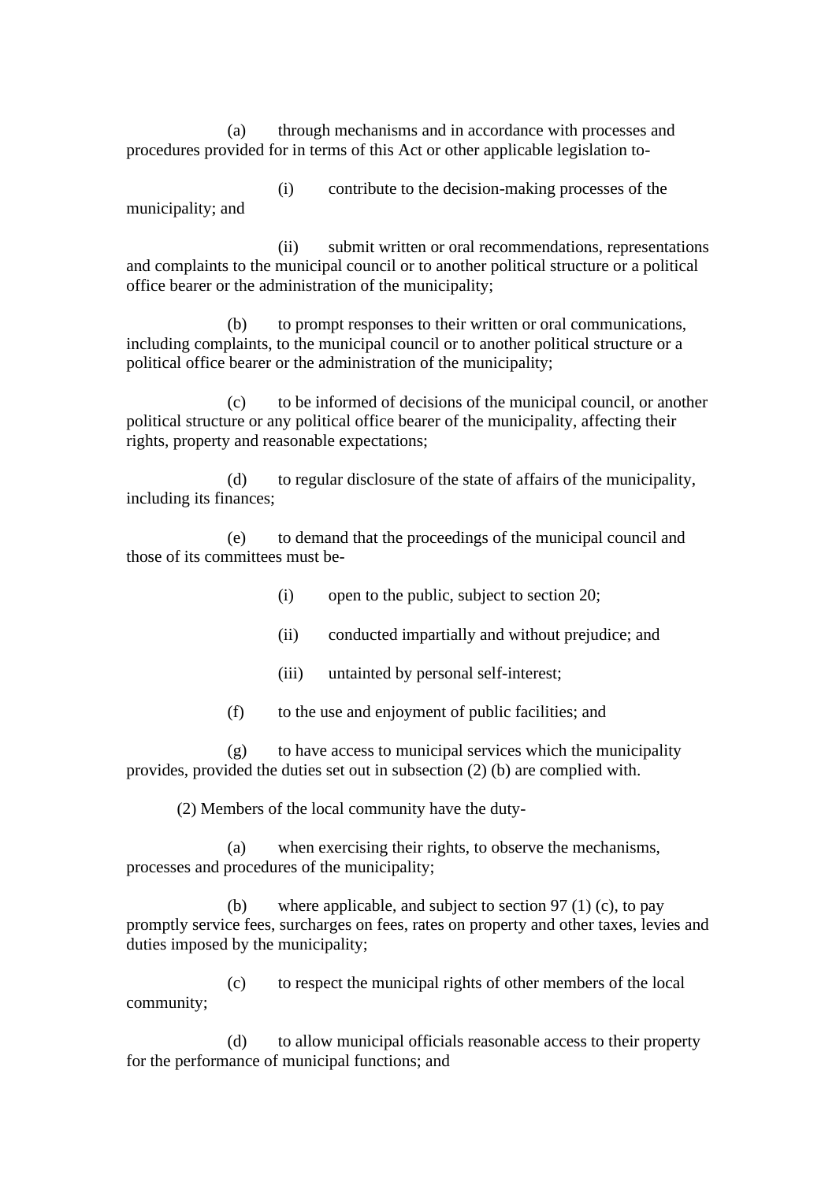(a) through mechanisms and in accordance with processes and procedures provided for in terms of this Act or other applicable legislation to-

(i) contribute to the decision-making processes of the municipality; and

(ii) submit written or oral recommendations, representations and complaints to the municipal council or to another political structure or a political office bearer or the administration of the municipality;

(b) to prompt responses to their written or oral communications, including complaints, to the municipal council or to another political structure or a political office bearer or the administration of the municipality;

(c) to be informed of decisions of the municipal council, or another political structure or any political office bearer of the municipality, affecting their rights, property and reasonable expectations;

(d) to regular disclosure of the state of affairs of the municipality, including its finances;

(e) to demand that the proceedings of the municipal council and those of its committees must be-

(i) open to the public, subject to section 20;

(ii) conducted impartially and without prejudice; and

(iii) untainted by personal self-interest;

(f) to the use and enjoyment of public facilities; and

(g) to have access to municipal services which the municipality provides, provided the duties set out in subsection (2) (b) are complied with.

(2) Members of the local community have the duty-

(a) when exercising their rights, to observe the mechanisms, processes and procedures of the municipality;

(b) where applicable, and subject to section 97 (1) (c), to pay promptly service fees, surcharges on fees, rates on property and other taxes, levies and duties imposed by the municipality;

(c) to respect the municipal rights of other members of the local community;

(d) to allow municipal officials reasonable access to their property for the performance of municipal functions; and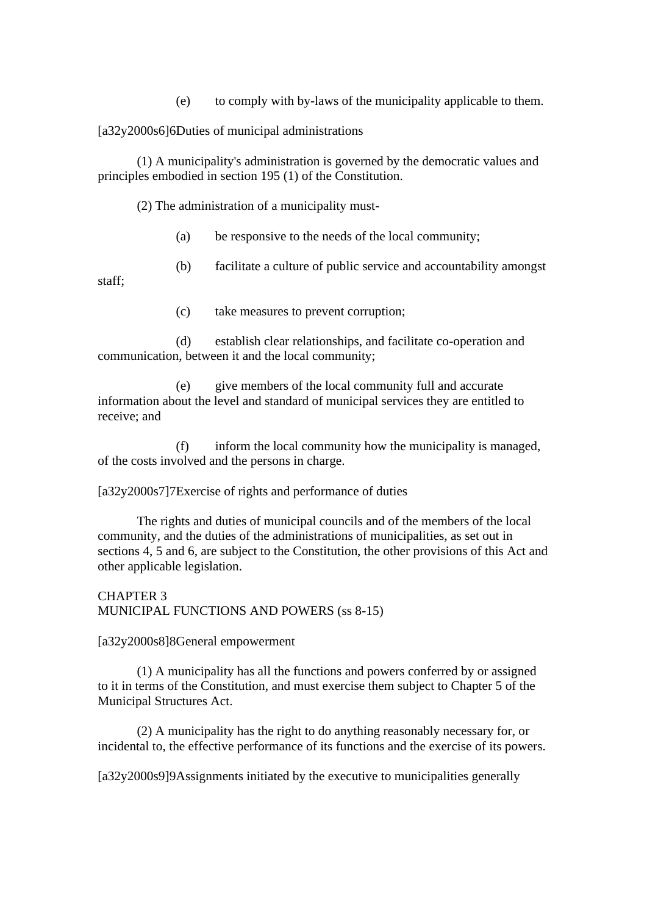(e) to comply with by-laws of the municipality applicable to them.

[a32y2000s6]6Duties of municipal administrations

(1) A municipality's administration is governed by the democratic values and principles embodied in section 195 (1) of the Constitution.

(2) The administration of a municipality must-

(a) be responsive to the needs of the local community;

(b) facilitate a culture of public service and accountability amongst staff;

(c) take measures to prevent corruption;

(d) establish clear relationships, and facilitate co-operation and communication, between it and the local community;

(e) give members of the local community full and accurate information about the level and standard of municipal services they are entitled to receive; and

(f) inform the local community how the municipality is managed, of the costs involved and the persons in charge.

[a32y2000s7]7Exercise of rights and performance of duties

The rights and duties of municipal councils and of the members of the local community, and the duties of the administrations of municipalities, as set out in sections 4, 5 and 6, are subject to the Constitution, the other provisions of this Act and other applicable legislation.

CHAPTER 3
MUNICIPAL FUNCTIONS AND POWERS (ss 8-15)

[a32y2000s8]8General empowerment

(1) A municipality has all the functions and powers conferred by or assigned to it in terms of the Constitution, and must exercise them subject to Chapter 5 of the Municipal Structures Act.

(2) A municipality has the right to do anything reasonably necessary for, or incidental to, the effective performance of its functions and the exercise of its powers.

[a32y2000s9]9Assignments initiated by the executive to municipalities generally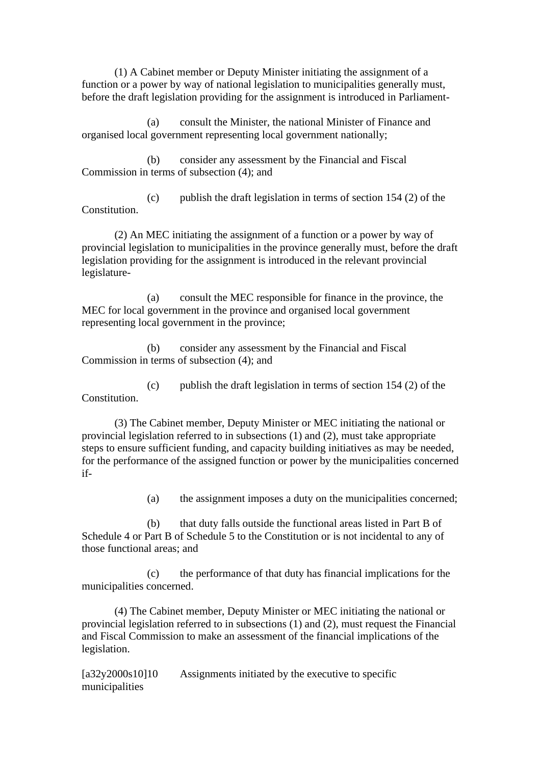(1) A Cabinet member or Deputy Minister initiating the assignment of a function or a power by way of national legislation to municipalities generally must, before the draft legislation providing for the assignment is introduced in Parliament-

(a) consult the Minister, the national Minister of Finance and organised local government representing local government nationally;

(b) consider any assessment by the Financial and Fiscal Commission in terms of subsection (4); and

(c) publish the draft legislation in terms of section 154 (2) of the Constitution.

(2) An MEC initiating the assignment of a function or a power by way of provincial legislation to municipalities in the province generally must, before the draft legislation providing for the assignment is introduced in the relevant provincial legislature-

(a) consult the MEC responsible for finance in the province, the MEC for local government in the province and organised local government representing local government in the province;

(b) consider any assessment by the Financial and Fiscal Commission in terms of subsection (4); and

(c) publish the draft legislation in terms of section 154 (2) of the Constitution.

(3) The Cabinet member, Deputy Minister or MEC initiating the national or provincial legislation referred to in subsections (1) and (2), must take appropriate steps to ensure sufficient funding, and capacity building initiatives as may be needed, for the performance of the assigned function or power by the municipalities concerned if-

(a) the assignment imposes a duty on the municipalities concerned;

(b) that duty falls outside the functional areas listed in Part B of Schedule 4 or Part B of Schedule 5 to the Constitution or is not incidental to any of those functional areas; and

(c) the performance of that duty has financial implications for the municipalities concerned.

(4) The Cabinet member, Deputy Minister or MEC initiating the national or provincial legislation referred to in subsections (1) and (2), must request the Financial and Fiscal Commission to make an assessment of the financial implications of the legislation.

[a32y2000s10]10 Assignments initiated by the executive to specific municipalities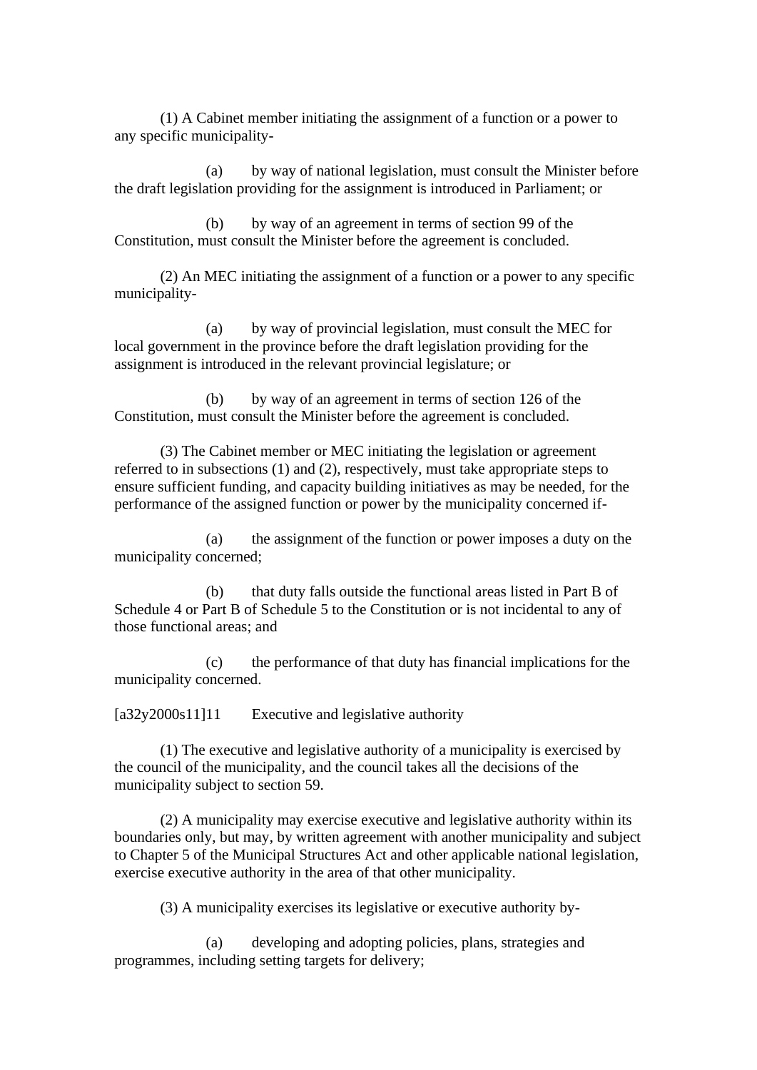(1) A Cabinet member initiating the assignment of a function or a power to any specific municipality-

(a) by way of national legislation, must consult the Minister before the draft legislation providing for the assignment is introduced in Parliament; or

(b) by way of an agreement in terms of section 99 of the Constitution, must consult the Minister before the agreement is concluded.

(2) An MEC initiating the assignment of a function or a power to any specific municipality-

(a) by way of provincial legislation, must consult the MEC for local government in the province before the draft legislation providing for the assignment is introduced in the relevant provincial legislature; or

(b) by way of an agreement in terms of section 126 of the Constitution, must consult the Minister before the agreement is concluded.

(3) The Cabinet member or MEC initiating the legislation or agreement referred to in subsections (1) and (2), respectively, must take appropriate steps to ensure sufficient funding, and capacity building initiatives as may be needed, for the performance of the assigned function or power by the municipality concerned if-

(a) the assignment of the function or power imposes a duty on the municipality concerned;

(b) that duty falls outside the functional areas listed in Part B of Schedule 4 or Part B of Schedule 5 to the Constitution or is not incidental to any of those functional areas; and

(c) the performance of that duty has financial implications for the municipality concerned.

[a32y2000s11]11 Executive and legislative authority

(1) The executive and legislative authority of a municipality is exercised by the council of the municipality, and the council takes all the decisions of the municipality subject to section 59.

(2) A municipality may exercise executive and legislative authority within its boundaries only, but may, by written agreement with another municipality and subject to Chapter 5 of the Municipal Structures Act and other applicable national legislation, exercise executive authority in the area of that other municipality.

(3) A municipality exercises its legislative or executive authority by-

(a) developing and adopting policies, plans, strategies and programmes, including setting targets for delivery;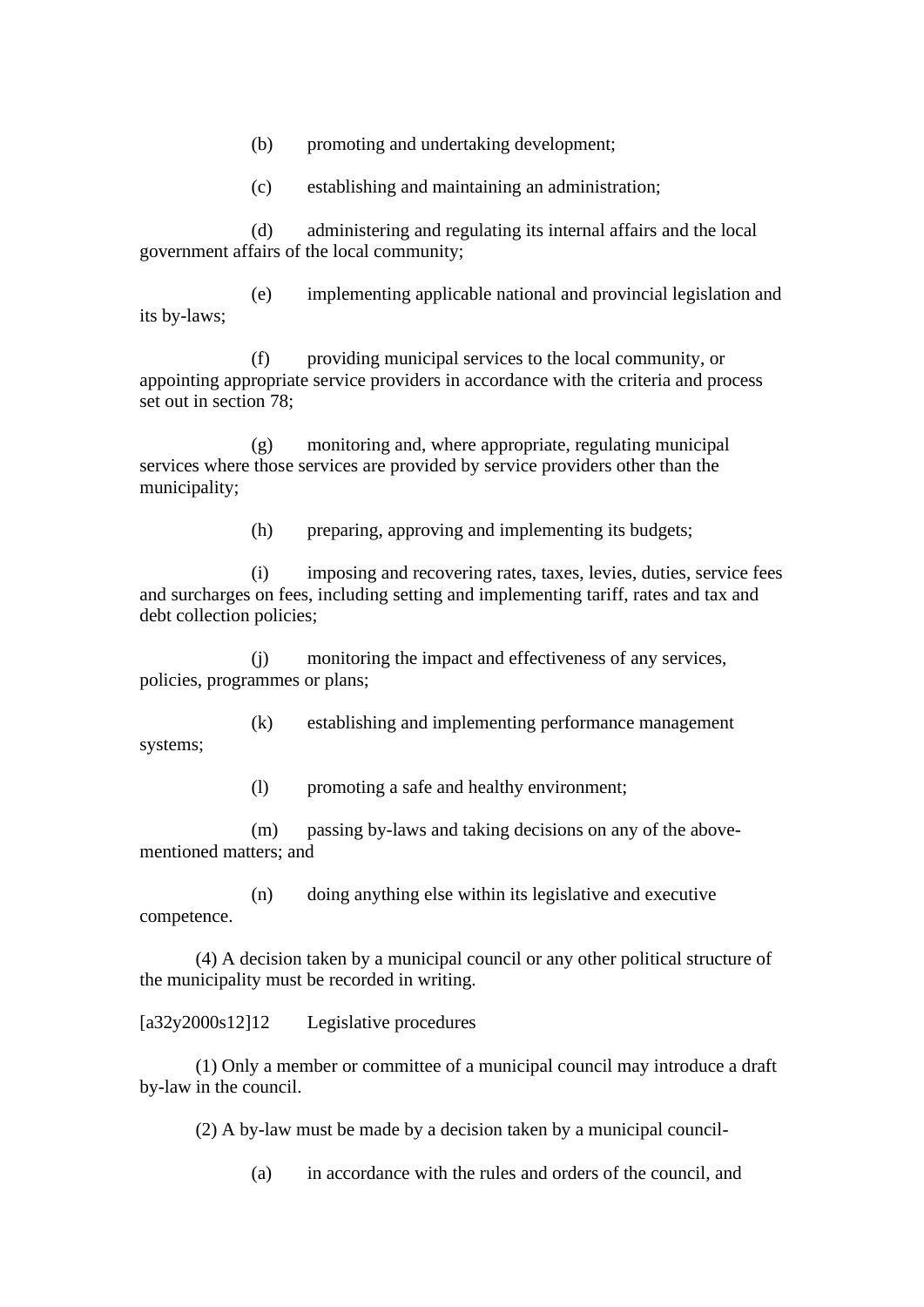(b) promoting and undertaking development;

(c) establishing and maintaining an administration;

(d) administering and regulating its internal affairs and the local government affairs of the local community;

(e) implementing applicable national and provincial legislation and its by-laws;

(f) providing municipal services to the local community, or appointing appropriate service providers in accordance with the criteria and process set out in section 78;

(g) monitoring and, where appropriate, regulating municipal services where those services are provided by service providers other than the municipality;

(h) preparing, approving and implementing its budgets;

(i) imposing and recovering rates, taxes, levies, duties, service fees and surcharges on fees, including setting and implementing tariff, rates and tax and debt collection policies;

(j) monitoring the impact and effectiveness of any services, policies, programmes or plans;

(k) establishing and implementing performance management systems;

(l) promoting a safe and healthy environment;

(m) passing by-laws and taking decisions on any of the above-mentioned matters; and

(n) doing anything else within its legislative and executive competence.

(4) A decision taken by a municipal council or any other political structure of the municipality must be recorded in writing.

[a32y2000s12]12 Legislative procedures

(1) Only a member or committee of a municipal council may introduce a draft by-law in the council.

(2) A by-law must be made by a decision taken by a municipal council-

(a) in accordance with the rules and orders of the council, and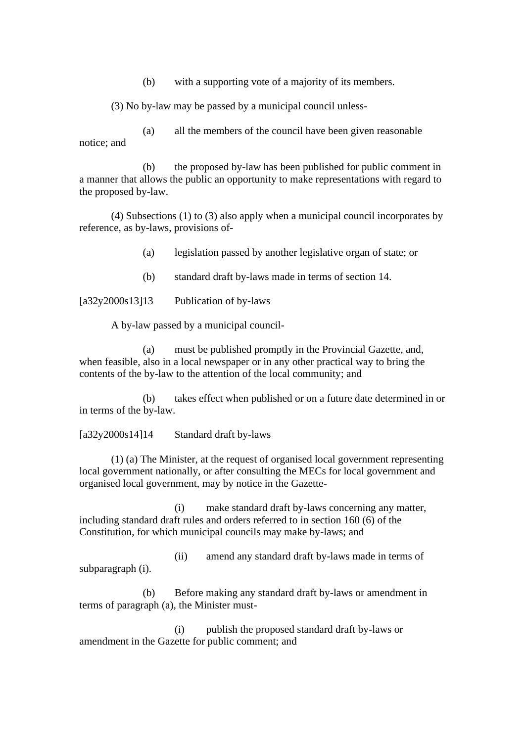(b) with a supporting vote of a majority of its members.

(3) No by-law may be passed by a municipal council unless-

(a) all the members of the council have been given reasonable notice; and

(b) the proposed by-law has been published for public comment in a manner that allows the public an opportunity to make representations with regard to the proposed by-law.

(4) Subsections (1) to (3) also apply when a municipal council incorporates by reference, as by-laws, provisions of-

(a) legislation passed by another legislative organ of state; or

(b) standard draft by-laws made in terms of section 14.

[a32y2000s13]13 Publication of by-laws

A by-law passed by a municipal council-

(a) must be published promptly in the Provincial Gazette, and, when feasible, also in a local newspaper or in any other practical way to bring the contents of the by-law to the attention of the local community; and

(b) takes effect when published or on a future date determined in or in terms of the by-law.

[a32y2000s14]14 Standard draft by-laws

(1) (a) The Minister, at the request of organised local government representing local government nationally, or after consulting the MECs for local government and organised local government, may by notice in the Gazette-

(i) make standard draft by-laws concerning any matter, including standard draft rules and orders referred to in section 160 (6) of the Constitution, for which municipal councils may make by-laws; and

(ii) amend any standard draft by-laws made in terms of subparagraph (i).

(b) Before making any standard draft by-laws or amendment in terms of paragraph (a), the Minister must-

(i) publish the proposed standard draft by-laws or amendment in the Gazette for public comment; and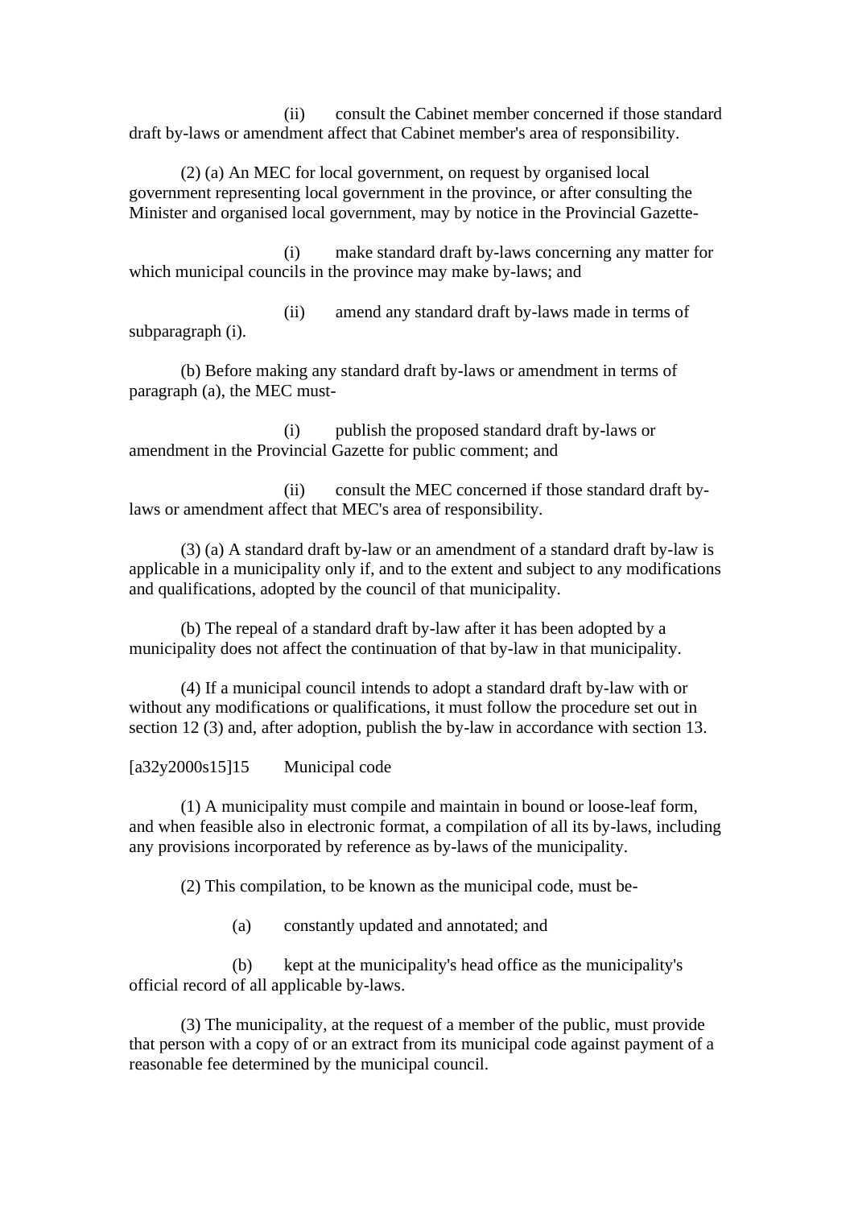(ii) consult the Cabinet member concerned if those standard draft by-laws or amendment affect that Cabinet member's area of responsibility.

(2) (a) An MEC for local government, on request by organised local government representing local government in the province, or after consulting the Minister and organised local government, may by notice in the Provincial Gazette-

(i) make standard draft by-laws concerning any matter for which municipal councils in the province may make by-laws; and

(ii) amend any standard draft by-laws made in terms of subparagraph (i).

(b) Before making any standard draft by-laws or amendment in terms of paragraph (a), the MEC must-

(i) publish the proposed standard draft by-laws or amendment in the Provincial Gazette for public comment; and

(ii) consult the MEC concerned if those standard draft by-laws or amendment affect that MEC's area of responsibility.

(3) (a) A standard draft by-law or an amendment of a standard draft by-law is applicable in a municipality only if, and to the extent and subject to any modifications and qualifications, adopted by the council of that municipality.

(b) The repeal of a standard draft by-law after it has been adopted by a municipality does not affect the continuation of that by-law in that municipality.

(4) If a municipal council intends to adopt a standard draft by-law with or without any modifications or qualifications, it must follow the procedure set out in section 12 (3) and, after adoption, publish the by-law in accordance with section 13.

[a32y2000s15]15 Municipal code

(1) A municipality must compile and maintain in bound or loose-leaf form, and when feasible also in electronic format, a compilation of all its by-laws, including any provisions incorporated by reference as by-laws of the municipality.

(2) This compilation, to be known as the municipal code, must be-

(a) constantly updated and annotated; and

(b) kept at the municipality's head office as the municipality's official record of all applicable by-laws.

(3) The municipality, at the request of a member of the public, must provide that person with a copy of or an extract from its municipal code against payment of a reasonable fee determined by the municipal council.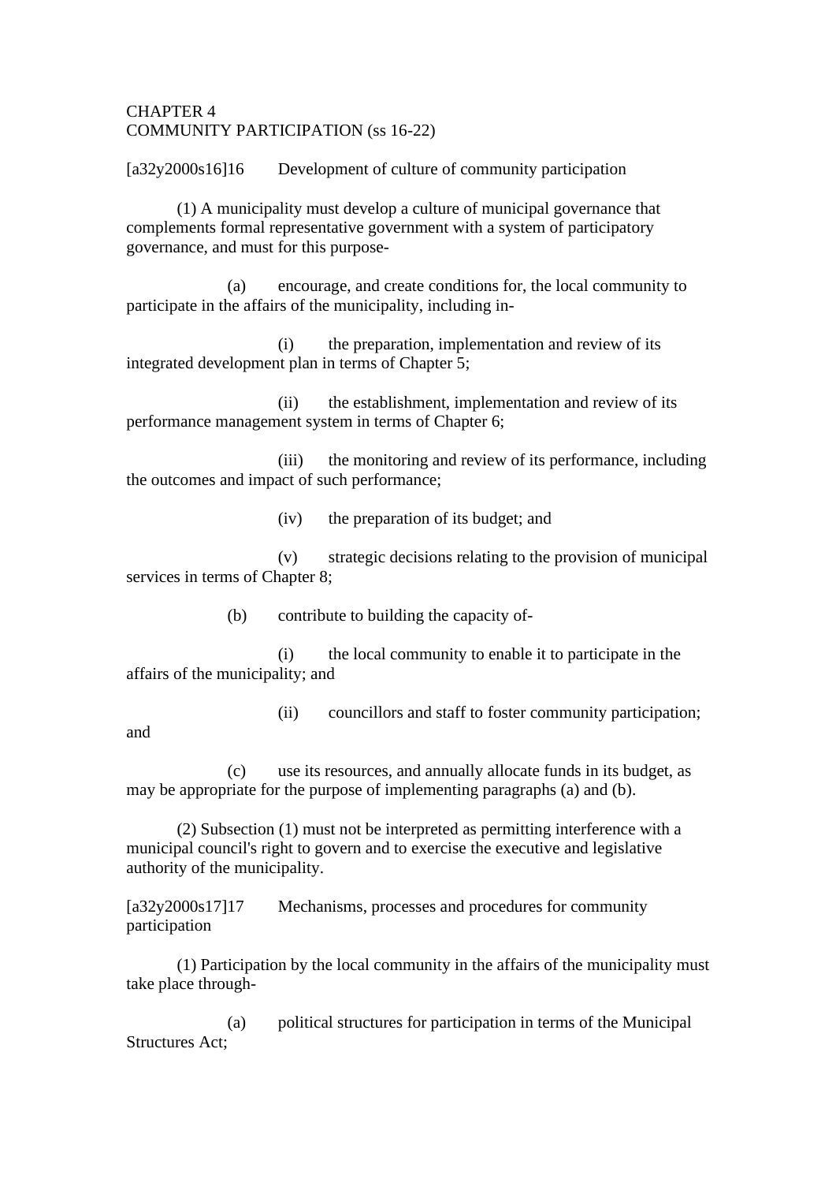CHAPTER 4
COMMUNITY PARTICIPATION (ss 16-22)

[a32y2000s16]16 Development of culture of community participation

(1) A municipality must develop a culture of municipal governance that complements formal representative government with a system of participatory governance, and must for this purpose-

(a) encourage, and create conditions for, the local community to participate in the affairs of the municipality, including in-

(i) the preparation, implementation and review of its integrated development plan in terms of Chapter 5;

(ii) the establishment, implementation and review of its performance management system in terms of Chapter 6;

(iii) the monitoring and review of its performance, including the outcomes and impact of such performance;

(iv) the preparation of its budget; and

(v) strategic decisions relating to the provision of municipal services in terms of Chapter 8;

(b) contribute to building the capacity of-

(i) the local community to enable it to participate in the affairs of the municipality; and

(ii) councillors and staff to foster community participation; and

(c) use its resources, and annually allocate funds in its budget, as may be appropriate for the purpose of implementing paragraphs (a) and (b).

(2) Subsection (1) must not be interpreted as permitting interference with a municipal council's right to govern and to exercise the executive and legislative authority of the municipality.

[a32y2000s17]17 Mechanisms, processes and procedures for community participation

(1) Participation by the local community in the affairs of the municipality must take place through-

(a) political structures for participation in terms of the Municipal Structures Act;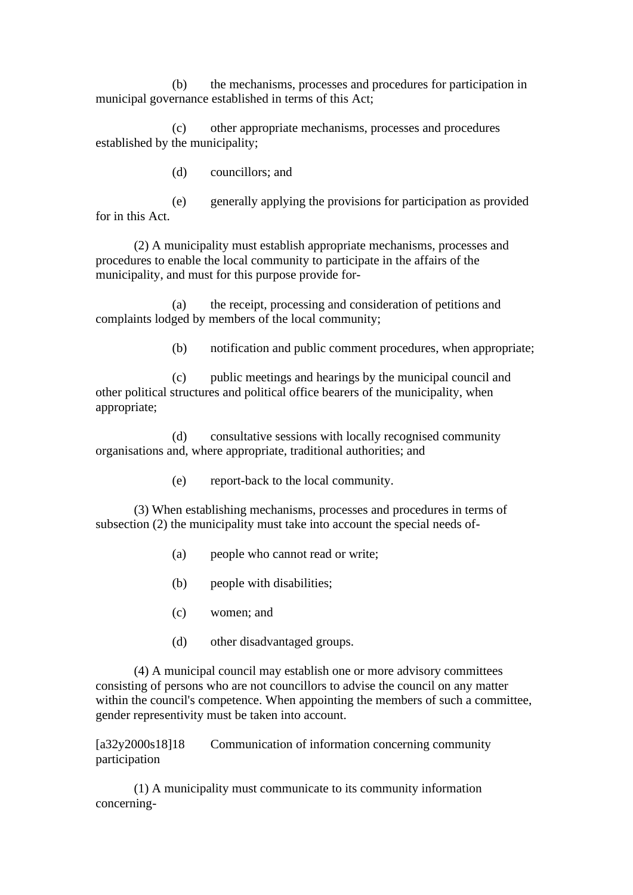(b) the mechanisms, processes and procedures for participation in municipal governance established in terms of this Act;

(c) other appropriate mechanisms, processes and procedures established by the municipality;

(d) councillors; and

(e) generally applying the provisions for participation as provided for in this Act.

(2) A municipality must establish appropriate mechanisms, processes and procedures to enable the local community to participate in the affairs of the municipality, and must for this purpose provide for-

(a) the receipt, processing and consideration of petitions and complaints lodged by members of the local community;

(b) notification and public comment procedures, when appropriate;

(c) public meetings and hearings by the municipal council and other political structures and political office bearers of the municipality, when appropriate;

(d) consultative sessions with locally recognised community organisations and, where appropriate, traditional authorities; and

(e) report-back to the local community.

(3) When establishing mechanisms, processes and procedures in terms of subsection (2) the municipality must take into account the special needs of-

(a) people who cannot read or write;

(b) people with disabilities;

(c) women; and

(d) other disadvantaged groups.

(4) A municipal council may establish one or more advisory committees consisting of persons who are not councillors to advise the council on any matter within the council's competence. When appointing the members of such a committee, gender representivity must be taken into account.

[a32y2000s18]18 Communication of information concerning community participation

(1) A municipality must communicate to its community information concerning-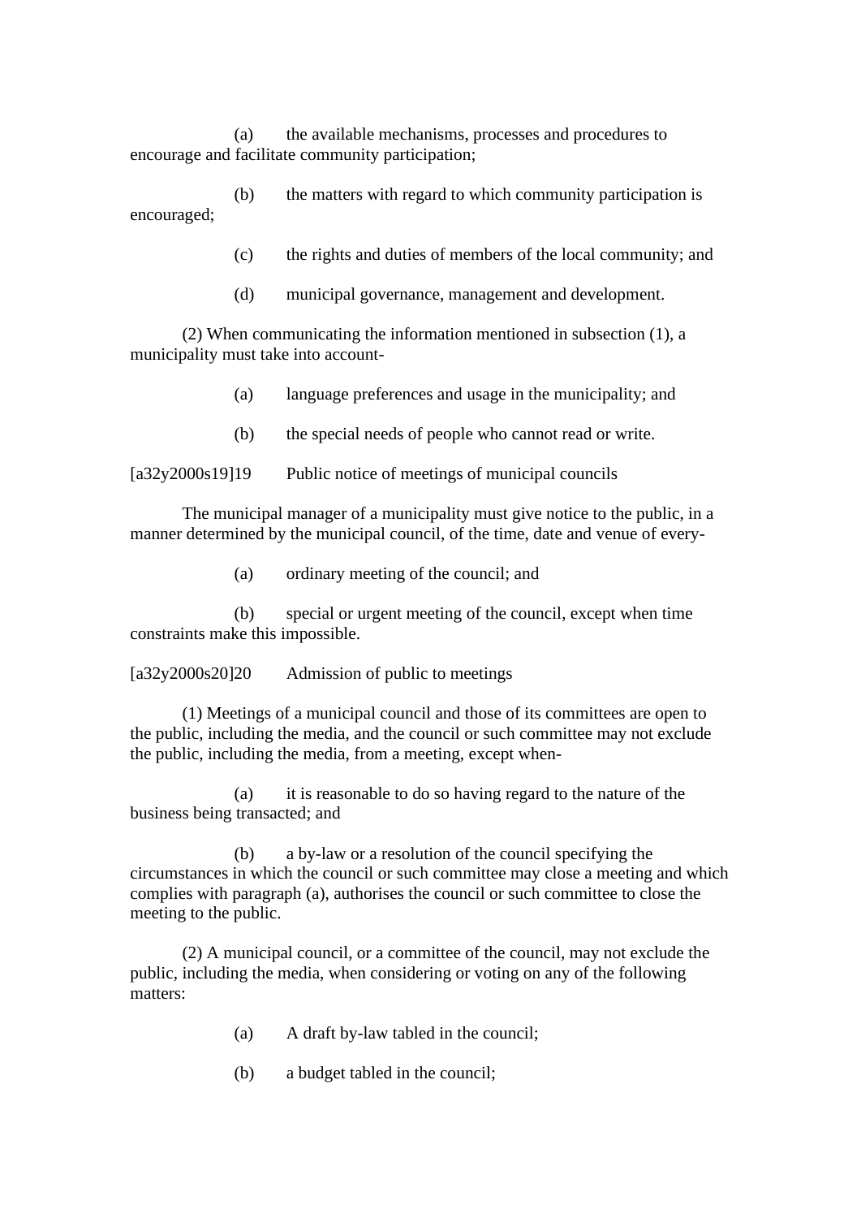(a) the available mechanisms, processes and procedures to encourage and facilitate community participation;

(b) the matters with regard to which community participation is encouraged;

(c) the rights and duties of members of the local community; and

(d) municipal governance, management and development.

(2) When communicating the information mentioned in subsection (1), a municipality must take into account-

(a) language preferences and usage in the municipality; and

(b) the special needs of people who cannot read or write.

[a32y2000s19]19 Public notice of meetings of municipal councils

The municipal manager of a municipality must give notice to the public, in a manner determined by the municipal council, of the time, date and venue of every-

(a) ordinary meeting of the council; and

(b) special or urgent meeting of the council, except when time constraints make this impossible.

[a32y2000s20]20 Admission of public to meetings

(1) Meetings of a municipal council and those of its committees are open to the public, including the media, and the council or such committee may not exclude the public, including the media, from a meeting, except when-

(a) it is reasonable to do so having regard to the nature of the business being transacted; and

(b) a by-law or a resolution of the council specifying the circumstances in which the council or such committee may close a meeting and which complies with paragraph (a), authorises the council or such committee to close the meeting to the public.

(2) A municipal council, or a committee of the council, may not exclude the public, including the media, when considering or voting on any of the following matters:

(a) A draft by-law tabled in the council;

(b) a budget tabled in the council;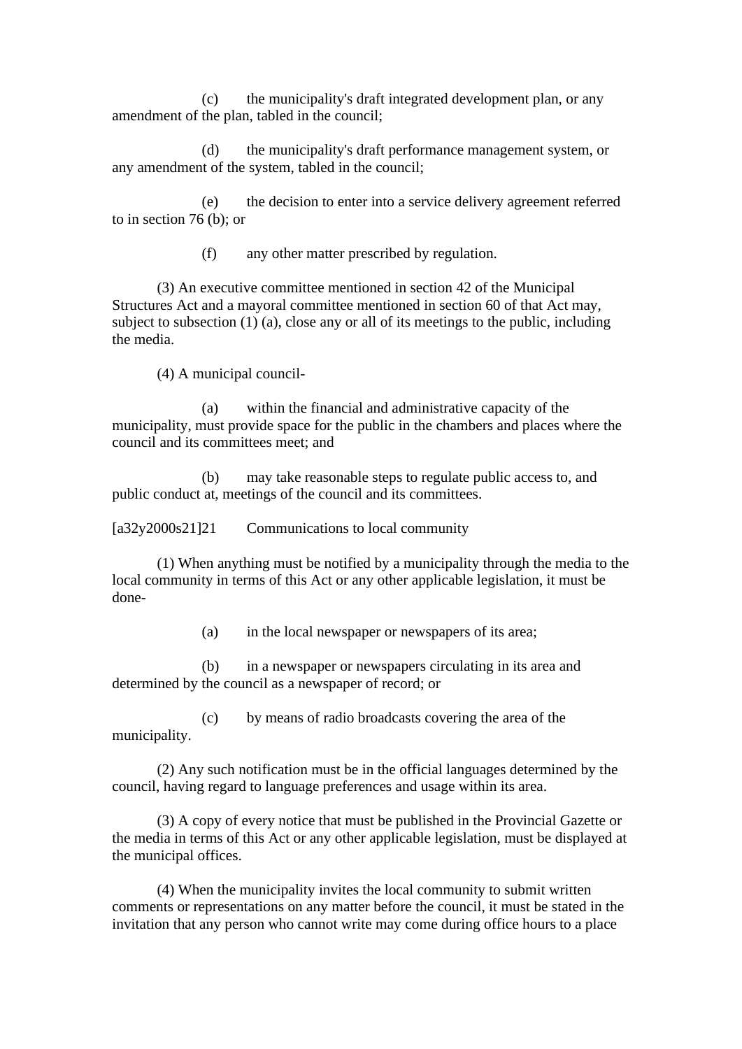(c) the municipality's draft integrated development plan, or any amendment of the plan, tabled in the council;

(d) the municipality's draft performance management system, or any amendment of the system, tabled in the council;

(e) the decision to enter into a service delivery agreement referred to in section 76 (b); or

(f) any other matter prescribed by regulation.

(3) An executive committee mentioned in section 42 of the Municipal Structures Act and a mayoral committee mentioned in section 60 of that Act may, subject to subsection (1) (a), close any or all of its meetings to the public, including the media.

(4) A municipal council-

(a) within the financial and administrative capacity of the municipality, must provide space for the public in the chambers and places where the council and its committees meet; and

(b) may take reasonable steps to regulate public access to, and public conduct at, meetings of the council and its committees.

[a32y2000s21]21 Communications to local community

(1) When anything must be notified by a municipality through the media to the local community in terms of this Act or any other applicable legislation, it must be done-

(a) in the local newspaper or newspapers of its area;

(b) in a newspaper or newspapers circulating in its area and determined by the council as a newspaper of record; or

(c) by means of radio broadcasts covering the area of the municipality.

(2) Any such notification must be in the official languages determined by the council, having regard to language preferences and usage within its area.

(3) A copy of every notice that must be published in the Provincial Gazette or the media in terms of this Act or any other applicable legislation, must be displayed at the municipal offices.

(4) When the municipality invites the local community to submit written comments or representations on any matter before the council, it must be stated in the invitation that any person who cannot write may come during office hours to a place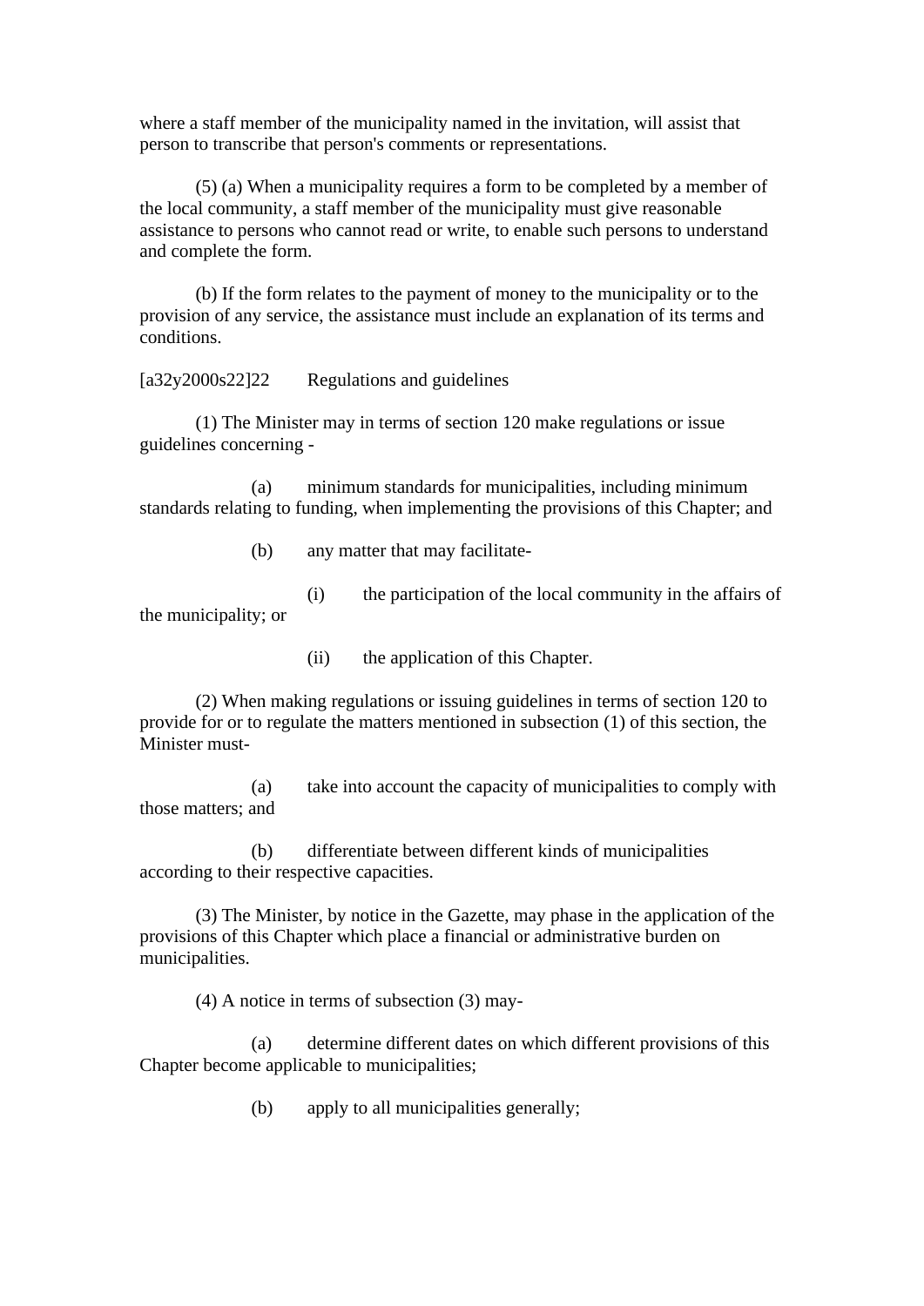where a staff member of the municipality named in the invitation, will assist that person to transcribe that person's comments or representations.

(5) (a) When a municipality requires a form to be completed by a member of the local community, a staff member of the municipality must give reasonable assistance to persons who cannot read or write, to enable such persons to understand and complete the form.

(b) If the form relates to the payment of money to the municipality or to the provision of any service, the assistance must include an explanation of its terms and conditions.

[a32y2000s22]22 Regulations and guidelines

(1) The Minister may in terms of section 120 make regulations or issue guidelines concerning -

(a) minimum standards for municipalities, including minimum standards relating to funding, when implementing the provisions of this Chapter; and

(b) any matter that may facilitate-

(i) the participation of the local community in the affairs of the municipality; or

(ii) the application of this Chapter.

(2) When making regulations or issuing guidelines in terms of section 120 to provide for or to regulate the matters mentioned in subsection (1) of this section, the Minister must-

(a) take into account the capacity of municipalities to comply with those matters; and

(b) differentiate between different kinds of municipalities according to their respective capacities.

(3) The Minister, by notice in the Gazette, may phase in the application of the provisions of this Chapter which place a financial or administrative burden on municipalities.

(4) A notice in terms of subsection (3) may-

(a) determine different dates on which different provisions of this Chapter become applicable to municipalities;

(b) apply to all municipalities generally;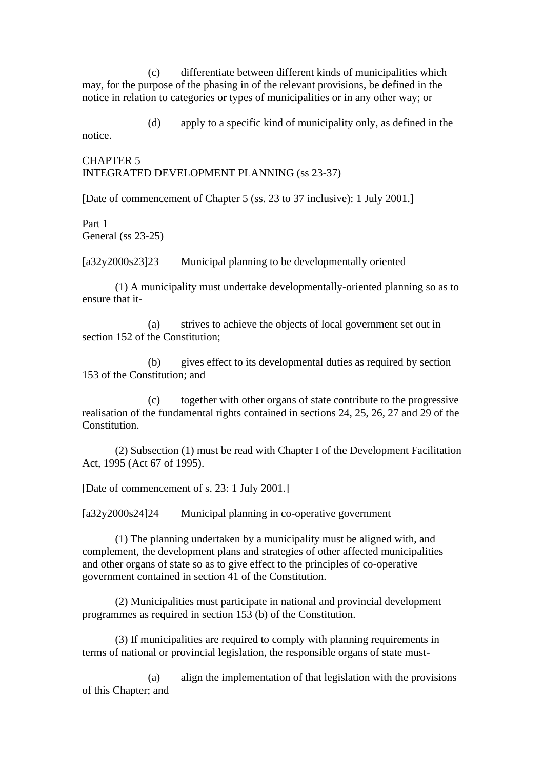(c) differentiate between different kinds of municipalities which may, for the purpose of the phasing in of the relevant provisions, be defined in the notice in relation to categories or types of municipalities or in any other way; or

(d) apply to a specific kind of municipality only, as defined in the notice.

## CHAPTER 5
## INTEGRATED DEVELOPMENT PLANNING (ss 23-37)

[Date of commencement of Chapter 5 (ss. 23 to 37 inclusive): 1 July 2001.]

### Part 1
### General (ss 23-25)

[a32y2000s23]23 Municipal planning to be developmentally oriented

(1) A municipality must undertake developmentally-oriented planning so as to ensure that it-

(a) strives to achieve the objects of local government set out in section 152 of the Constitution;

(b) gives effect to its developmental duties as required by section 153 of the Constitution; and

(c) together with other organs of state contribute to the progressive realisation of the fundamental rights contained in sections 24, 25, 26, 27 and 29 of the Constitution.

(2) Subsection (1) must be read with Chapter I of the Development Facilitation Act, 1995 (Act 67 of 1995).

[Date of commencement of s. 23: 1 July 2001.]

[a32y2000s24]24 Municipal planning in co-operative government

(1) The planning undertaken by a municipality must be aligned with, and complement, the development plans and strategies of other affected municipalities and other organs of state so as to give effect to the principles of co-operative government contained in section 41 of the Constitution.

(2) Municipalities must participate in national and provincial development programmes as required in section 153 (b) of the Constitution.

(3) If municipalities are required to comply with planning requirements in terms of national or provincial legislation, the responsible organs of state must-

(a) align the implementation of that legislation with the provisions of this Chapter; and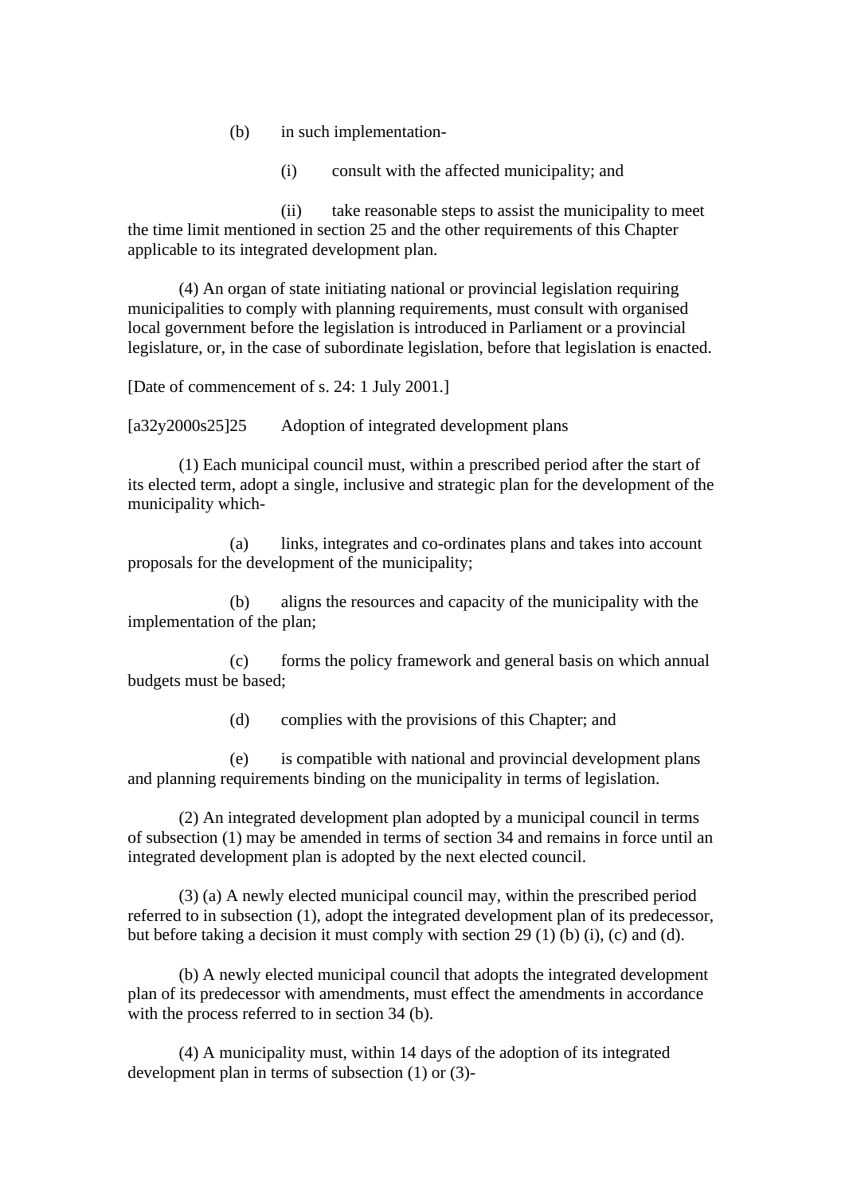(b) in such implementation-

(i) consult with the affected municipality; and

(ii) take reasonable steps to assist the municipality to meet the time limit mentioned in section 25 and the other requirements of this Chapter applicable to its integrated development plan.

(4) An organ of state initiating national or provincial legislation requiring municipalities to comply with planning requirements, must consult with organised local government before the legislation is introduced in Parliament or a provincial legislature, or, in the case of subordinate legislation, before that legislation is enacted.

[Date of commencement of s. 24: 1 July 2001.]

[a32y2000s25]25 Adoption of integrated development plans

(1) Each municipal council must, within a prescribed period after the start of its elected term, adopt a single, inclusive and strategic plan for the development of the municipality which-

(a) links, integrates and co-ordinates plans and takes into account proposals for the development of the municipality;

(b) aligns the resources and capacity of the municipality with the implementation of the plan;

(c) forms the policy framework and general basis on which annual budgets must be based;

(d) complies with the provisions of this Chapter; and

(e) is compatible with national and provincial development plans and planning requirements binding on the municipality in terms of legislation.

(2) An integrated development plan adopted by a municipal council in terms of subsection (1) may be amended in terms of section 34 and remains in force until an integrated development plan is adopted by the next elected council.

(3) (a) A newly elected municipal council may, within the prescribed period referred to in subsection (1), adopt the integrated development plan of its predecessor, but before taking a decision it must comply with section 29 (1) (b) (i), (c) and (d).

(b) A newly elected municipal council that adopts the integrated development plan of its predecessor with amendments, must effect the amendments in accordance with the process referred to in section 34 (b).

(4) A municipality must, within 14 days of the adoption of its integrated development plan in terms of subsection (1) or (3)-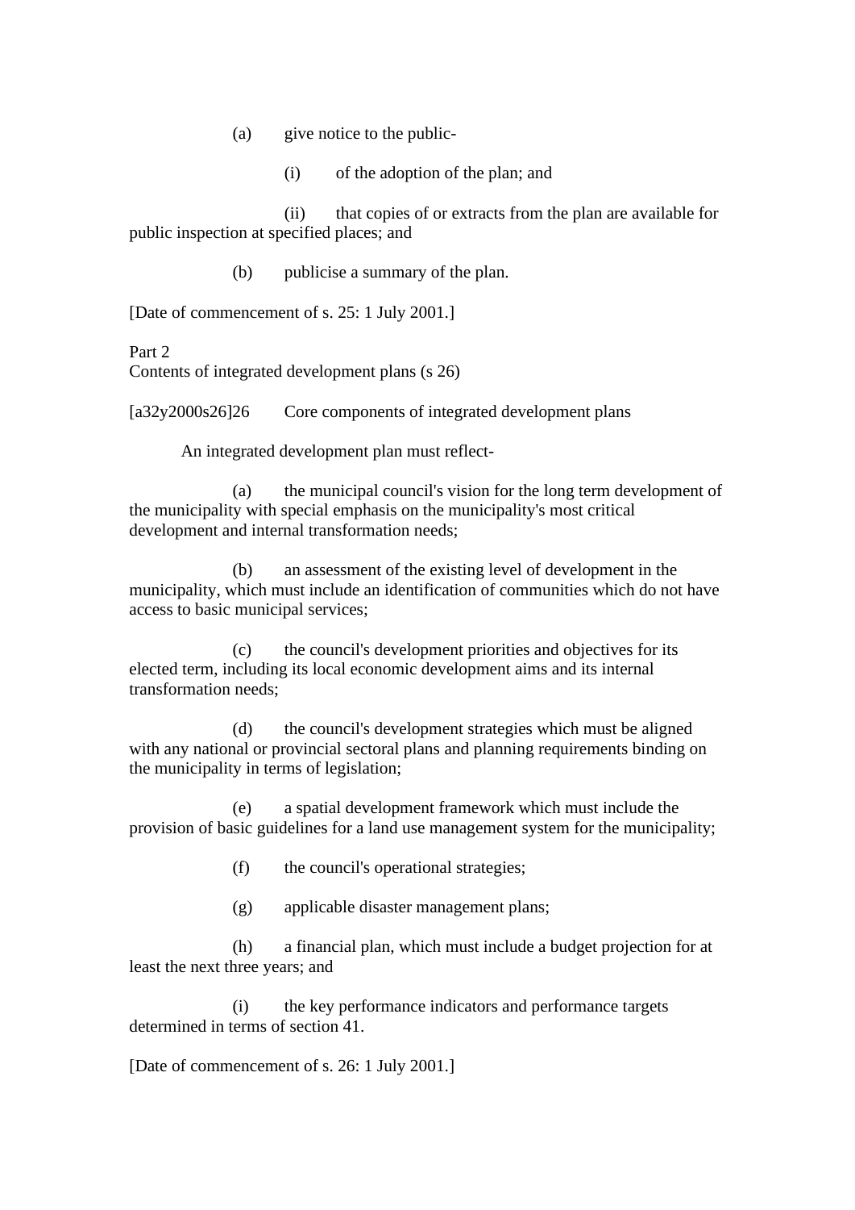(a) give notice to the public-

(i) of the adoption of the plan; and

(ii) that copies of or extracts from the plan are available for public inspection at specified places; and

(b) publicise a summary of the plan.

[Date of commencement of s. 25: 1 July 2001.]

Part 2
Contents of integrated development plans (s 26)

[a32y2000s26]26 Core components of integrated development plans

An integrated development plan must reflect-

(a) the municipal council's vision for the long term development of the municipality with special emphasis on the municipality's most critical development and internal transformation needs;

(b) an assessment of the existing level of development in the municipality, which must include an identification of communities which do not have access to basic municipal services;

(c) the council's development priorities and objectives for its elected term, including its local economic development aims and its internal transformation needs;

(d) the council's development strategies which must be aligned with any national or provincial sectoral plans and planning requirements binding on the municipality in terms of legislation;

(e) a spatial development framework which must include the provision of basic guidelines for a land use management system for the municipality;

(f) the council's operational strategies;

(g) applicable disaster management plans;

(h) a financial plan, which must include a budget projection for at least the next three years; and

(i) the key performance indicators and performance targets determined in terms of section 41.

[Date of commencement of s. 26: 1 July 2001.]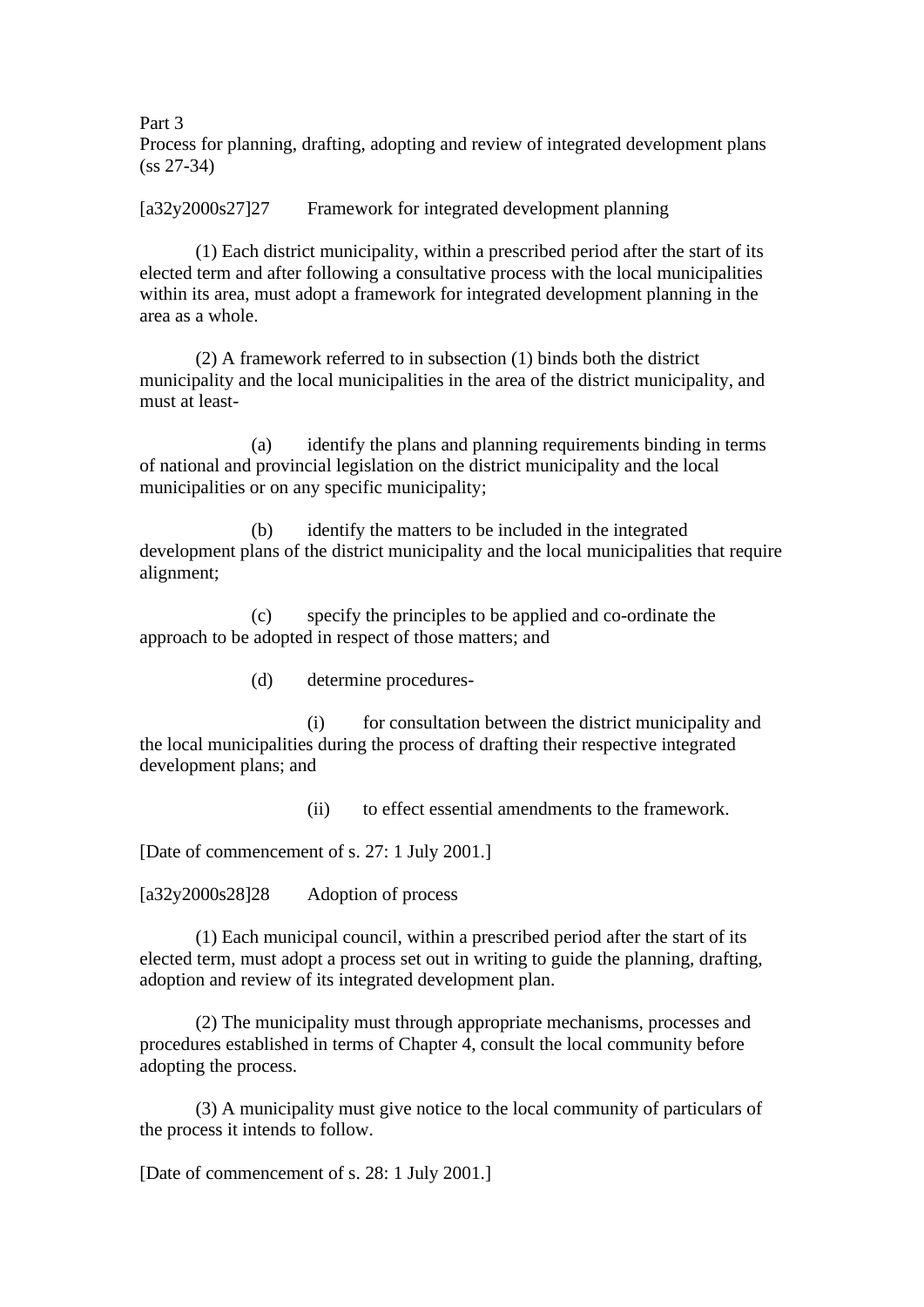Part 3
Process for planning, drafting, adopting and review of integrated development plans (ss 27-34)

[a32y2000s27]27 Framework for integrated development planning

(1) Each district municipality, within a prescribed period after the start of its elected term and after following a consultative process with the local municipalities within its area, must adopt a framework for integrated development planning in the area as a whole.

(2) A framework referred to in subsection (1) binds both the district municipality and the local municipalities in the area of the district municipality, and must at least-

(a) identify the plans and planning requirements binding in terms of national and provincial legislation on the district municipality and the local municipalities or on any specific municipality;

(b) identify the matters to be included in the integrated development plans of the district municipality and the local municipalities that require alignment;

(c) specify the principles to be applied and co-ordinate the approach to be adopted in respect of those matters; and

(d) determine procedures-

(i) for consultation between the district municipality and the local municipalities during the process of drafting their respective integrated development plans; and

(ii) to effect essential amendments to the framework.

[Date of commencement of s. 27: 1 July 2001.]

[a32y2000s28]28 Adoption of process

(1) Each municipal council, within a prescribed period after the start of its elected term, must adopt a process set out in writing to guide the planning, drafting, adoption and review of its integrated development plan.

(2) The municipality must through appropriate mechanisms, processes and procedures established in terms of Chapter 4, consult the local community before adopting the process.

(3) A municipality must give notice to the local community of particulars of the process it intends to follow.

[Date of commencement of s. 28: 1 July 2001.]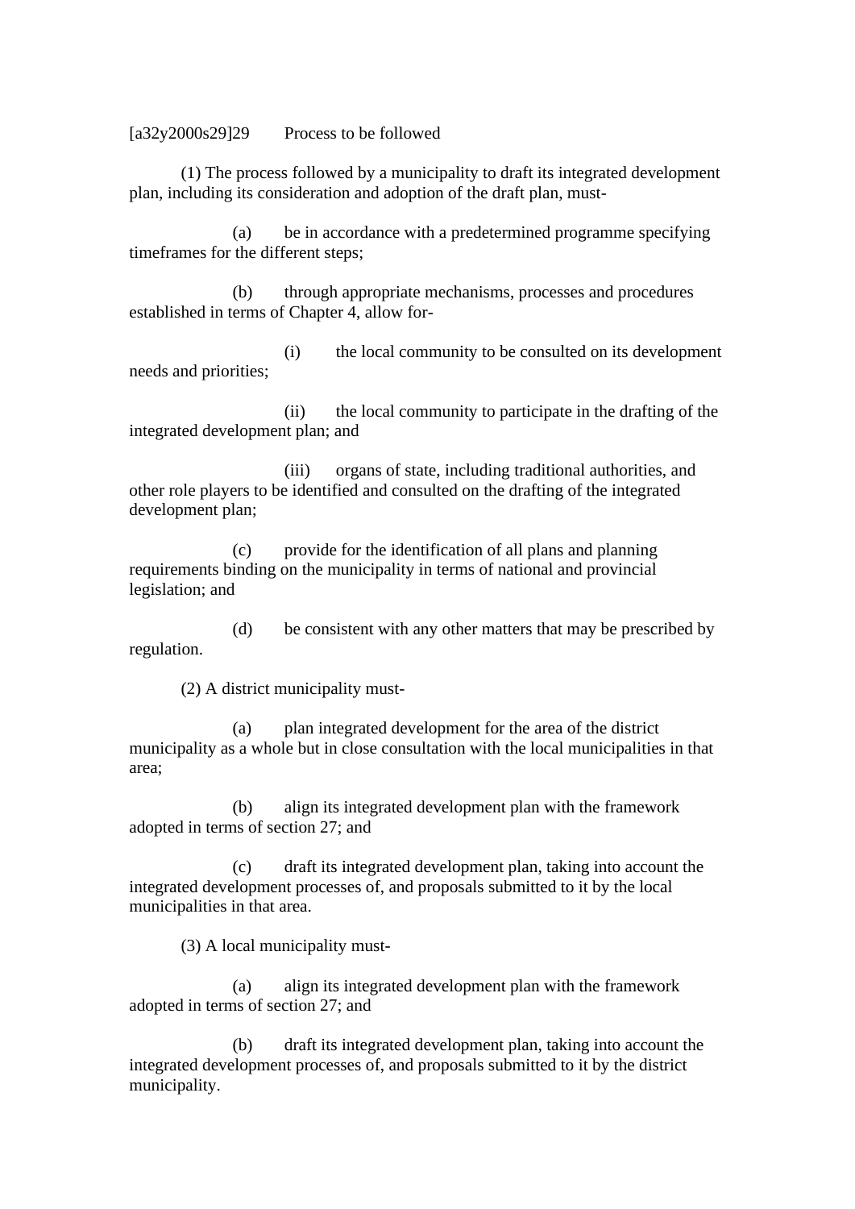[a32y2000s29]29 Process to be followed

(1) The process followed by a municipality to draft its integrated development plan, including its consideration and adoption of the draft plan, must-

(a) be in accordance with a predetermined programme specifying timeframes for the different steps;

(b) through appropriate mechanisms, processes and procedures established in terms of Chapter 4, allow for-

(i) the local community to be consulted on its development needs and priorities;

(ii) the local community to participate in the drafting of the integrated development plan; and

(iii) organs of state, including traditional authorities, and other role players to be identified and consulted on the drafting of the integrated development plan;

(c) provide for the identification of all plans and planning requirements binding on the municipality in terms of national and provincial legislation; and

(d) be consistent with any other matters that may be prescribed by regulation.

(2) A district municipality must-

(a) plan integrated development for the area of the district municipality as a whole but in close consultation with the local municipalities in that area;

(b) align its integrated development plan with the framework adopted in terms of section 27; and

(c) draft its integrated development plan, taking into account the integrated development processes of, and proposals submitted to it by the local municipalities in that area.

(3) A local municipality must-

(a) align its integrated development plan with the framework adopted in terms of section 27; and

(b) draft its integrated development plan, taking into account the integrated development processes of, and proposals submitted to it by the district municipality.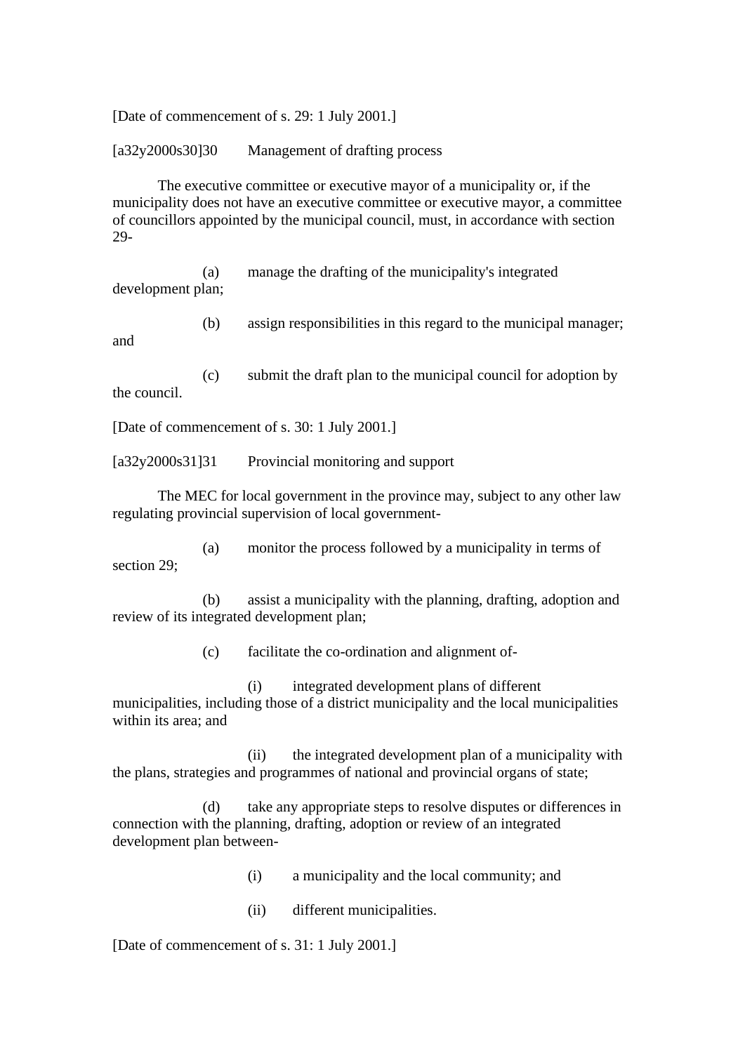[Date of commencement of s. 29: 1 July 2001.]

[a32y2000s30]30 Management of drafting process

The executive committee or executive mayor of a municipality or, if the municipality does not have an executive committee or executive mayor, a committee of councillors appointed by the municipal council, must, in accordance with section 29-

(a) manage the drafting of the municipality's integrated development plan;

(b) assign responsibilities in this regard to the municipal manager; and

(c) submit the draft plan to the municipal council for adoption by the council.

[Date of commencement of s. 30: 1 July 2001.]

[a32y2000s31]31 Provincial monitoring and support

The MEC for local government in the province may, subject to any other law regulating provincial supervision of local government-

(a) monitor the process followed by a municipality in terms of section 29;

(b) assist a municipality with the planning, drafting, adoption and review of its integrated development plan;

(c) facilitate the co-ordination and alignment of-

(i) integrated development plans of different municipalities, including those of a district municipality and the local municipalities within its area; and

(ii) the integrated development plan of a municipality with the plans, strategies and programmes of national and provincial organs of state;

(d) take any appropriate steps to resolve disputes or differences in connection with the planning, drafting, adoption or review of an integrated development plan between-

(i) a municipality and the local community; and

(ii) different municipalities.

[Date of commencement of s. 31: 1 July 2001.]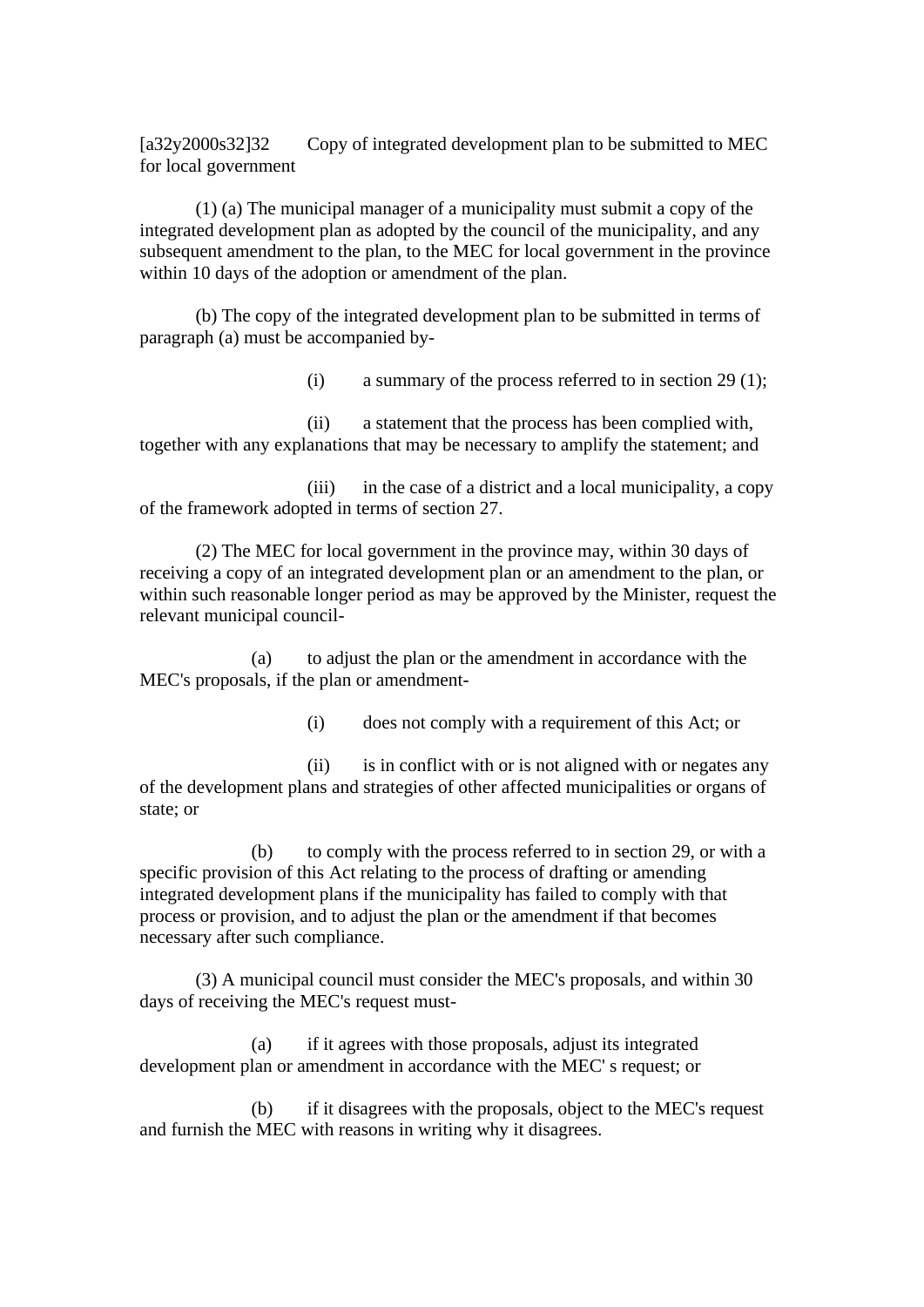[a32y2000s32]32 Copy of integrated development plan to be submitted to MEC for local government

(1) (a) The municipal manager of a municipality must submit a copy of the integrated development plan as adopted by the council of the municipality, and any subsequent amendment to the plan, to the MEC for local government in the province within 10 days of the adoption or amendment of the plan.

(b) The copy of the integrated development plan to be submitted in terms of paragraph (a) must be accompanied by-

(i) a summary of the process referred to in section 29 (1);

(ii) a statement that the process has been complied with, together with any explanations that may be necessary to amplify the statement; and

(iii) in the case of a district and a local municipality, a copy of the framework adopted in terms of section 27.

(2) The MEC for local government in the province may, within 30 days of receiving a copy of an integrated development plan or an amendment to the plan, or within such reasonable longer period as may be approved by the Minister, request the relevant municipal council-

(a) to adjust the plan or the amendment in accordance with the MEC's proposals, if the plan or amendment-

(i) does not comply with a requirement of this Act; or

(ii) is in conflict with or is not aligned with or negates any of the development plans and strategies of other affected municipalities or organs of state; or

(b) to comply with the process referred to in section 29, or with a specific provision of this Act relating to the process of drafting or amending integrated development plans if the municipality has failed to comply with that process or provision, and to adjust the plan or the amendment if that becomes necessary after such compliance.

(3) A municipal council must consider the MEC's proposals, and within 30 days of receiving the MEC's request must-

(a) if it agrees with those proposals, adjust its integrated development plan or amendment in accordance with the MEC' s request; or

(b) if it disagrees with the proposals, object to the MEC's request and furnish the MEC with reasons in writing why it disagrees.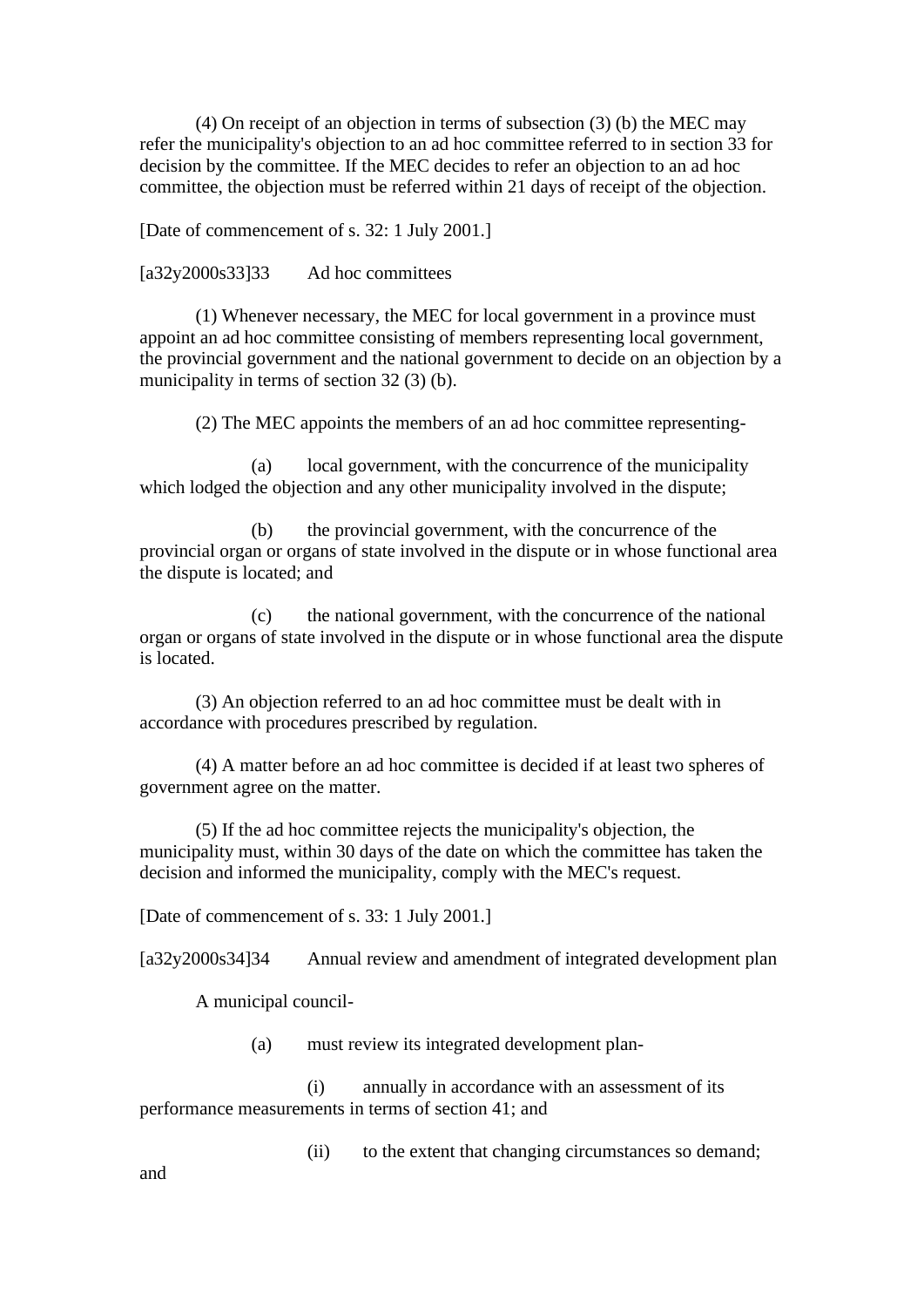(4) On receipt of an objection in terms of subsection (3) (b) the MEC may refer the municipality's objection to an ad hoc committee referred to in section 33 for decision by the committee. If the MEC decides to refer an objection to an ad hoc committee, the objection must be referred within 21 days of receipt of the objection.

[Date of commencement of s. 32: 1 July 2001.]

[a32y2000s33]33 Ad hoc committees

(1) Whenever necessary, the MEC for local government in a province must appoint an ad hoc committee consisting of members representing local government, the provincial government and the national government to decide on an objection by a municipality in terms of section 32 (3) (b).

(2) The MEC appoints the members of an ad hoc committee representing-

(a) local government, with the concurrence of the municipality which lodged the objection and any other municipality involved in the dispute;

(b) the provincial government, with the concurrence of the provincial organ or organs of state involved in the dispute or in whose functional area the dispute is located; and

(c) the national government, with the concurrence of the national organ or organs of state involved in the dispute or in whose functional area the dispute is located.

(3) An objection referred to an ad hoc committee must be dealt with in accordance with procedures prescribed by regulation.

(4) A matter before an ad hoc committee is decided if at least two spheres of government agree on the matter.

(5) If the ad hoc committee rejects the municipality's objection, the municipality must, within 30 days of the date on which the committee has taken the decision and informed the municipality, comply with the MEC's request.

[Date of commencement of s. 33: 1 July 2001.]

[a32y2000s34]34 Annual review and amendment of integrated development plan

A municipal council-

(a) must review its integrated development plan-

(i) annually in accordance with an assessment of its performance measurements in terms of section 41; and

(ii) to the extent that changing circumstances so demand; and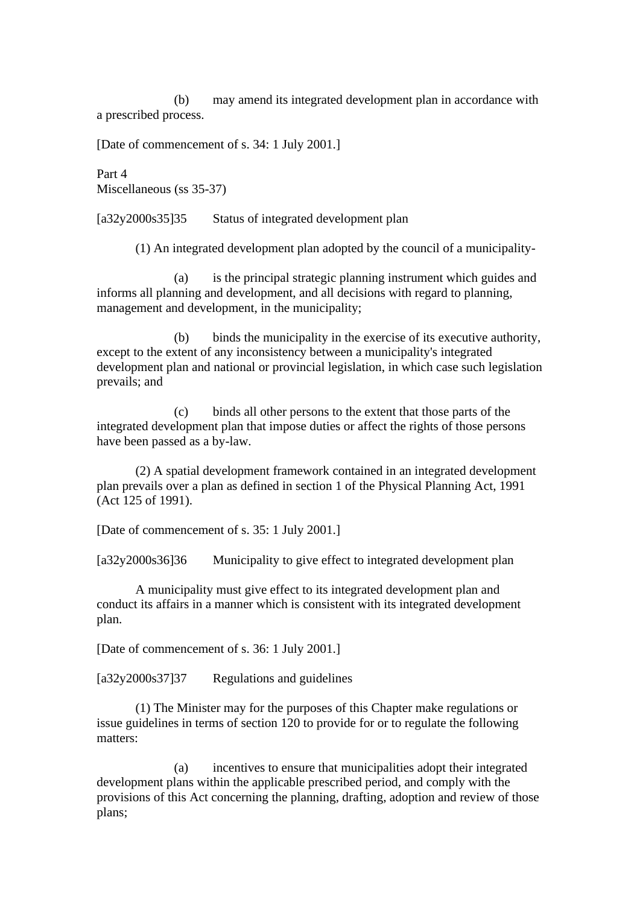(b) may amend its integrated development plan in accordance with a prescribed process.

[Date of commencement of s. 34: 1 July 2001.]

## Part 4
## Miscellaneous (ss 35-37)

### [a32y2000s35]35 Status of integrated development plan

(1) An integrated development plan adopted by the council of a municipality-

(a) is the principal strategic planning instrument which guides and informs all planning and development, and all decisions with regard to planning, management and development, in the municipality;

(b) binds the municipality in the exercise of its executive authority, except to the extent of any inconsistency between a municipality's integrated development plan and national or provincial legislation, in which case such legislation prevails; and

(c) binds all other persons to the extent that those parts of the integrated development plan that impose duties or affect the rights of those persons have been passed as a by-law.

(2) A spatial development framework contained in an integrated development plan prevails over a plan as defined in section 1 of the Physical Planning Act, 1991 (Act 125 of 1991).

[Date of commencement of s. 35: 1 July 2001.]

### [a32y2000s36]36 Municipality to give effect to integrated development plan

A municipality must give effect to its integrated development plan and conduct its affairs in a manner which is consistent with its integrated development plan.

[Date of commencement of s. 36: 1 July 2001.]

### [a32y2000s37]37 Regulations and guidelines

(1) The Minister may for the purposes of this Chapter make regulations or issue guidelines in terms of section 120 to provide for or to regulate the following matters:

(a) incentives to ensure that municipalities adopt their integrated development plans within the applicable prescribed period, and comply with the provisions of this Act concerning the planning, drafting, adoption and review of those plans;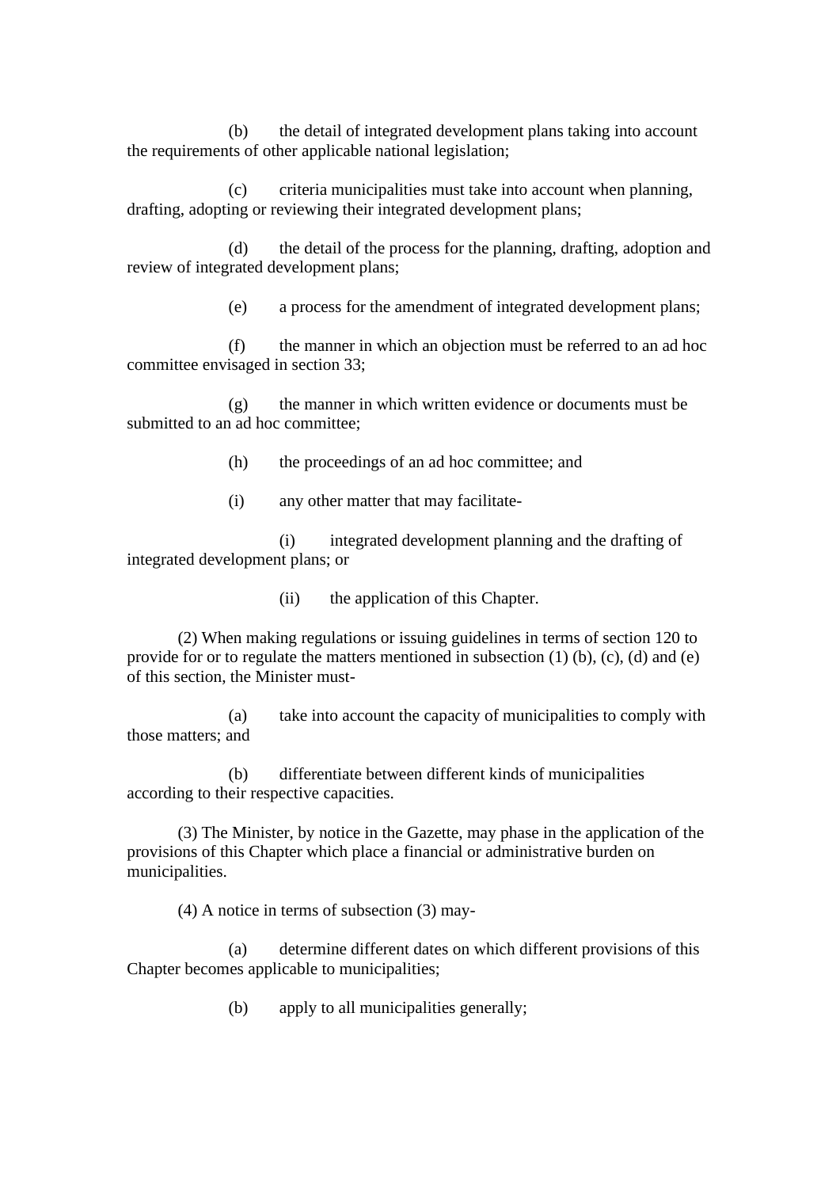(b) the detail of integrated development plans taking into account the requirements of other applicable national legislation;

(c) criteria municipalities must take into account when planning, drafting, adopting or reviewing their integrated development plans;

(d) the detail of the process for the planning, drafting, adoption and review of integrated development plans;

(e) a process for the amendment of integrated development plans;

(f) the manner in which an objection must be referred to an ad hoc committee envisaged in section 33;

(g) the manner in which written evidence or documents must be submitted to an ad hoc committee;

(h) the proceedings of an ad hoc committee; and

(i) any other matter that may facilitate-

(i) integrated development planning and the drafting of integrated development plans; or

(ii) the application of this Chapter.

(2) When making regulations or issuing guidelines in terms of section 120 to provide for or to regulate the matters mentioned in subsection (1) (b), (c), (d) and (e) of this section, the Minister must-

(a) take into account the capacity of municipalities to comply with those matters; and

(b) differentiate between different kinds of municipalities according to their respective capacities.

(3) The Minister, by notice in the Gazette, may phase in the application of the provisions of this Chapter which place a financial or administrative burden on municipalities.

(4) A notice in terms of subsection (3) may-

(a) determine different dates on which different provisions of this Chapter becomes applicable to municipalities;

(b) apply to all municipalities generally;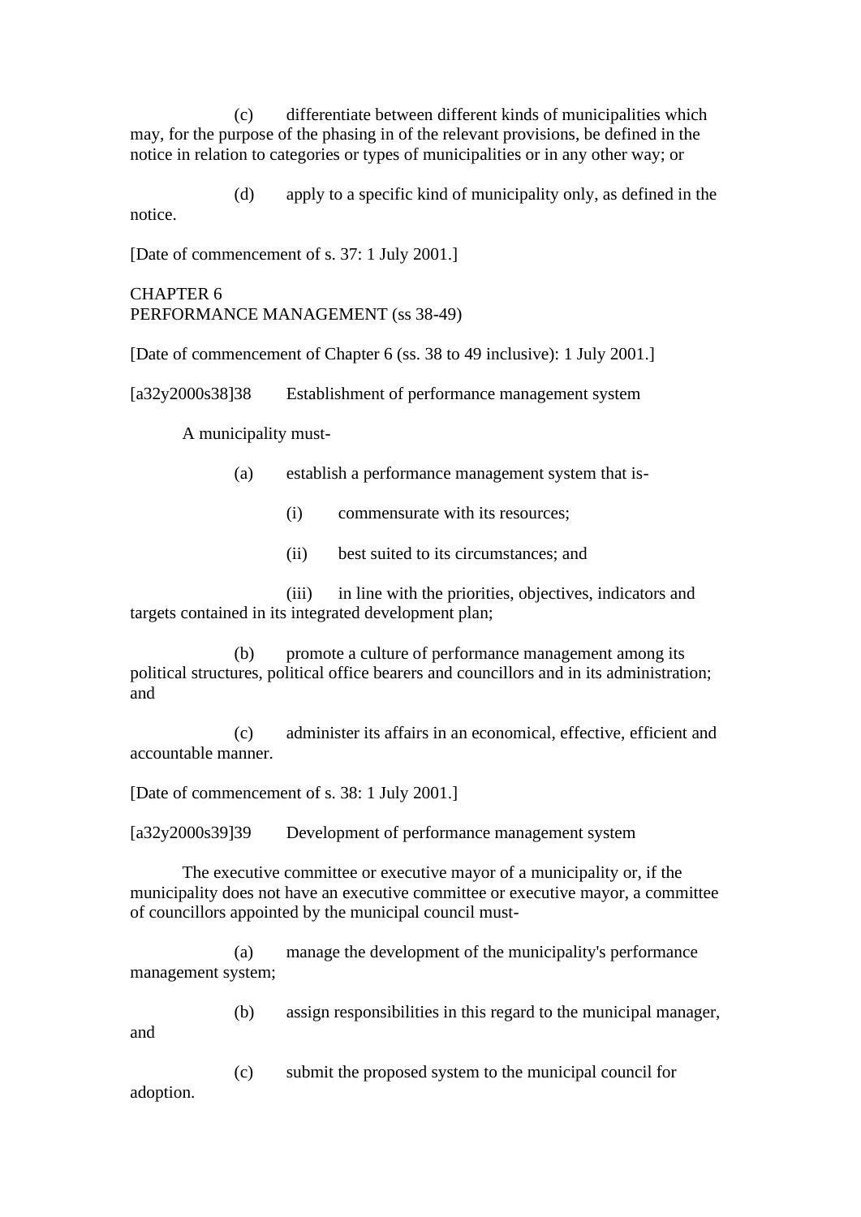(c) differentiate between different kinds of municipalities which may, for the purpose of the phasing in of the relevant provisions, be defined in the notice in relation to categories or types of municipalities or in any other way; or

(d) apply to a specific kind of municipality only, as defined in the notice.

[Date of commencement of s. 37: 1 July 2001.]

## CHAPTER 6
## PERFORMANCE MANAGEMENT (ss 38-49)

[Date of commencement of Chapter 6 (ss. 38 to 49 inclusive): 1 July 2001.]

[a32y2000s38]38 Establishment of performance management system

A municipality must-

(a) establish a performance management system that is-

(i) commensurate with its resources;

(ii) best suited to its circumstances; and

(iii) in line with the priorities, objectives, indicators and targets contained in its integrated development plan;

(b) promote a culture of performance management among its political structures, political office bearers and councillors and in its administration; and

(c) administer its affairs in an economical, effective, efficient and accountable manner.

[Date of commencement of s. 38: 1 July 2001.]

[a32y2000s39]39 Development of performance management system

The executive committee or executive mayor of a municipality or, if the municipality does not have an executive committee or executive mayor, a committee of councillors appointed by the municipal council must-

(a) manage the development of the municipality's performance management system;

(b) assign responsibilities in this regard to the municipal manager, and

(c) submit the proposed system to the municipal council for adoption.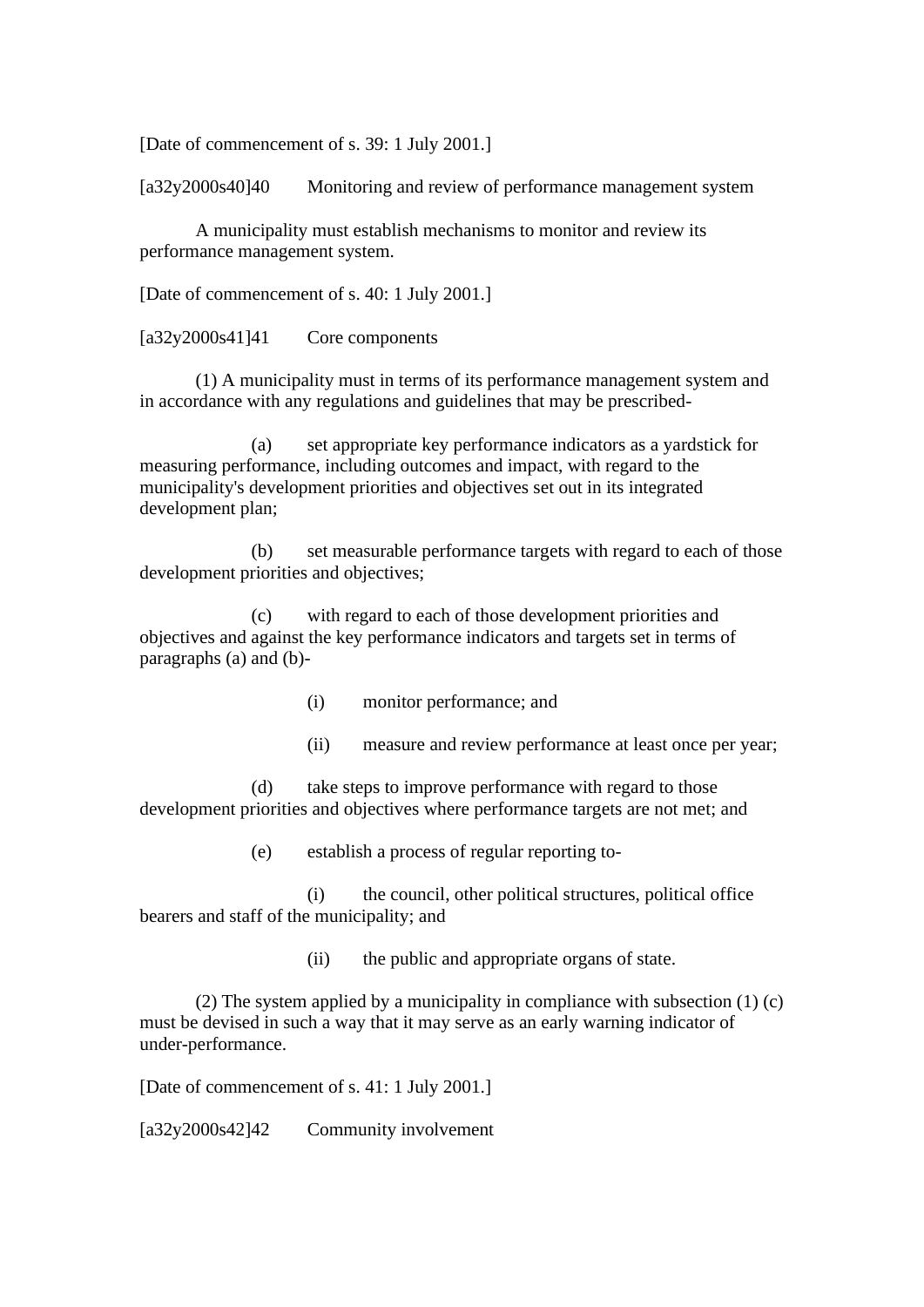[Date of commencement of s. 39: 1 July 2001.]

[a32y2000s40]40 Monitoring and review of performance management system

A municipality must establish mechanisms to monitor and review its performance management system.

[Date of commencement of s. 40: 1 July 2001.]

[a32y2000s41]41 Core components

(1) A municipality must in terms of its performance management system and in accordance with any regulations and guidelines that may be prescribed-

(a) set appropriate key performance indicators as a yardstick for measuring performance, including outcomes and impact, with regard to the municipality's development priorities and objectives set out in its integrated development plan;

(b) set measurable performance targets with regard to each of those development priorities and objectives;

(c) with regard to each of those development priorities and objectives and against the key performance indicators and targets set in terms of paragraphs (a) and (b)-

(i) monitor performance; and

(ii) measure and review performance at least once per year;

(d) take steps to improve performance with regard to those development priorities and objectives where performance targets are not met; and

(e) establish a process of regular reporting to-

(i) the council, other political structures, political office bearers and staff of the municipality; and

(ii) the public and appropriate organs of state.

(2) The system applied by a municipality in compliance with subsection (1) (c) must be devised in such a way that it may serve as an early warning indicator of under-performance.

[Date of commencement of s. 41: 1 July 2001.]

[a32y2000s42]42 Community involvement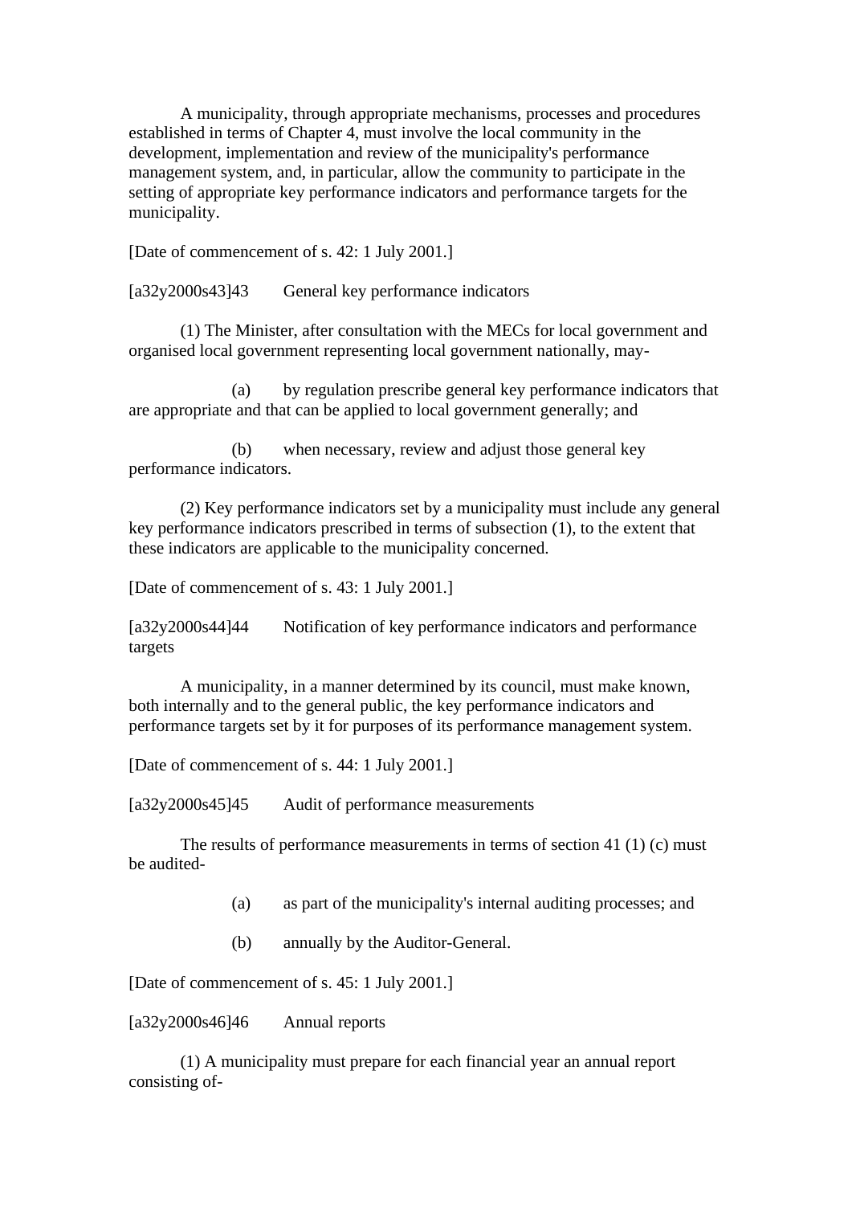A municipality, through appropriate mechanisms, processes and procedures established in terms of Chapter 4, must involve the local community in the development, implementation and review of the municipality's performance management system, and, in particular, allow the community to participate in the setting of appropriate key performance indicators and performance targets for the municipality.

[Date of commencement of s. 42: 1 July 2001.]

[a32y2000s43]43 General key performance indicators

(1) The Minister, after consultation with the MECs for local government and organised local government representing local government nationally, may-

(a) by regulation prescribe general key performance indicators that are appropriate and that can be applied to local government generally; and

(b) when necessary, review and adjust those general key performance indicators.

(2) Key performance indicators set by a municipality must include any general key performance indicators prescribed in terms of subsection (1), to the extent that these indicators are applicable to the municipality concerned.

[Date of commencement of s. 43: 1 July 2001.]

[a32y2000s44]44 Notification of key performance indicators and performance targets

A municipality, in a manner determined by its council, must make known, both internally and to the general public, the key performance indicators and performance targets set by it for purposes of its performance management system.

[Date of commencement of s. 44: 1 July 2001.]

[a32y2000s45]45 Audit of performance measurements

The results of performance measurements in terms of section 41 (1) (c) must be audited-

(a) as part of the municipality's internal auditing processes; and

(b) annually by the Auditor-General.

[Date of commencement of s. 45: 1 July 2001.]

[a32y2000s46]46 Annual reports

(1) A municipality must prepare for each financial year an annual report consisting of-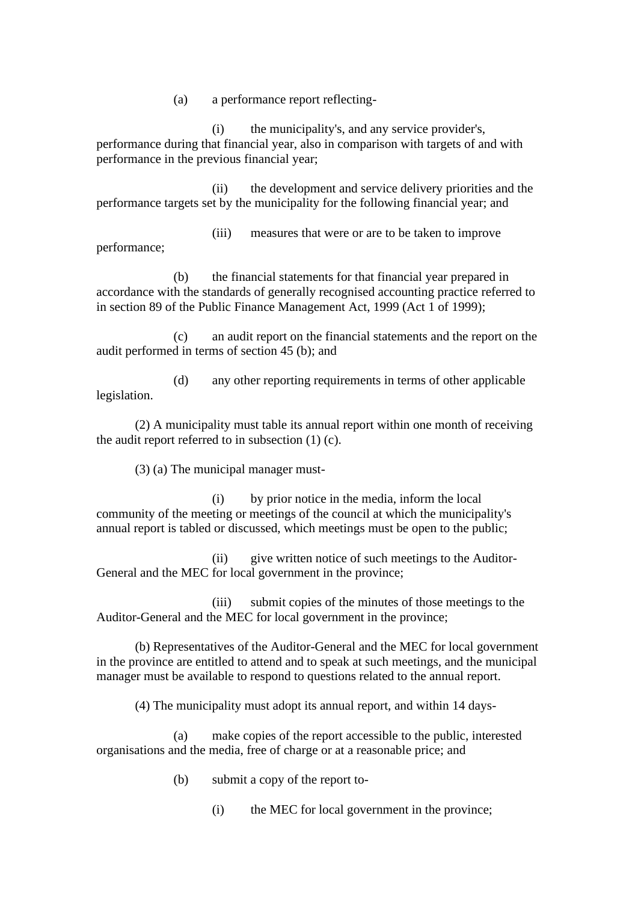(a) a performance report reflecting-

(i) the municipality's, and any service provider's, performance during that financial year, also in comparison with targets of and with performance in the previous financial year;

(ii) the development and service delivery priorities and the performance targets set by the municipality for the following financial year; and

(iii) measures that were or are to be taken to improve performance;

(b) the financial statements for that financial year prepared in accordance with the standards of generally recognised accounting practice referred to in section 89 of the Public Finance Management Act, 1999 (Act 1 of 1999);

(c) an audit report on the financial statements and the report on the audit performed in terms of section 45 (b); and

(d) any other reporting requirements in terms of other applicable legislation.

(2) A municipality must table its annual report within one month of receiving the audit report referred to in subsection (1) (c).

(3) (a) The municipal manager must-

(i) by prior notice in the media, inform the local community of the meeting or meetings of the council at which the municipality's annual report is tabled or discussed, which meetings must be open to the public;

(ii) give written notice of such meetings to the Auditor-General and the MEC for local government in the province;

(iii) submit copies of the minutes of those meetings to the Auditor-General and the MEC for local government in the province;

(b) Representatives of the Auditor-General and the MEC for local government in the province are entitled to attend and to speak at such meetings, and the municipal manager must be available to respond to questions related to the annual report.

(4) The municipality must adopt its annual report, and within 14 days-

(a) make copies of the report accessible to the public, interested organisations and the media, free of charge or at a reasonable price; and

(b) submit a copy of the report to-

(i) the MEC for local government in the province;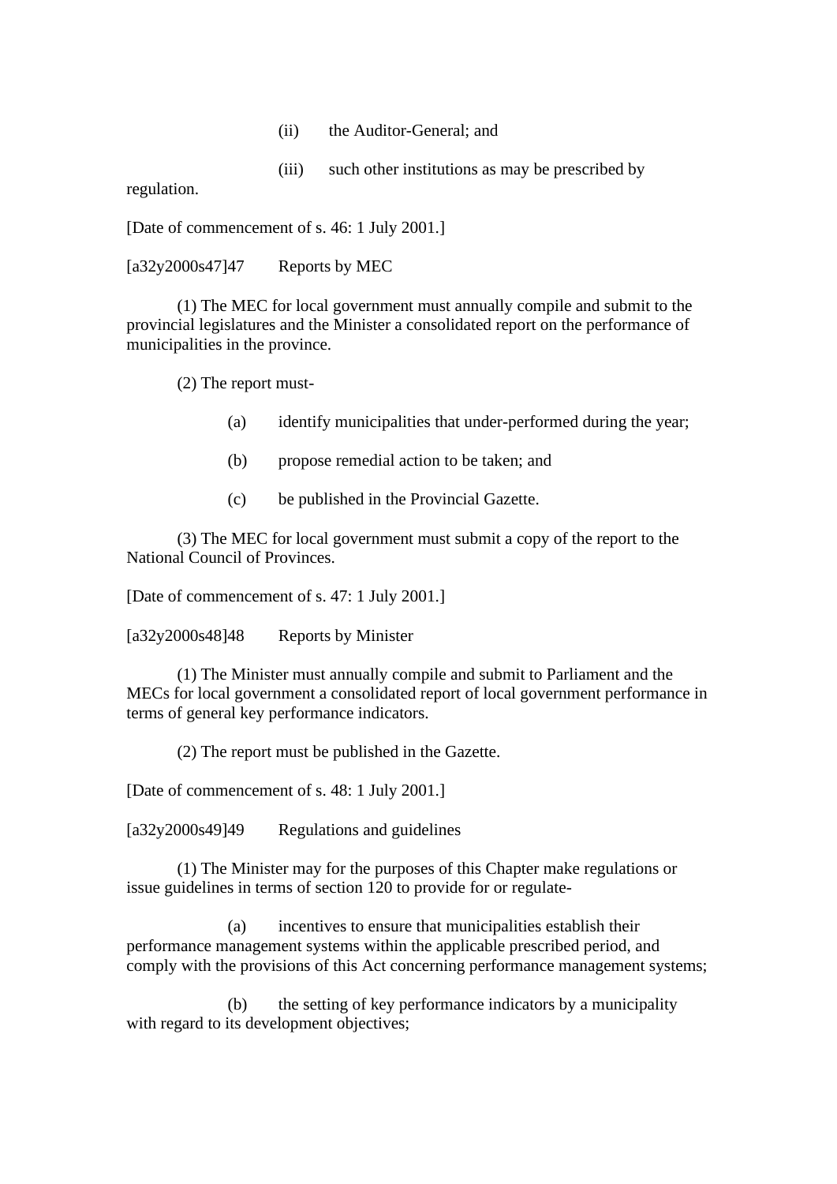(ii) the Auditor-General; and

(iii) such other institutions as may be prescribed by regulation.

[Date of commencement of s. 46: 1 July 2001.]

[a32y2000s47]47 Reports by MEC

(1) The MEC for local government must annually compile and submit to the provincial legislatures and the Minister a consolidated report on the performance of municipalities in the province.

(2) The report must-

(a) identify municipalities that under-performed during the year;

(b) propose remedial action to be taken; and

(c) be published in the Provincial Gazette.

(3) The MEC for local government must submit a copy of the report to the National Council of Provinces.

[Date of commencement of s. 47: 1 July 2001.]

[a32y2000s48]48 Reports by Minister

(1) The Minister must annually compile and submit to Parliament and the MECs for local government a consolidated report of local government performance in terms of general key performance indicators.

(2) The report must be published in the Gazette.

[Date of commencement of s. 48: 1 July 2001.]

[a32y2000s49]49 Regulations and guidelines

(1) The Minister may for the purposes of this Chapter make regulations or issue guidelines in terms of section 120 to provide for or regulate-

(a) incentives to ensure that municipalities establish their performance management systems within the applicable prescribed period, and comply with the provisions of this Act concerning performance management systems;

(b) the setting of key performance indicators by a municipality with regard to its development objectives;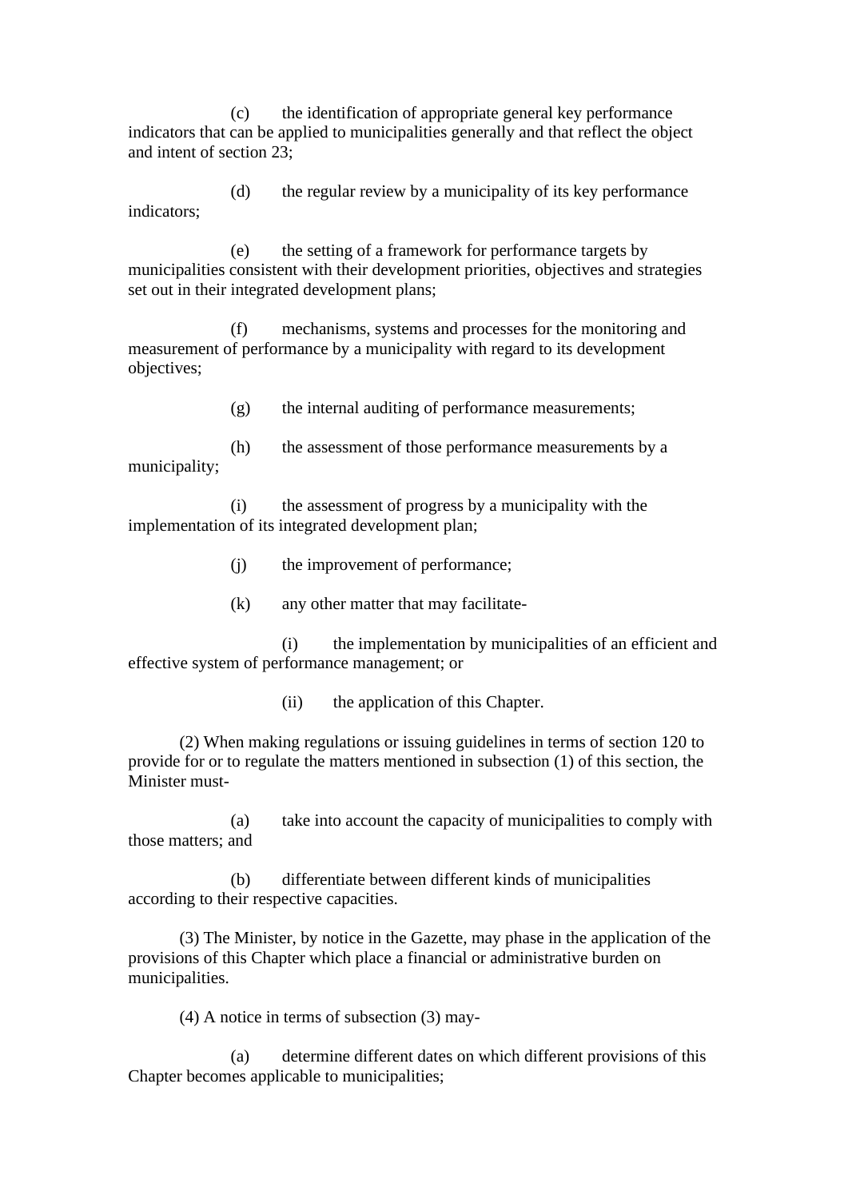(c) the identification of appropriate general key performance indicators that can be applied to municipalities generally and that reflect the object and intent of section 23;

(d) the regular review by a municipality of its key performance indicators;

(e) the setting of a framework for performance targets by municipalities consistent with their development priorities, objectives and strategies set out in their integrated development plans;

(f) mechanisms, systems and processes for the monitoring and measurement of performance by a municipality with regard to its development objectives;

(g) the internal auditing of performance measurements;

(h) the assessment of those performance measurements by a municipality;

(i) the assessment of progress by a municipality with the implementation of its integrated development plan;

(j) the improvement of performance;

(k) any other matter that may facilitate-

(i) the implementation by municipalities of an efficient and effective system of performance management; or

(ii) the application of this Chapter.

(2) When making regulations or issuing guidelines in terms of section 120 to provide for or to regulate the matters mentioned in subsection (1) of this section, the Minister must-

(a) take into account the capacity of municipalities to comply with those matters; and

(b) differentiate between different kinds of municipalities according to their respective capacities.

(3) The Minister, by notice in the Gazette, may phase in the application of the provisions of this Chapter which place a financial or administrative burden on municipalities.

(4) A notice in terms of subsection (3) may-

(a) determine different dates on which different provisions of this Chapter becomes applicable to municipalities;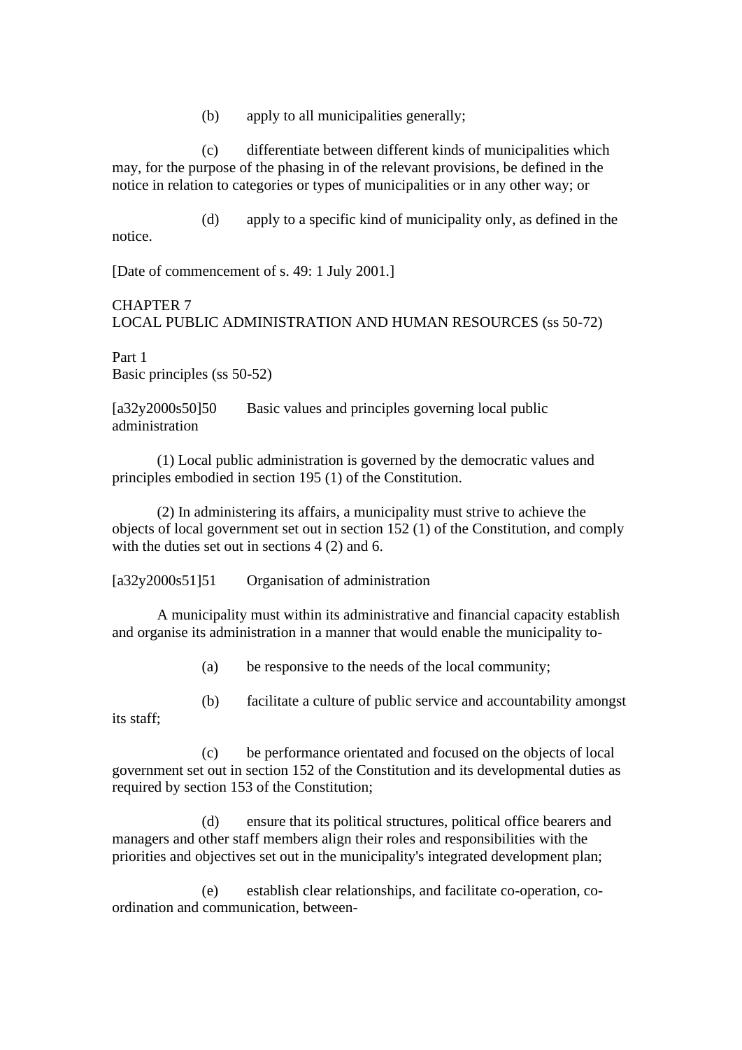(b) apply to all municipalities generally;

(c) differentiate between different kinds of municipalities which may, for the purpose of the phasing in of the relevant provisions, be defined in the notice in relation to categories or types of municipalities or in any other way; or

(d) apply to a specific kind of municipality only, as defined in the notice.

[Date of commencement of s. 49: 1 July 2001.]

## CHAPTER 7
## LOCAL PUBLIC ADMINISTRATION AND HUMAN RESOURCES (ss 50-72)

### Part 1
### Basic principles (ss 50-52)

[a32y2000s50]50 Basic values and principles governing local public administration

(1) Local public administration is governed by the democratic values and principles embodied in section 195 (1) of the Constitution.

(2) In administering its affairs, a municipality must strive to achieve the objects of local government set out in section 152 (1) of the Constitution, and comply with the duties set out in sections 4 (2) and 6.

[a32y2000s51]51 Organisation of administration

A municipality must within its administrative and financial capacity establish and organise its administration in a manner that would enable the municipality to-

(a) be responsive to the needs of the local community;

(b) facilitate a culture of public service and accountability amongst its staff;

(c) be performance orientated and focused on the objects of local government set out in section 152 of the Constitution and its developmental duties as required by section 153 of the Constitution;

(d) ensure that its political structures, political office bearers and managers and other staff members align their roles and responsibilities with the priorities and objectives set out in the municipality's integrated development plan;

(e) establish clear relationships, and facilitate co-operation, co-ordination and communication, between-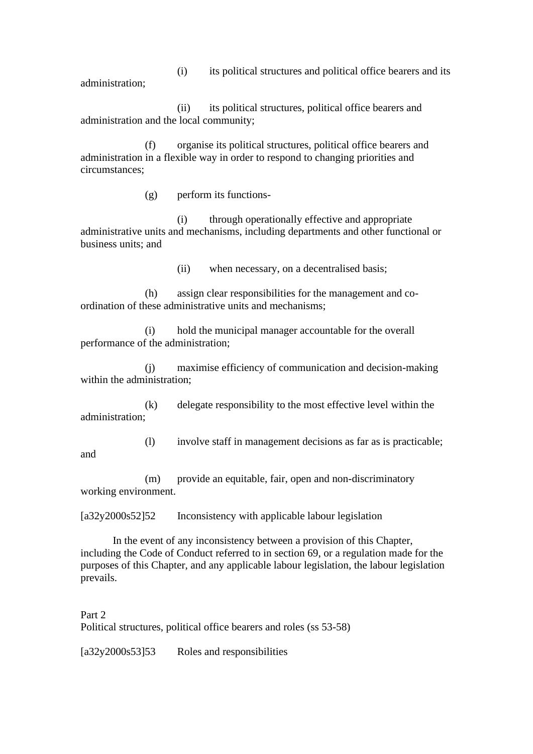(i) its political structures and political office bearers and its administration;

(ii) its political structures, political office bearers and administration and the local community;

(f) organise its political structures, political office bearers and administration in a flexible way in order to respond to changing priorities and circumstances;

(g) perform its functions-

(i) through operationally effective and appropriate administrative units and mechanisms, including departments and other functional or business units; and

(ii) when necessary, on a decentralised basis;

(h) assign clear responsibilities for the management and co-ordination of these administrative units and mechanisms;

(i) hold the municipal manager accountable for the overall performance of the administration;

(j) maximise efficiency of communication and decision-making within the administration;

(k) delegate responsibility to the most effective level within the administration;

(l) involve staff in management decisions as far as is practicable; and

(m) provide an equitable, fair, open and non-discriminatory working environment.

[a32y2000s52]52 Inconsistency with applicable labour legislation

In the event of any inconsistency between a provision of this Chapter, including the Code of Conduct referred to in section 69, or a regulation made for the purposes of this Chapter, and any applicable labour legislation, the labour legislation prevails.

Part 2
Political structures, political office bearers and roles (ss 53-58)

[a32y2000s53]53 Roles and responsibilities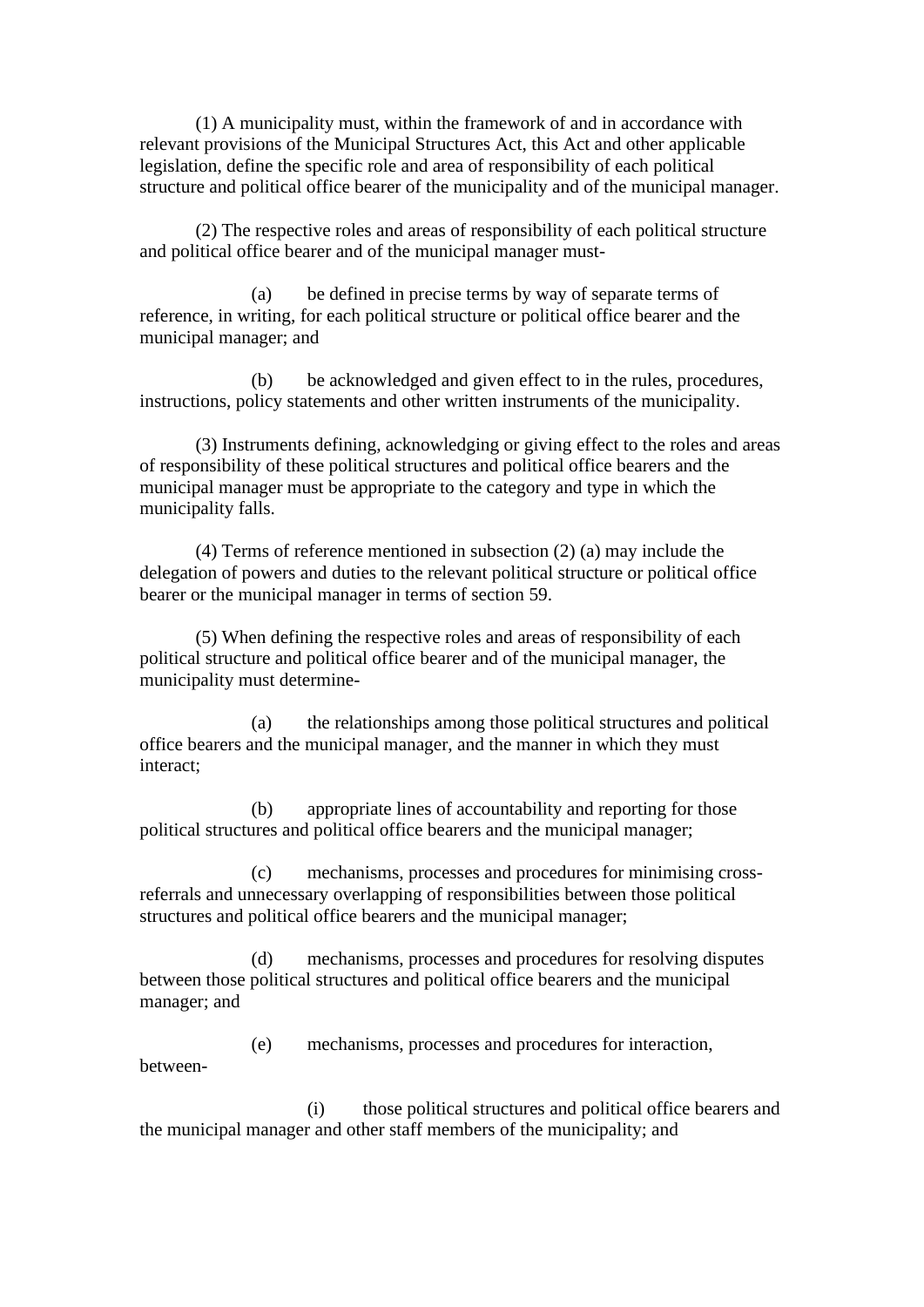(1) A municipality must, within the framework of and in accordance with relevant provisions of the Municipal Structures Act, this Act and other applicable legislation, define the specific role and area of responsibility of each political structure and political office bearer of the municipality and of the municipal manager.

(2) The respective roles and areas of responsibility of each political structure and political office bearer and of the municipal manager must-

(a) be defined in precise terms by way of separate terms of reference, in writing, for each political structure or political office bearer and the municipal manager; and

(b) be acknowledged and given effect to in the rules, procedures, instructions, policy statements and other written instruments of the municipality.

(3) Instruments defining, acknowledging or giving effect to the roles and areas of responsibility of these political structures and political office bearers and the municipal manager must be appropriate to the category and type in which the municipality falls.

(4) Terms of reference mentioned in subsection (2) (a) may include the delegation of powers and duties to the relevant political structure or political office bearer or the municipal manager in terms of section 59.

(5) When defining the respective roles and areas of responsibility of each political structure and political office bearer and of the municipal manager, the municipality must determine-

(a) the relationships among those political structures and political office bearers and the municipal manager, and the manner in which they must interact;

(b) appropriate lines of accountability and reporting for those political structures and political office bearers and the municipal manager;

(c) mechanisms, processes and procedures for minimising cross-referrals and unnecessary overlapping of responsibilities between those political structures and political office bearers and the municipal manager;

(d) mechanisms, processes and procedures for resolving disputes between those political structures and political office bearers and the municipal manager; and

(e) mechanisms, processes and procedures for interaction, between-

(i) those political structures and political office bearers and the municipal manager and other staff members of the municipality; and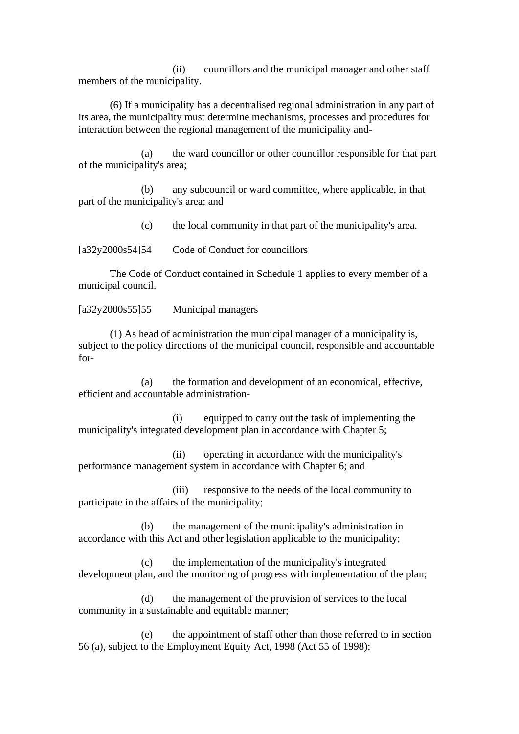(ii) councillors and the municipal manager and other staff members of the municipality.

(6) If a municipality has a decentralised regional administration in any part of its area, the municipality must determine mechanisms, processes and procedures for interaction between the regional management of the municipality and-

(a) the ward councillor or other councillor responsible for that part of the municipality's area;

(b) any subcouncil or ward committee, where applicable, in that part of the municipality's area; and

(c) the local community in that part of the municipality's area.

[a32y2000s54]54 Code of Conduct for councillors

The Code of Conduct contained in Schedule 1 applies to every member of a municipal council.

[a32y2000s55]55 Municipal managers

(1) As head of administration the municipal manager of a municipality is, subject to the policy directions of the municipal council, responsible and accountable for-

(a) the formation and development of an economical, effective, efficient and accountable administration-

(i) equipped to carry out the task of implementing the municipality's integrated development plan in accordance with Chapter 5;

(ii) operating in accordance with the municipality's performance management system in accordance with Chapter 6; and

(iii) responsive to the needs of the local community to participate in the affairs of the municipality;

(b) the management of the municipality's administration in accordance with this Act and other legislation applicable to the municipality;

(c) the implementation of the municipality's integrated development plan, and the monitoring of progress with implementation of the plan;

(d) the management of the provision of services to the local community in a sustainable and equitable manner;

(e) the appointment of staff other than those referred to in section 56 (a), subject to the Employment Equity Act, 1998 (Act 55 of 1998);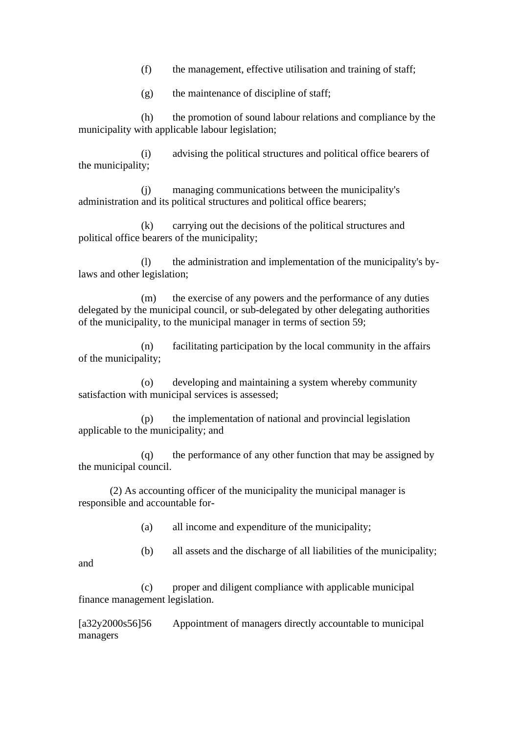(f) the management, effective utilisation and training of staff;

(g) the maintenance of discipline of staff;

(h) the promotion of sound labour relations and compliance by the municipality with applicable labour legislation;

(i) advising the political structures and political office bearers of the municipality;

(j) managing communications between the municipality's administration and its political structures and political office bearers;

(k) carrying out the decisions of the political structures and political office bearers of the municipality;

(l) the administration and implementation of the municipality's by-laws and other legislation;

(m) the exercise of any powers and the performance of any duties delegated by the municipal council, or sub-delegated by other delegating authorities of the municipality, to the municipal manager in terms of section 59;

(n) facilitating participation by the local community in the affairs of the municipality;

(o) developing and maintaining a system whereby community satisfaction with municipal services is assessed;

(p) the implementation of national and provincial legislation applicable to the municipality; and

(q) the performance of any other function that may be assigned by the municipal council.

(2) As accounting officer of the municipality the municipal manager is responsible and accountable for-

(a) all income and expenditure of the municipality;

(b) all assets and the discharge of all liabilities of the municipality; and

(c) proper and diligent compliance with applicable municipal finance management legislation.

[a32y2000s56]56 Appointment of managers directly accountable to municipal managers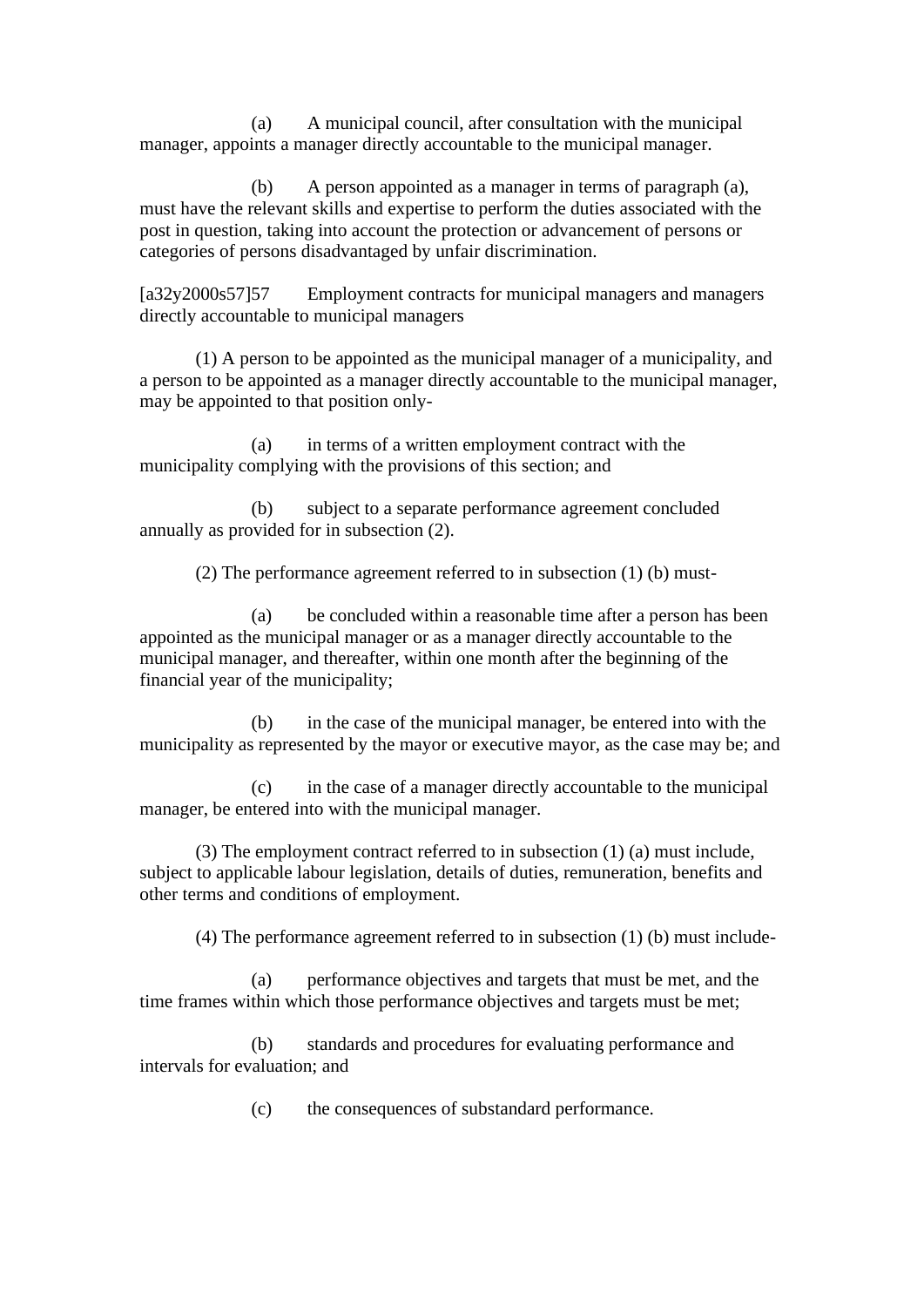(a) A municipal council, after consultation with the municipal manager, appoints a manager directly accountable to the municipal manager.

(b) A person appointed as a manager in terms of paragraph (a), must have the relevant skills and expertise to perform the duties associated with the post in question, taking into account the protection or advancement of persons or categories of persons disadvantaged by unfair discrimination.

[a32y2000s57]57 Employment contracts for municipal managers and managers directly accountable to municipal managers

(1) A person to be appointed as the municipal manager of a municipality, and a person to be appointed as a manager directly accountable to the municipal manager, may be appointed to that position only-

(a) in terms of a written employment contract with the municipality complying with the provisions of this section; and

(b) subject to a separate performance agreement concluded annually as provided for in subsection (2).

(2) The performance agreement referred to in subsection (1) (b) must-

(a) be concluded within a reasonable time after a person has been appointed as the municipal manager or as a manager directly accountable to the municipal manager, and thereafter, within one month after the beginning of the financial year of the municipality;

(b) in the case of the municipal manager, be entered into with the municipality as represented by the mayor or executive mayor, as the case may be; and

(c) in the case of a manager directly accountable to the municipal manager, be entered into with the municipal manager.

(3) The employment contract referred to in subsection (1) (a) must include, subject to applicable labour legislation, details of duties, remuneration, benefits and other terms and conditions of employment.

(4) The performance agreement referred to in subsection (1) (b) must include-

(a) performance objectives and targets that must be met, and the time frames within which those performance objectives and targets must be met;

(b) standards and procedures for evaluating performance and intervals for evaluation; and

(c) the consequences of substandard performance.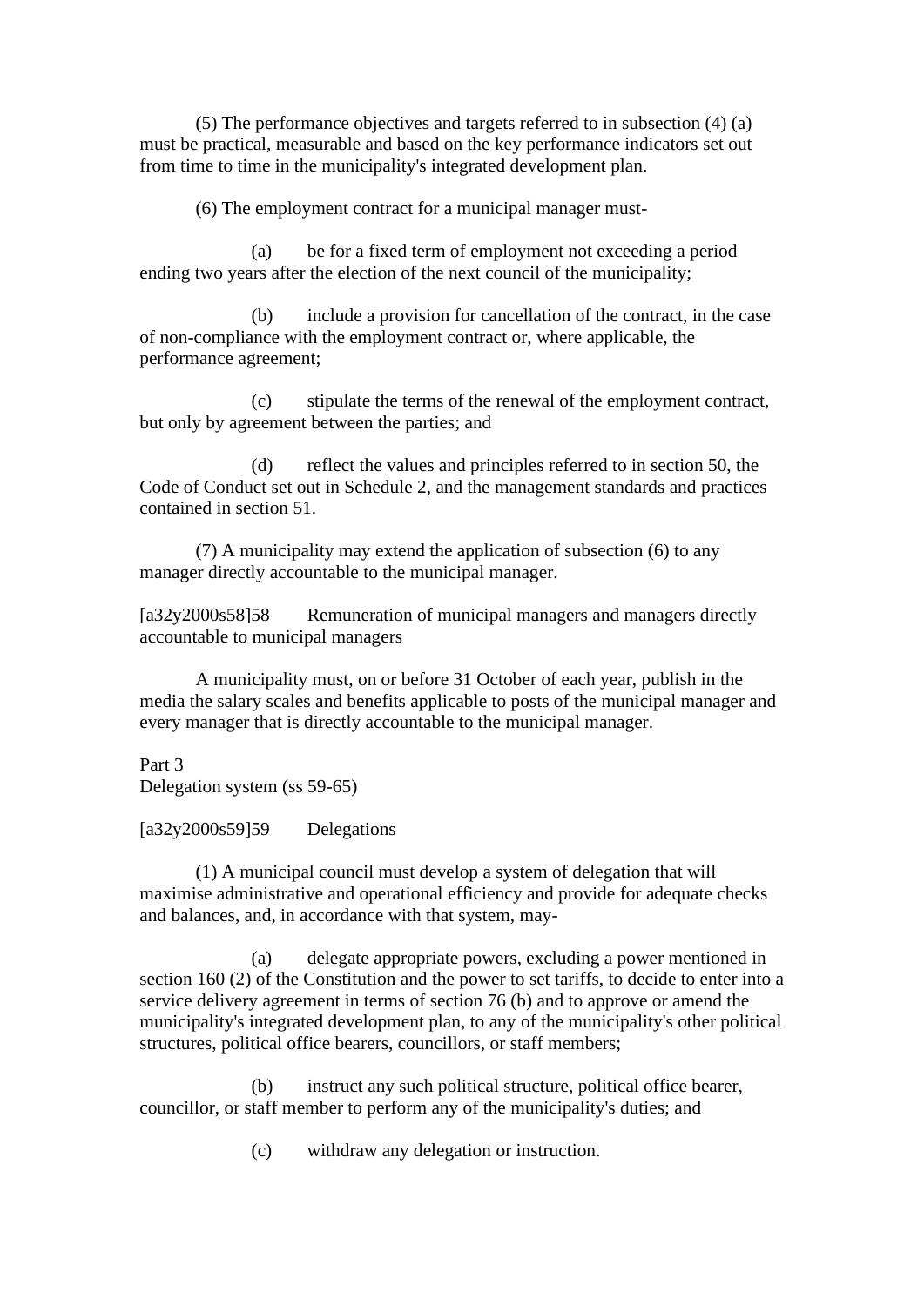(5) The performance objectives and targets referred to in subsection (4) (a) must be practical, measurable and based on the key performance indicators set out from time to time in the municipality's integrated development plan.

(6) The employment contract for a municipal manager must-

(a) be for a fixed term of employment not exceeding a period ending two years after the election of the next council of the municipality;

(b) include a provision for cancellation of the contract, in the case of non-compliance with the employment contract or, where applicable, the performance agreement;

(c) stipulate the terms of the renewal of the employment contract, but only by agreement between the parties; and

(d) reflect the values and principles referred to in section 50, the Code of Conduct set out in Schedule 2, and the management standards and practices contained in section 51.

(7) A municipality may extend the application of subsection (6) to any manager directly accountable to the municipal manager.

[a32y2000s58]58 Remuneration of municipal managers and managers directly accountable to municipal managers

A municipality must, on or before 31 October of each year, publish in the media the salary scales and benefits applicable to posts of the municipal manager and every manager that is directly accountable to the municipal manager.

Part 3
Delegation system (ss 59-65)

[a32y2000s59]59 Delegations

(1) A municipal council must develop a system of delegation that will maximise administrative and operational efficiency and provide for adequate checks and balances, and, in accordance with that system, may-

(a) delegate appropriate powers, excluding a power mentioned in section 160 (2) of the Constitution and the power to set tariffs, to decide to enter into a service delivery agreement in terms of section 76 (b) and to approve or amend the municipality's integrated development plan, to any of the municipality's other political structures, political office bearers, councillors, or staff members;

(b) instruct any such political structure, political office bearer, councillor, or staff member to perform any of the municipality's duties; and

(c) withdraw any delegation or instruction.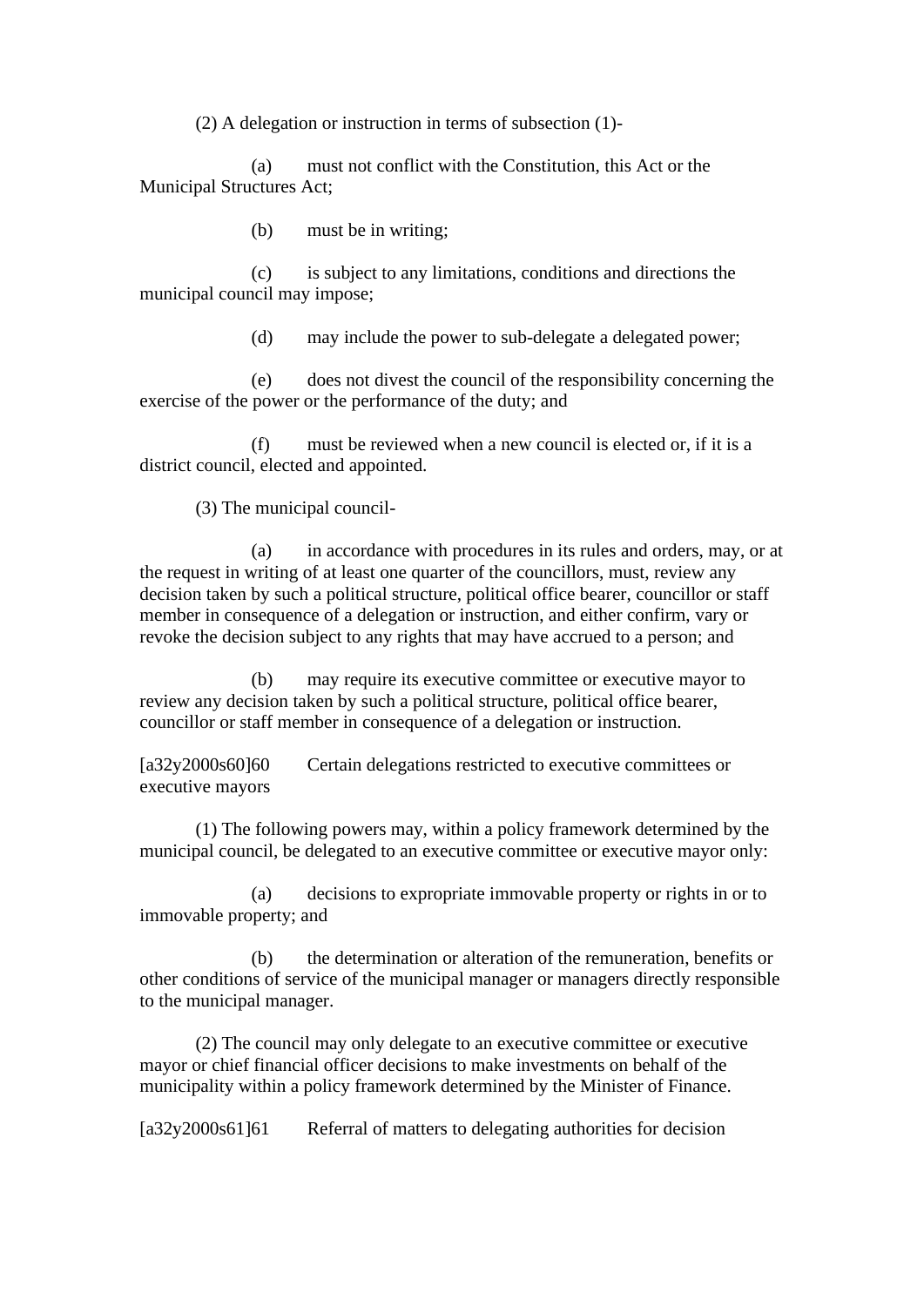(2) A delegation or instruction in terms of subsection (1)-

(a) must not conflict with the Constitution, this Act or the Municipal Structures Act;

(b) must be in writing;

(c) is subject to any limitations, conditions and directions the municipal council may impose;

(d) may include the power to sub-delegate a delegated power;

(e) does not divest the council of the responsibility concerning the exercise of the power or the performance of the duty; and

(f) must be reviewed when a new council is elected or, if it is a district council, elected and appointed.

(3) The municipal council-

(a) in accordance with procedures in its rules and orders, may, or at the request in writing of at least one quarter of the councillors, must, review any decision taken by such a political structure, political office bearer, councillor or staff member in consequence of a delegation or instruction, and either confirm, vary or revoke the decision subject to any rights that may have accrued to a person; and

(b) may require its executive committee or executive mayor to review any decision taken by such a political structure, political office bearer, councillor or staff member in consequence of a delegation or instruction.

[a32y2000s60]60 Certain delegations restricted to executive committees or executive mayors

(1) The following powers may, within a policy framework determined by the municipal council, be delegated to an executive committee or executive mayor only:

(a) decisions to expropriate immovable property or rights in or to immovable property; and

(b) the determination or alteration of the remuneration, benefits or other conditions of service of the municipal manager or managers directly responsible to the municipal manager.

(2) The council may only delegate to an executive committee or executive mayor or chief financial officer decisions to make investments on behalf of the municipality within a policy framework determined by the Minister of Finance.

[a32y2000s61]61 Referral of matters to delegating authorities for decision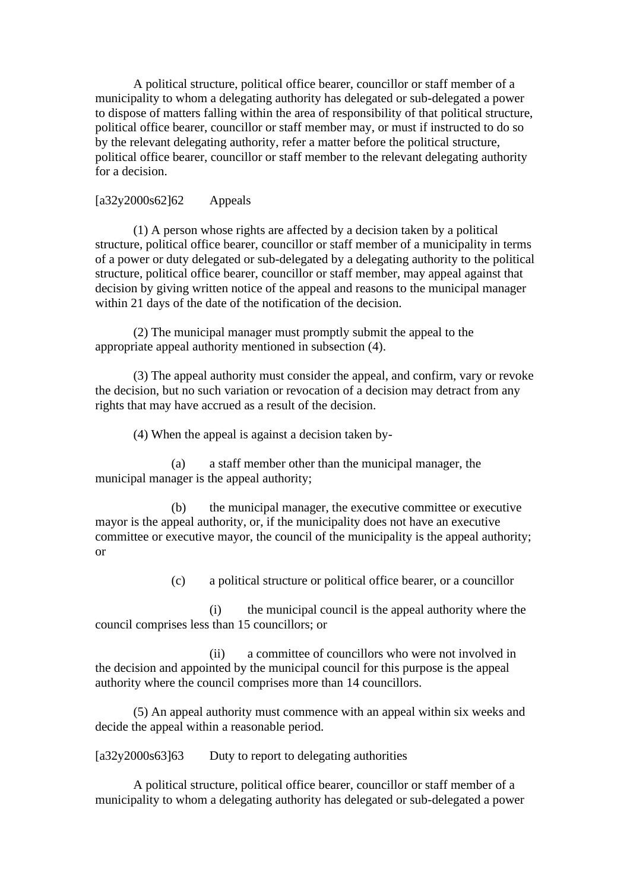A political structure, political office bearer, councillor or staff member of a municipality to whom a delegating authority has delegated or sub-delegated a power to dispose of matters falling within the area of responsibility of that political structure, political office bearer, councillor or staff member may, or must if instructed to do so by the relevant delegating authority, refer a matter before the political structure, political office bearer, councillor or staff member to the relevant delegating authority for a decision.

[a32y2000s62]62 Appeals

(1) A person whose rights are affected by a decision taken by a political structure, political office bearer, councillor or staff member of a municipality in terms of a power or duty delegated or sub-delegated by a delegating authority to the political structure, political office bearer, councillor or staff member, may appeal against that decision by giving written notice of the appeal and reasons to the municipal manager within 21 days of the date of the notification of the decision.

(2) The municipal manager must promptly submit the appeal to the appropriate appeal authority mentioned in subsection (4).

(3) The appeal authority must consider the appeal, and confirm, vary or revoke the decision, but no such variation or revocation of a decision may detract from any rights that may have accrued as a result of the decision.

(4) When the appeal is against a decision taken by-

(a) a staff member other than the municipal manager, the municipal manager is the appeal authority;

(b) the municipal manager, the executive committee or executive mayor is the appeal authority, or, if the municipality does not have an executive committee or executive mayor, the council of the municipality is the appeal authority; or

(c) a political structure or political office bearer, or a councillor

(i) the municipal council is the appeal authority where the council comprises less than 15 councillors; or

(ii) a committee of councillors who were not involved in the decision and appointed by the municipal council for this purpose is the appeal authority where the council comprises more than 14 councillors.

(5) An appeal authority must commence with an appeal within six weeks and decide the appeal within a reasonable period.

[a32y2000s63]63 Duty to report to delegating authorities

A political structure, political office bearer, councillor or staff member of a municipality to whom a delegating authority has delegated or sub-delegated a power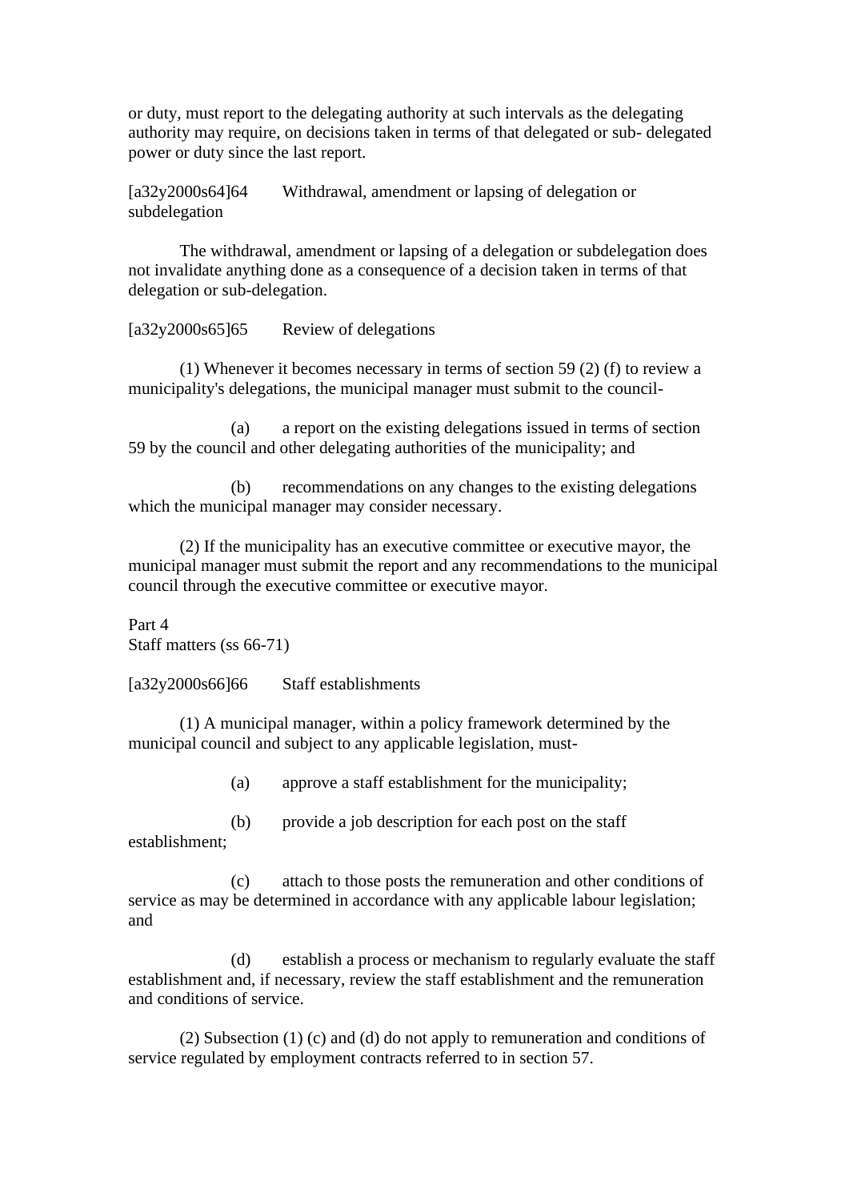or duty, must report to the delegating authority at such intervals as the delegating authority may require, on decisions taken in terms of that delegated or sub- delegated power or duty since the last report.

[a32y2000s64]64 Withdrawal, amendment or lapsing of delegation or subdelegation

The withdrawal, amendment or lapsing of a delegation or subdelegation does not invalidate anything done as a consequence of a decision taken in terms of that delegation or sub-delegation.

[a32y2000s65]65 Review of delegations

(1) Whenever it becomes necessary in terms of section 59 (2) (f) to review a municipality's delegations, the municipal manager must submit to the council-

(a) a report on the existing delegations issued in terms of section 59 by the council and other delegating authorities of the municipality; and

(b) recommendations on any changes to the existing delegations which the municipal manager may consider necessary.

(2) If the municipality has an executive committee or executive mayor, the municipal manager must submit the report and any recommendations to the municipal council through the executive committee or executive mayor.

Part 4
Staff matters (ss 66-71)

[a32y2000s66]66 Staff establishments

(1) A municipal manager, within a policy framework determined by the municipal council and subject to any applicable legislation, must-

(a) approve a staff establishment for the municipality;

(b) provide a job description for each post on the staff establishment;

(c) attach to those posts the remuneration and other conditions of service as may be determined in accordance with any applicable labour legislation; and

(d) establish a process or mechanism to regularly evaluate the staff establishment and, if necessary, review the staff establishment and the remuneration and conditions of service.

(2) Subsection (1) (c) and (d) do not apply to remuneration and conditions of service regulated by employment contracts referred to in section 57.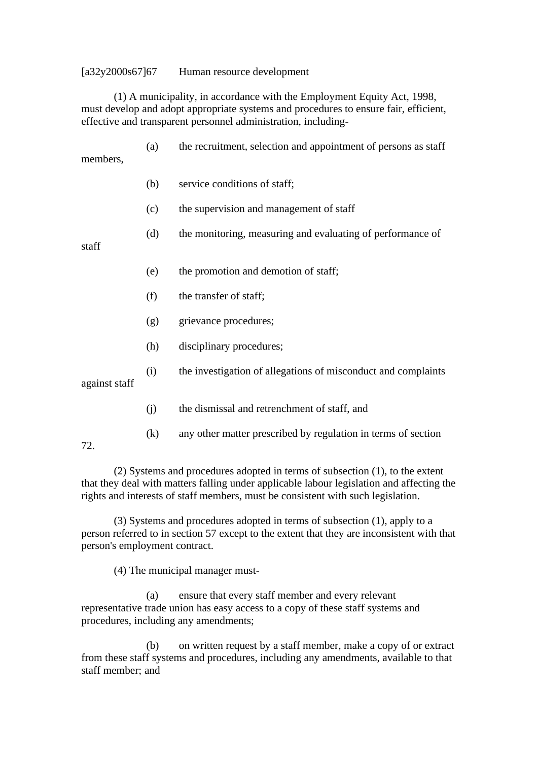[a32y2000s67]67 Human resource development

(1) A municipality, in accordance with the Employment Equity Act, 1998, must develop and adopt appropriate systems and procedures to ensure fair, efficient, effective and transparent personnel administration, including-

(a) the recruitment, selection and appointment of persons as staff members,

(b) service conditions of staff;

(c) the supervision and management of staff

(d) the monitoring, measuring and evaluating of performance of staff

(e) the promotion and demotion of staff;

(f) the transfer of staff;

(g) grievance procedures;

(h) disciplinary procedures;

(i) the investigation of allegations of misconduct and complaints against staff

(j) the dismissal and retrenchment of staff, and

(k) any other matter prescribed by regulation in terms of section 72.

(2) Systems and procedures adopted in terms of subsection (1), to the extent that they deal with matters falling under applicable labour legislation and affecting the rights and interests of staff members, must be consistent with such legislation.

(3) Systems and procedures adopted in terms of subsection (1), apply to a person referred to in section 57 except to the extent that they are inconsistent with that person's employment contract.

(4) The municipal manager must-

(a) ensure that every staff member and every relevant representative trade union has easy access to a copy of these staff systems and procedures, including any amendments;

(b) on written request by a staff member, make a copy of or extract from these staff systems and procedures, including any amendments, available to that staff member; and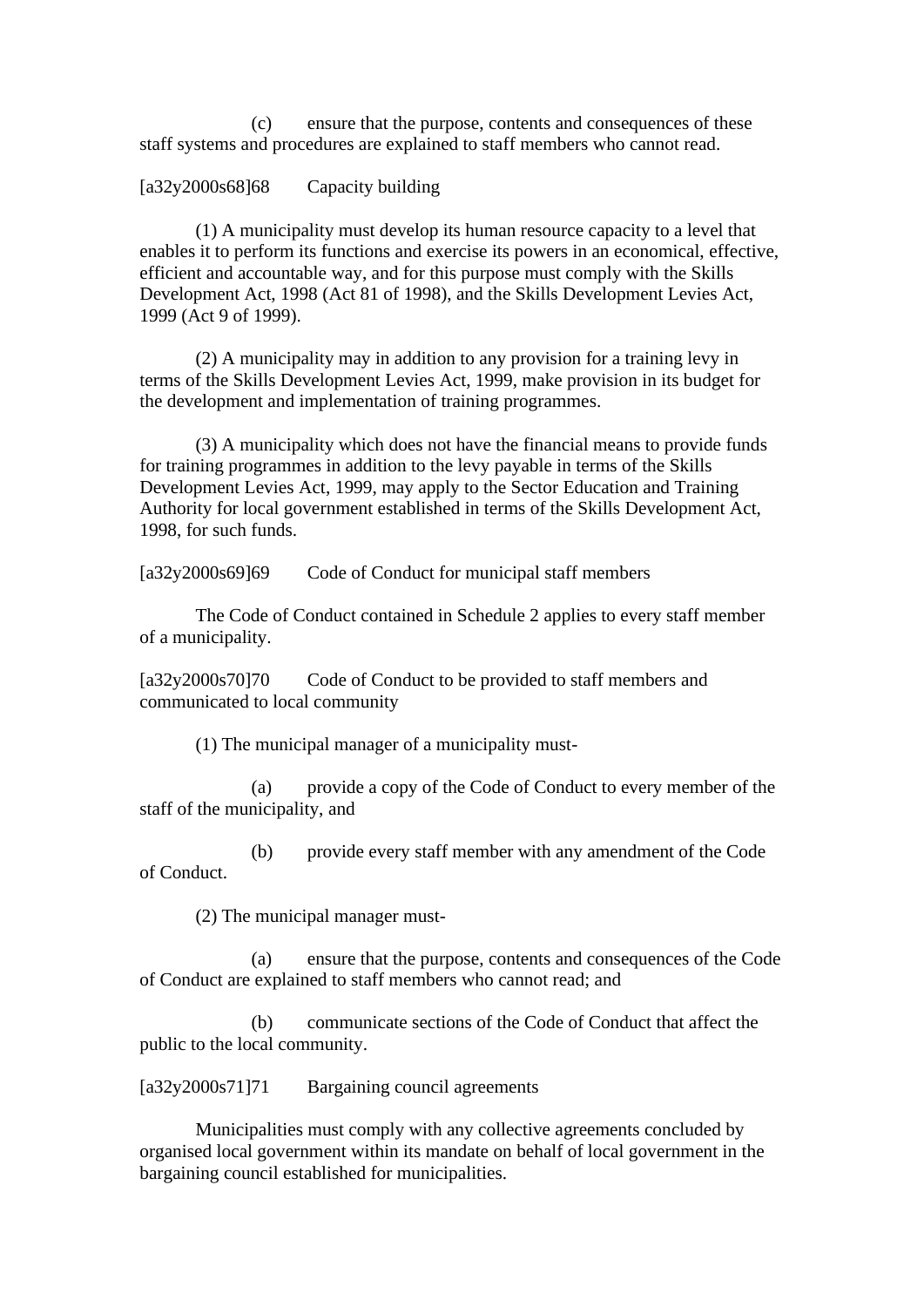(c) ensure that the purpose, contents and consequences of these staff systems and procedures are explained to staff members who cannot read.

[a32y2000s68]68 Capacity building

(1) A municipality must develop its human resource capacity to a level that enables it to perform its functions and exercise its powers in an economical, effective, efficient and accountable way, and for this purpose must comply with the Skills Development Act, 1998 (Act 81 of 1998), and the Skills Development Levies Act, 1999 (Act 9 of 1999).

(2) A municipality may in addition to any provision for a training levy in terms of the Skills Development Levies Act, 1999, make provision in its budget for the development and implementation of training programmes.

(3) A municipality which does not have the financial means to provide funds for training programmes in addition to the levy payable in terms of the Skills Development Levies Act, 1999, may apply to the Sector Education and Training Authority for local government established in terms of the Skills Development Act, 1998, for such funds.

[a32y2000s69]69 Code of Conduct for municipal staff members

The Code of Conduct contained in Schedule 2 applies to every staff member of a municipality.

[a32y2000s70]70 Code of Conduct to be provided to staff members and communicated to local community

(1) The municipal manager of a municipality must-

(a) provide a copy of the Code of Conduct to every member of the staff of the municipality, and

(b) provide every staff member with any amendment of the Code of Conduct.

(2) The municipal manager must-

(a) ensure that the purpose, contents and consequences of the Code of Conduct are explained to staff members who cannot read; and

(b) communicate sections of the Code of Conduct that affect the public to the local community.

[a32y2000s71]71 Bargaining council agreements

Municipalities must comply with any collective agreements concluded by organised local government within its mandate on behalf of local government in the bargaining council established for municipalities.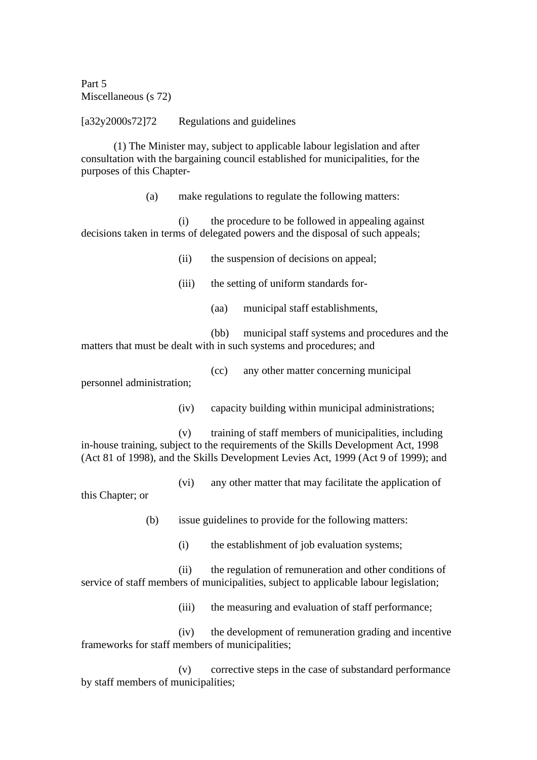Part 5
Miscellaneous (s 72)

[a32y2000s72]72 Regulations and guidelines

(1) The Minister may, subject to applicable labour legislation and after consultation with the bargaining council established for municipalities, for the purposes of this Chapter-

(a) make regulations to regulate the following matters:

(i) the procedure to be followed in appealing against decisions taken in terms of delegated powers and the disposal of such appeals;

(ii) the suspension of decisions on appeal;

(iii) the setting of uniform standards for-

(aa) municipal staff establishments,

(bb) municipal staff systems and procedures and the matters that must be dealt with in such systems and procedures; and

(cc) any other matter concerning municipal personnel administration;

(iv) capacity building within municipal administrations;

(v) training of staff members of municipalities, including in-house training, subject to the requirements of the Skills Development Act, 1998 (Act 81 of 1998), and the Skills Development Levies Act, 1999 (Act 9 of 1999); and

(vi) any other matter that may facilitate the application of this Chapter; or

(b) issue guidelines to provide for the following matters:

(i) the establishment of job evaluation systems;

(ii) the regulation of remuneration and other conditions of service of staff members of municipalities, subject to applicable labour legislation;

(iii) the measuring and evaluation of staff performance;

(iv) the development of remuneration grading and incentive frameworks for staff members of municipalities;

(v) corrective steps in the case of substandard performance by staff members of municipalities;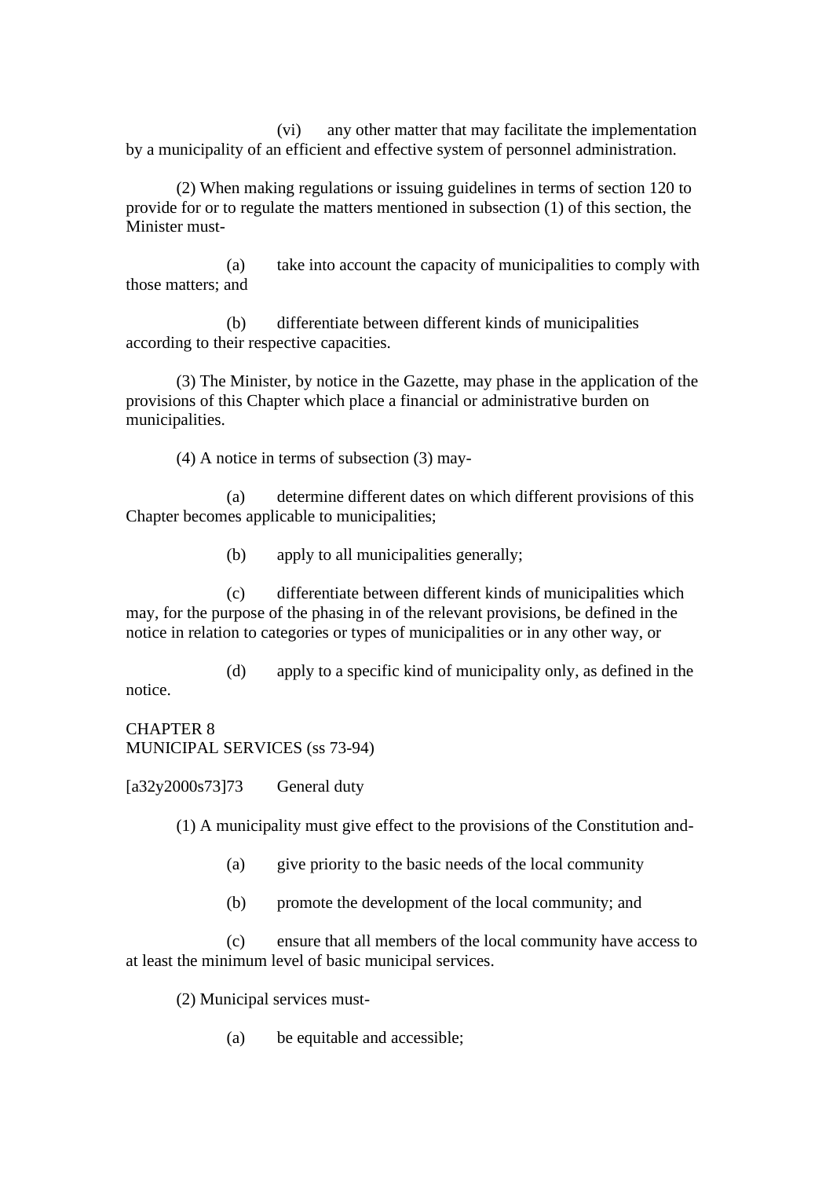(vi) any other matter that may facilitate the implementation by a municipality of an efficient and effective system of personnel administration.

(2) When making regulations or issuing guidelines in terms of section 120 to provide for or to regulate the matters mentioned in subsection (1) of this section, the Minister must-

(a) take into account the capacity of municipalities to comply with those matters; and

(b) differentiate between different kinds of municipalities according to their respective capacities.

(3) The Minister, by notice in the Gazette, may phase in the application of the provisions of this Chapter which place a financial or administrative burden on municipalities.

(4) A notice in terms of subsection (3) may-

(a) determine different dates on which different provisions of this Chapter becomes applicable to municipalities;

(b) apply to all municipalities generally;

(c) differentiate between different kinds of municipalities which may, for the purpose of the phasing in of the relevant provisions, be defined in the notice in relation to categories or types of municipalities or in any other way, or

(d) apply to a specific kind of municipality only, as defined in the notice.

## CHAPTER 8
## MUNICIPAL SERVICES (ss 73-94)

[a32y2000s73]73 General duty

(1) A municipality must give effect to the provisions of the Constitution and-

(a) give priority to the basic needs of the local community

(b) promote the development of the local community; and

(c) ensure that all members of the local community have access to at least the minimum level of basic municipal services.

(2) Municipal services must-

(a) be equitable and accessible;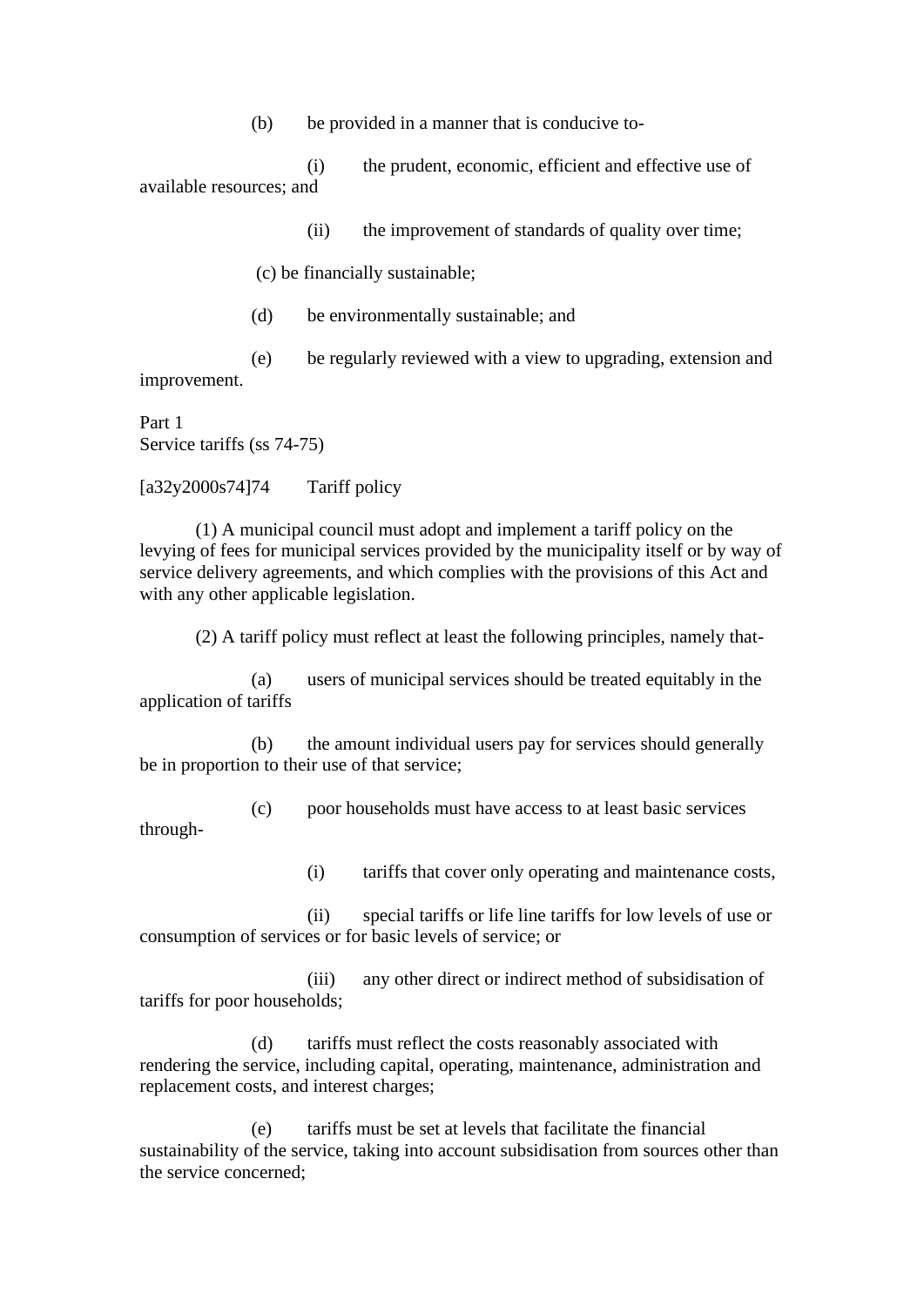(b) be provided in a manner that is conducive to-

(i) the prudent, economic, efficient and effective use of available resources; and

(ii) the improvement of standards of quality over time;

(c) be financially sustainable;

(d) be environmentally sustainable; and

(e) be regularly reviewed with a view to upgrading, extension and improvement.

Part 1
Service tariffs (ss 74-75)

[a32y2000s74]74 Tariff policy

(1) A municipal council must adopt and implement a tariff policy on the levying of fees for municipal services provided by the municipality itself or by way of service delivery agreements, and which complies with the provisions of this Act and with any other applicable legislation.

(2) A tariff policy must reflect at least the following principles, namely that-

(a) users of municipal services should be treated equitably in the application of tariffs

(b) the amount individual users pay for services should generally be in proportion to their use of that service;

(c) poor households must have access to at least basic services through-

(i) tariffs that cover only operating and maintenance costs,

(ii) special tariffs or life line tariffs for low levels of use or consumption of services or for basic levels of service; or

(iii) any other direct or indirect method of subsidisation of tariffs for poor households;

(d) tariffs must reflect the costs reasonably associated with rendering the service, including capital, operating, maintenance, administration and replacement costs, and interest charges;

(e) tariffs must be set at levels that facilitate the financial sustainability of the service, taking into account subsidisation from sources other than the service concerned;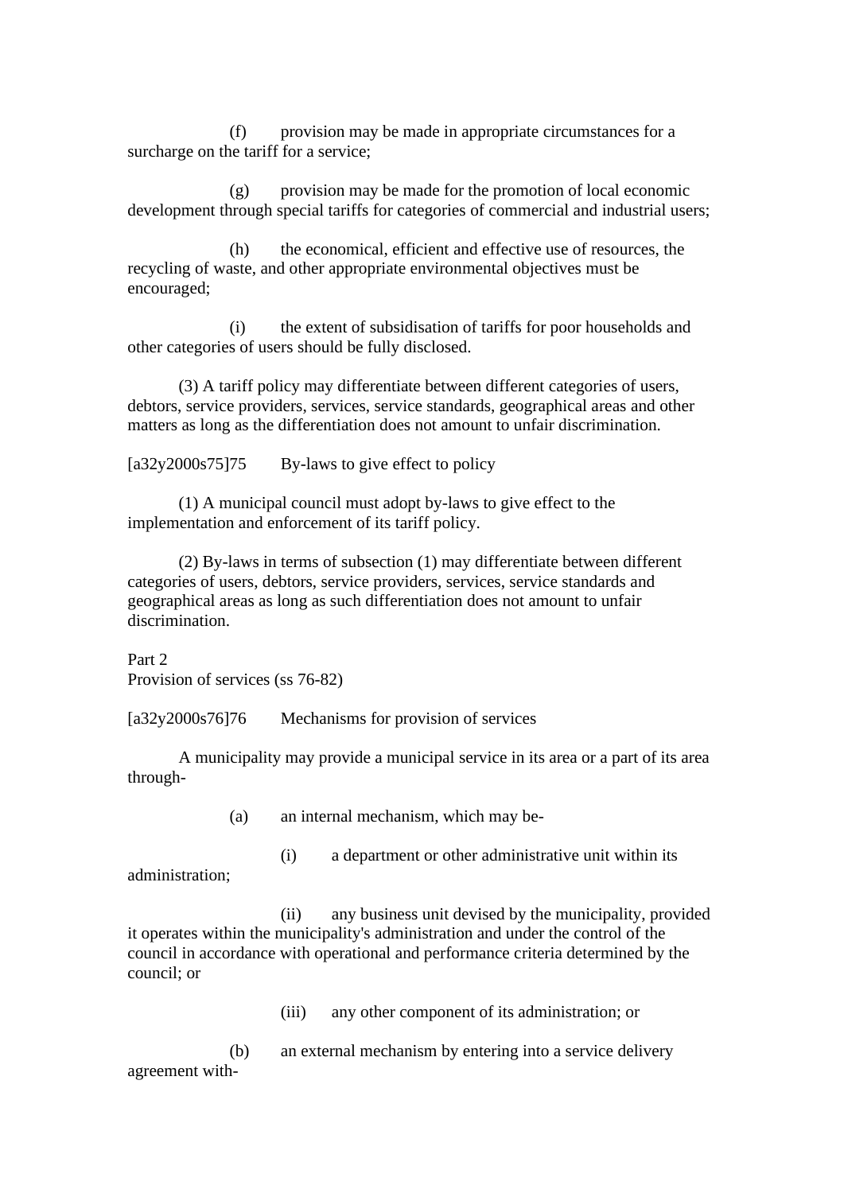(f) provision may be made in appropriate circumstances for a surcharge on the tariff for a service;

(g) provision may be made for the promotion of local economic development through special tariffs for categories of commercial and industrial users;

(h) the economical, efficient and effective use of resources, the recycling of waste, and other appropriate environmental objectives must be encouraged;

(i) the extent of subsidisation of tariffs for poor households and other categories of users should be fully disclosed.

(3) A tariff policy may differentiate between different categories of users, debtors, service providers, services, service standards, geographical areas and other matters as long as the differentiation does not amount to unfair discrimination.

[a32y2000s75]75 By-laws to give effect to policy

(1) A municipal council must adopt by-laws to give effect to the implementation and enforcement of its tariff policy.

(2) By-laws in terms of subsection (1) may differentiate between different categories of users, debtors, service providers, services, service standards and geographical areas as long as such differentiation does not amount to unfair discrimination.

Part 2
Provision of services (ss 76-82)

[a32y2000s76]76 Mechanisms for provision of services

A municipality may provide a municipal service in its area or a part of its area through-

(a) an internal mechanism, which may be-

(i) a department or other administrative unit within its administration;

(ii) any business unit devised by the municipality, provided it operates within the municipality's administration and under the control of the council in accordance with operational and performance criteria determined by the council; or

(iii) any other component of its administration; or

(b) an external mechanism by entering into a service delivery agreement with-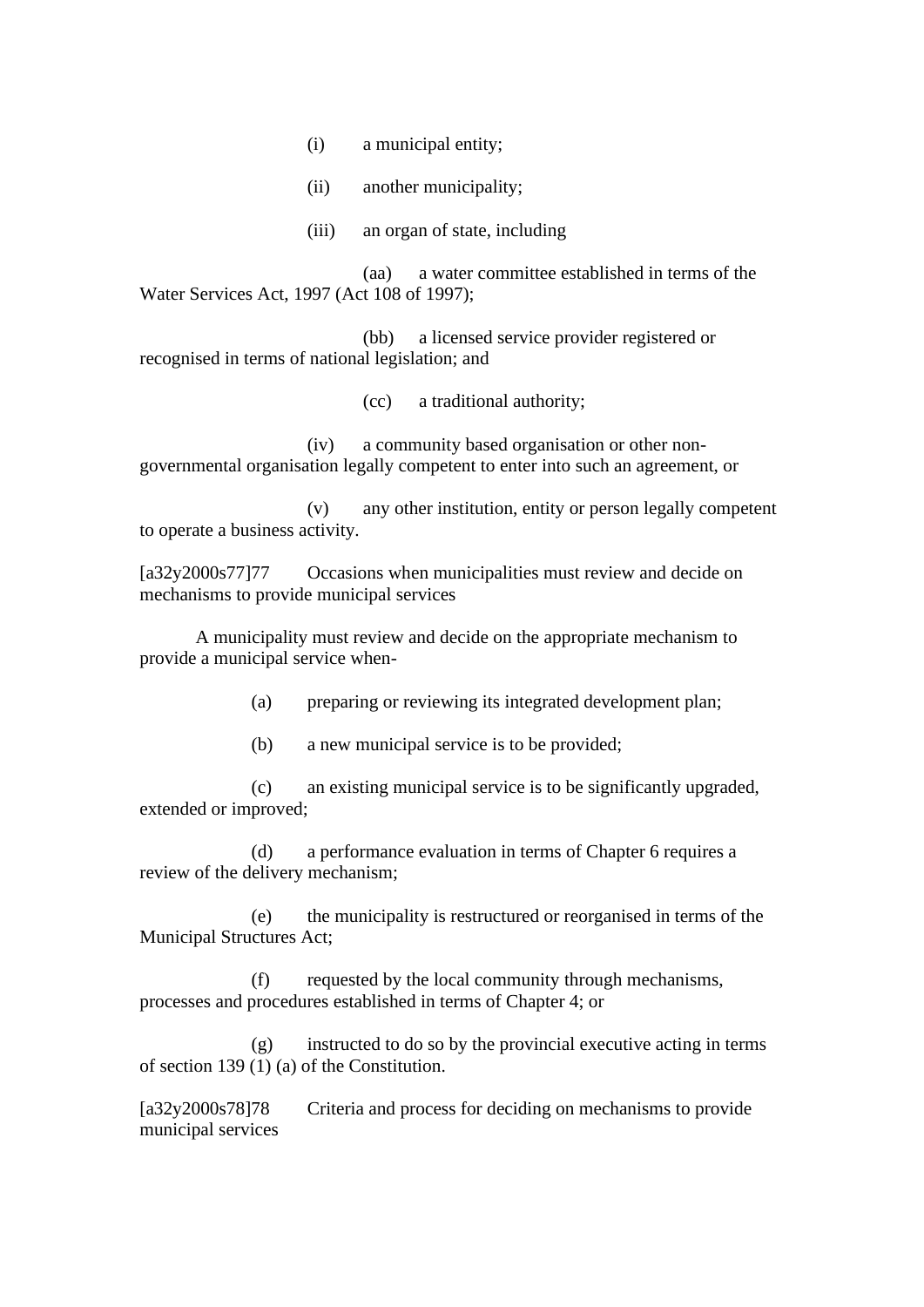(i) a municipal entity;

(ii) another municipality;

(iii) an organ of state, including

(aa) a water committee established in terms of the Water Services Act, 1997 (Act 108 of 1997);

(bb) a licensed service provider registered or recognised in terms of national legislation; and

(cc) a traditional authority;

(iv) a community based organisation or other non-governmental organisation legally competent to enter into such an agreement, or

(v) any other institution, entity or person legally competent to operate a business activity.

[a32y2000s77]77 Occasions when municipalities must review and decide on mechanisms to provide municipal services

A municipality must review and decide on the appropriate mechanism to provide a municipal service when-

(a) preparing or reviewing its integrated development plan;

(b) a new municipal service is to be provided;

(c) an existing municipal service is to be significantly upgraded, extended or improved;

(d) a performance evaluation in terms of Chapter 6 requires a review of the delivery mechanism;

(e) the municipality is restructured or reorganised in terms of the Municipal Structures Act;

(f) requested by the local community through mechanisms, processes and procedures established in terms of Chapter 4; or

(g) instructed to do so by the provincial executive acting in terms of section 139 (1) (a) of the Constitution.

[a32y2000s78]78 Criteria and process for deciding on mechanisms to provide municipal services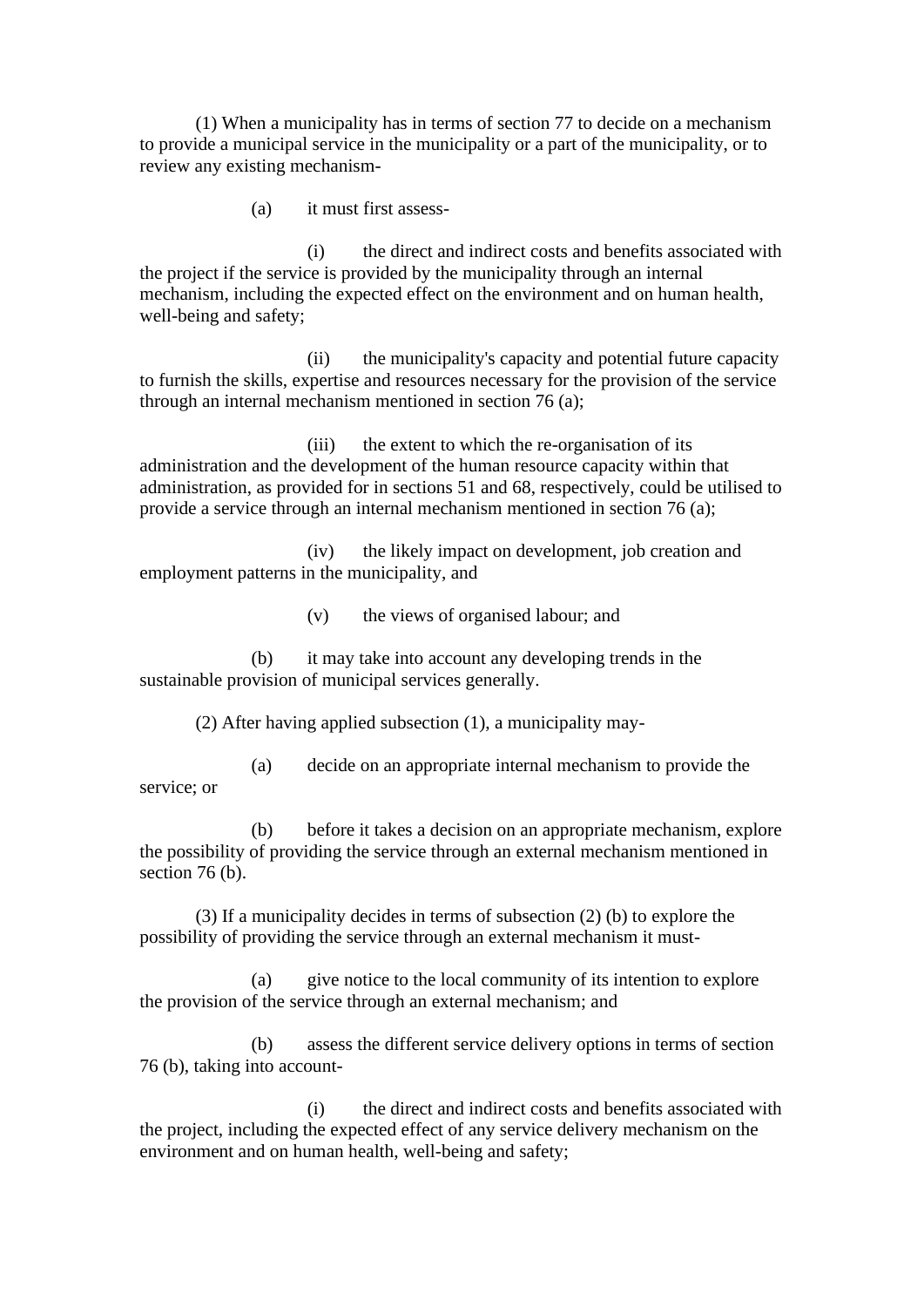(1) When a municipality has in terms of section 77 to decide on a mechanism to provide a municipal service in the municipality or a part of the municipality, or to review any existing mechanism-

(a) it must first assess-

(i) the direct and indirect costs and benefits associated with the project if the service is provided by the municipality through an internal mechanism, including the expected effect on the environment and on human health, well-being and safety;

(ii) the municipality's capacity and potential future capacity to furnish the skills, expertise and resources necessary for the provision of the service through an internal mechanism mentioned in section 76 (a);

(iii) the extent to which the re-organisation of its administration and the development of the human resource capacity within that administration, as provided for in sections 51 and 68, respectively, could be utilised to provide a service through an internal mechanism mentioned in section 76 (a);

(iv) the likely impact on development, job creation and employment patterns in the municipality, and

(v) the views of organised labour; and

(b) it may take into account any developing trends in the sustainable provision of municipal services generally.

(2) After having applied subsection (1), a municipality may-

(a) decide on an appropriate internal mechanism to provide the service; or

(b) before it takes a decision on an appropriate mechanism, explore the possibility of providing the service through an external mechanism mentioned in section 76 (b).

(3) If a municipality decides in terms of subsection (2) (b) to explore the possibility of providing the service through an external mechanism it must-

(a) give notice to the local community of its intention to explore the provision of the service through an external mechanism; and

(b) assess the different service delivery options in terms of section 76 (b), taking into account-

(i) the direct and indirect costs and benefits associated with the project, including the expected effect of any service delivery mechanism on the environment and on human health, well-being and safety;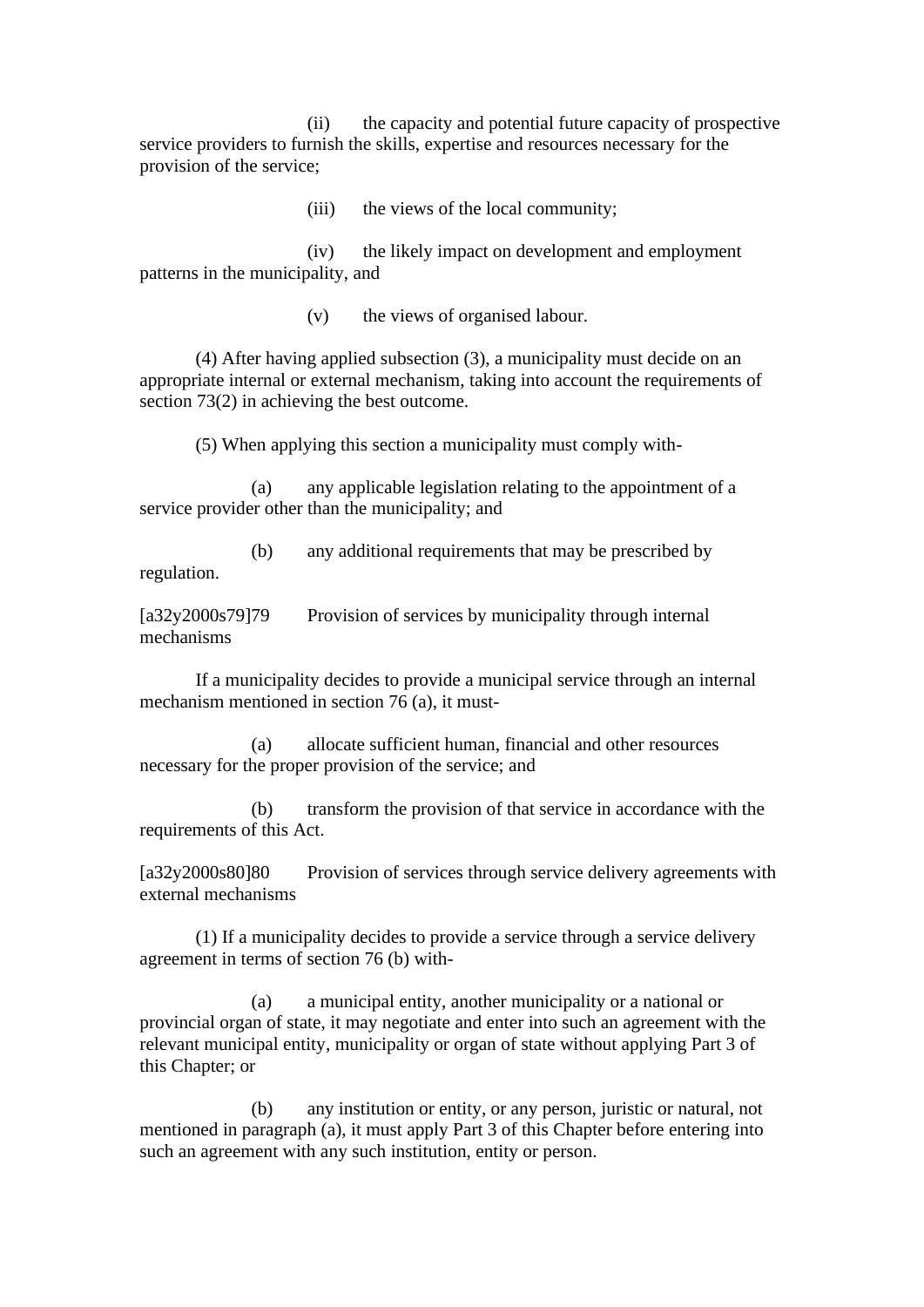(ii) the capacity and potential future capacity of prospective service providers to furnish the skills, expertise and resources necessary for the provision of the service;

(iii) the views of the local community;

(iv) the likely impact on development and employment patterns in the municipality, and

(v) the views of organised labour.

(4) After having applied subsection (3), a municipality must decide on an appropriate internal or external mechanism, taking into account the requirements of section 73(2) in achieving the best outcome.

(5) When applying this section a municipality must comply with-

(a) any applicable legislation relating to the appointment of a service provider other than the municipality; and

(b) any additional requirements that may be prescribed by regulation.

[a32y2000s79]79 Provision of services by municipality through internal mechanisms

If a municipality decides to provide a municipal service through an internal mechanism mentioned in section 76 (a), it must-

(a) allocate sufficient human, financial and other resources necessary for the proper provision of the service; and

(b) transform the provision of that service in accordance with the requirements of this Act.

[a32y2000s80]80 Provision of services through service delivery agreements with external mechanisms

(1) If a municipality decides to provide a service through a service delivery agreement in terms of section 76 (b) with-

(a) a municipal entity, another municipality or a national or provincial organ of state, it may negotiate and enter into such an agreement with the relevant municipal entity, municipality or organ of state without applying Part 3 of this Chapter; or

(b) any institution or entity, or any person, juristic or natural, not mentioned in paragraph (a), it must apply Part 3 of this Chapter before entering into such an agreement with any such institution, entity or person.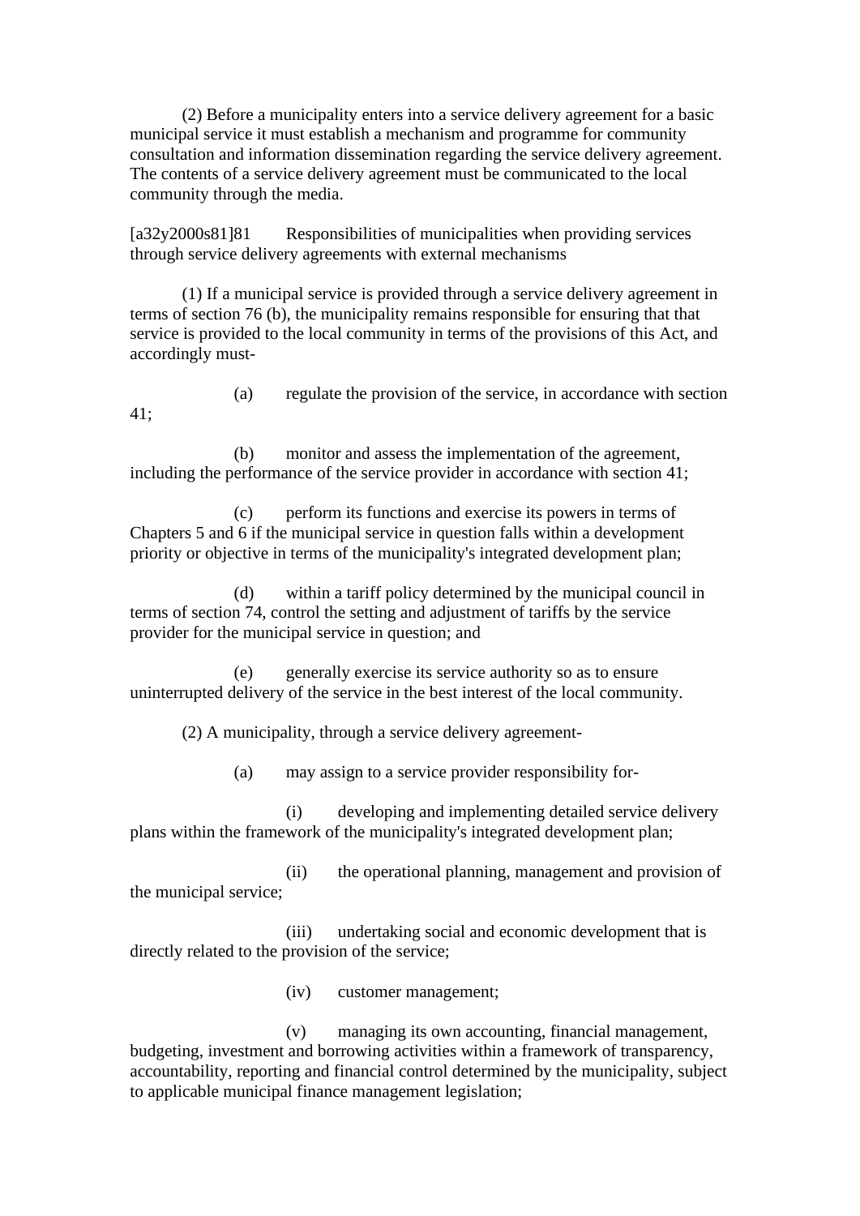(2) Before a municipality enters into a service delivery agreement for a basic municipal service it must establish a mechanism and programme for community consultation and information dissemination regarding the service delivery agreement. The contents of a service delivery agreement must be communicated to the local community through the media.

[a32y2000s81]81 Responsibilities of municipalities when providing services through service delivery agreements with external mechanisms

(1) If a municipal service is provided through a service delivery agreement in terms of section 76 (b), the municipality remains responsible for ensuring that that service is provided to the local community in terms of the provisions of this Act, and accordingly must-

(a) regulate the provision of the service, in accordance with section 41;

(b) monitor and assess the implementation of the agreement, including the performance of the service provider in accordance with section 41;

(c) perform its functions and exercise its powers in terms of Chapters 5 and 6 if the municipal service in question falls within a development priority or objective in terms of the municipality's integrated development plan;

(d) within a tariff policy determined by the municipal council in terms of section 74, control the setting and adjustment of tariffs by the service provider for the municipal service in question; and

(e) generally exercise its service authority so as to ensure uninterrupted delivery of the service in the best interest of the local community.

(2) A municipality, through a service delivery agreement-

(a) may assign to a service provider responsibility for-

(i) developing and implementing detailed service delivery plans within the framework of the municipality's integrated development plan;

(ii) the operational planning, management and provision of the municipal service;

(iii) undertaking social and economic development that is directly related to the provision of the service;

(iv) customer management;

(v) managing its own accounting, financial management, budgeting, investment and borrowing activities within a framework of transparency, accountability, reporting and financial control determined by the municipality, subject to applicable municipal finance management legislation;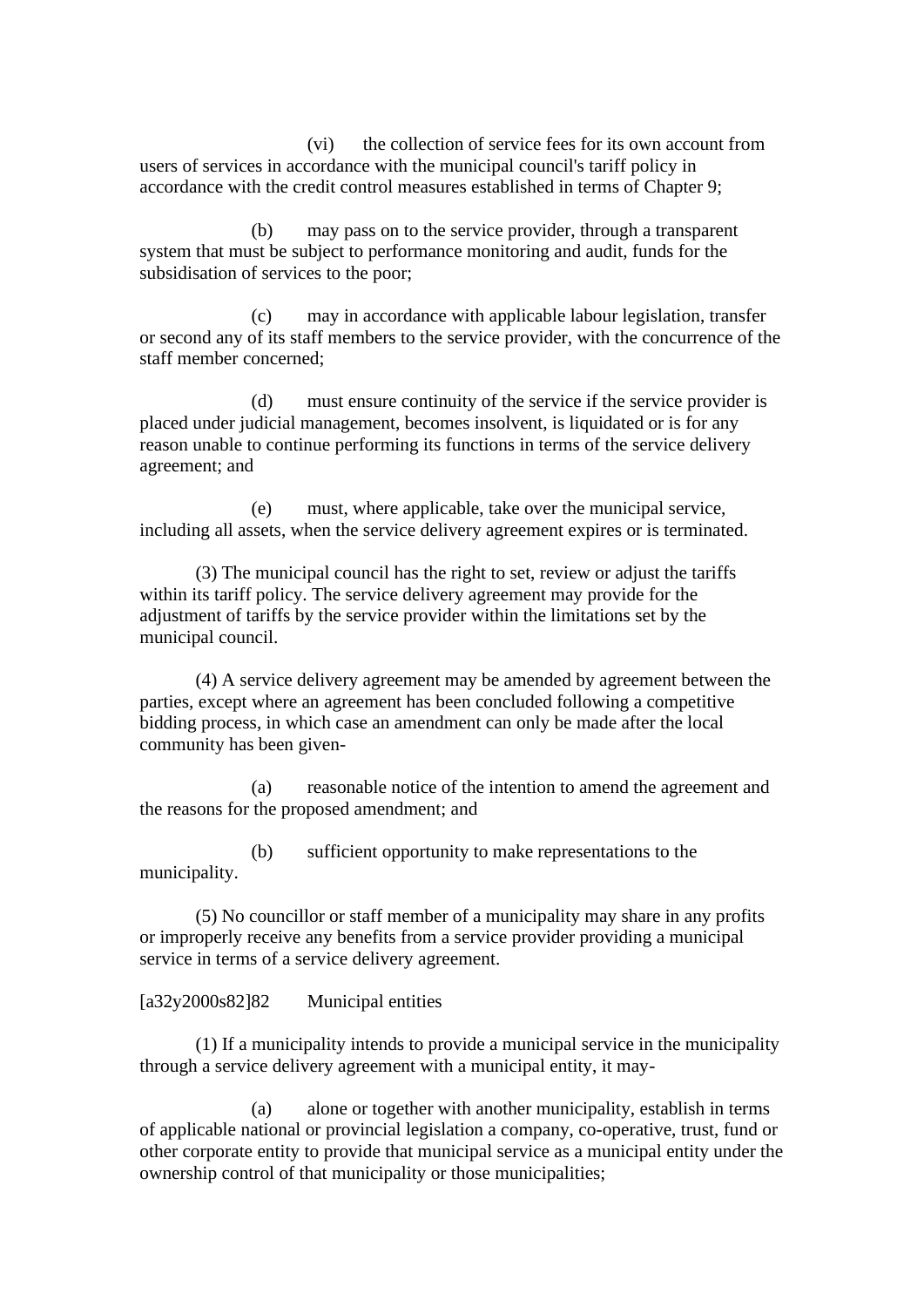(vi) the collection of service fees for its own account from users of services in accordance with the municipal council's tariff policy in accordance with the credit control measures established in terms of Chapter 9;

(b) may pass on to the service provider, through a transparent system that must be subject to performance monitoring and audit, funds for the subsidisation of services to the poor;

(c) may in accordance with applicable labour legislation, transfer or second any of its staff members to the service provider, with the concurrence of the staff member concerned;

(d) must ensure continuity of the service if the service provider is placed under judicial management, becomes insolvent, is liquidated or is for any reason unable to continue performing its functions in terms of the service delivery agreement; and

(e) must, where applicable, take over the municipal service, including all assets, when the service delivery agreement expires or is terminated.

(3) The municipal council has the right to set, review or adjust the tariffs within its tariff policy. The service delivery agreement may provide for the adjustment of tariffs by the service provider within the limitations set by the municipal council.

(4) A service delivery agreement may be amended by agreement between the parties, except where an agreement has been concluded following a competitive bidding process, in which case an amendment can only be made after the local community has been given-

(a) reasonable notice of the intention to amend the agreement and the reasons for the proposed amendment; and

(b) sufficient opportunity to make representations to the municipality.

(5) No councillor or staff member of a municipality may share in any profits or improperly receive any benefits from a service provider providing a municipal service in terms of a service delivery agreement.

[a32y2000s82]82 Municipal entities

(1) If a municipality intends to provide a municipal service in the municipality through a service delivery agreement with a municipal entity, it may-

(a) alone or together with another municipality, establish in terms of applicable national or provincial legislation a company, co-operative, trust, fund or other corporate entity to provide that municipal service as a municipal entity under the ownership control of that municipality or those municipalities;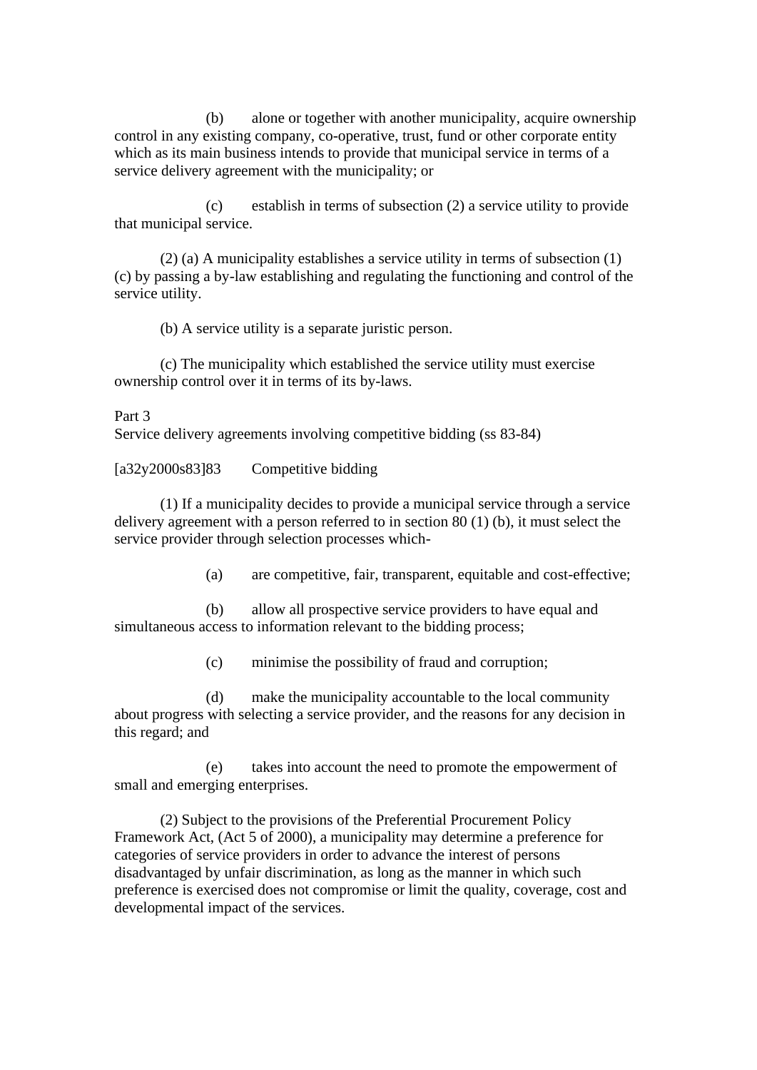(b) alone or together with another municipality, acquire ownership control in any existing company, co-operative, trust, fund or other corporate entity which as its main business intends to provide that municipal service in terms of a service delivery agreement with the municipality; or

(c) establish in terms of subsection (2) a service utility to provide that municipal service.

(2) (a) A municipality establishes a service utility in terms of subsection (1) (c) by passing a by-law establishing and regulating the functioning and control of the service utility.

(b) A service utility is a separate juristic person.

(c) The municipality which established the service utility must exercise ownership control over it in terms of its by-laws.

Part 3
Service delivery agreements involving competitive bidding (ss 83-84)

[a32y2000s83]83 Competitive bidding

(1) If a municipality decides to provide a municipal service through a service delivery agreement with a person referred to in section 80 (1) (b), it must select the service provider through selection processes which-

(a) are competitive, fair, transparent, equitable and cost-effective;

(b) allow all prospective service providers to have equal and simultaneous access to information relevant to the bidding process;

(c) minimise the possibility of fraud and corruption;

(d) make the municipality accountable to the local community about progress with selecting a service provider, and the reasons for any decision in this regard; and

(e) takes into account the need to promote the empowerment of small and emerging enterprises.

(2) Subject to the provisions of the Preferential Procurement Policy Framework Act, (Act 5 of 2000), a municipality may determine a preference for categories of service providers in order to advance the interest of persons disadvantaged by unfair discrimination, as long as the manner in which such preference is exercised does not compromise or limit the quality, coverage, cost and developmental impact of the services.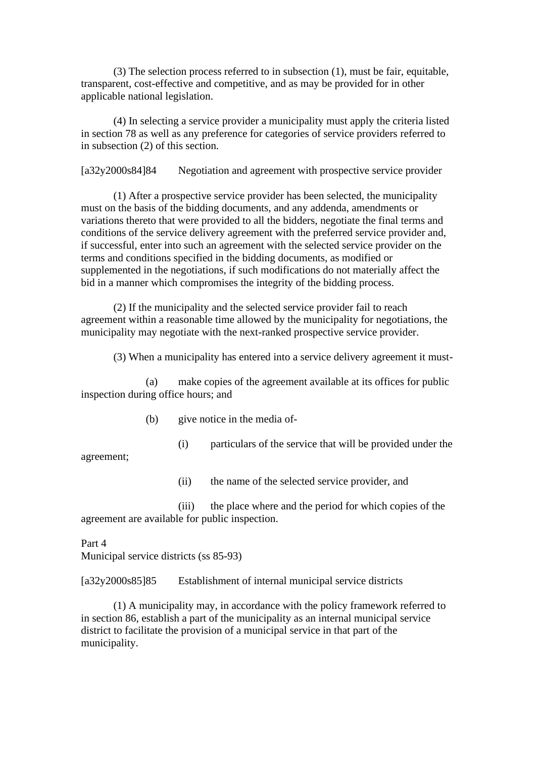(3) The selection process referred to in subsection (1), must be fair, equitable, transparent, cost-effective and competitive, and as may be provided for in other applicable national legislation.

(4) In selecting a service provider a municipality must apply the criteria listed in section 78 as well as any preference for categories of service providers referred to in subsection (2) of this section.

[a32y2000s84]84 Negotiation and agreement with prospective service provider

(1) After a prospective service provider has been selected, the municipality must on the basis of the bidding documents, and any addenda, amendments or variations thereto that were provided to all the bidders, negotiate the final terms and conditions of the service delivery agreement with the preferred service provider and, if successful, enter into such an agreement with the selected service provider on the terms and conditions specified in the bidding documents, as modified or supplemented in the negotiations, if such modifications do not materially affect the bid in a manner which compromises the integrity of the bidding process.

(2) If the municipality and the selected service provider fail to reach agreement within a reasonable time allowed by the municipality for negotiations, the municipality may negotiate with the next-ranked prospective service provider.

(3) When a municipality has entered into a service delivery agreement it must-

(a) make copies of the agreement available at its offices for public inspection during office hours; and

(b) give notice in the media of-

(i) particulars of the service that will be provided under the agreement;

(ii) the name of the selected service provider, and

(iii) the place where and the period for which copies of the agreement are available for public inspection.

Part 4
Municipal service districts (ss 85-93)

[a32y2000s85]85 Establishment of internal municipal service districts

(1) A municipality may, in accordance with the policy framework referred to in section 86, establish a part of the municipality as an internal municipal service district to facilitate the provision of a municipal service in that part of the municipality.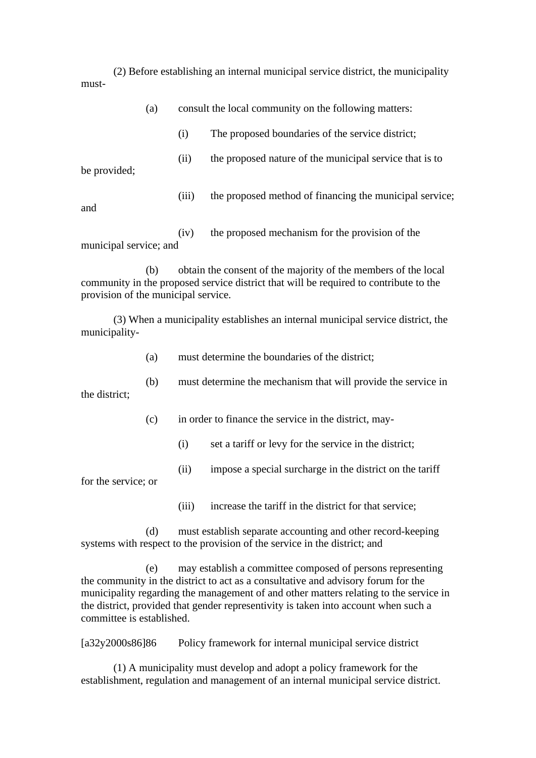(2) Before establishing an internal municipal service district, the municipality must-

(a) consult the local community on the following matters:

(i) The proposed boundaries of the service district;

(ii) the proposed nature of the municipal service that is to be provided;

(iii) the proposed method of financing the municipal service; and

(iv) the proposed mechanism for the provision of the municipal service; and

(b) obtain the consent of the majority of the members of the local community in the proposed service district that will be required to contribute to the provision of the municipal service.

(3) When a municipality establishes an internal municipal service district, the municipality-

(a) must determine the boundaries of the district;

(b) must determine the mechanism that will provide the service in the district;

(c) in order to finance the service in the district, may-

(i) set a tariff or levy for the service in the district;

(ii) impose a special surcharge in the district on the tariff for the service; or

(iii) increase the tariff in the district for that service;

(d) must establish separate accounting and other record-keeping systems with respect to the provision of the service in the district; and

(e) may establish a committee composed of persons representing the community in the district to act as a consultative and advisory forum for the municipality regarding the management of and other matters relating to the service in the district, provided that gender representivity is taken into account when such a committee is established.

[a32y2000s86]86 Policy framework for internal municipal service district

(1) A municipality must develop and adopt a policy framework for the establishment, regulation and management of an internal municipal service district.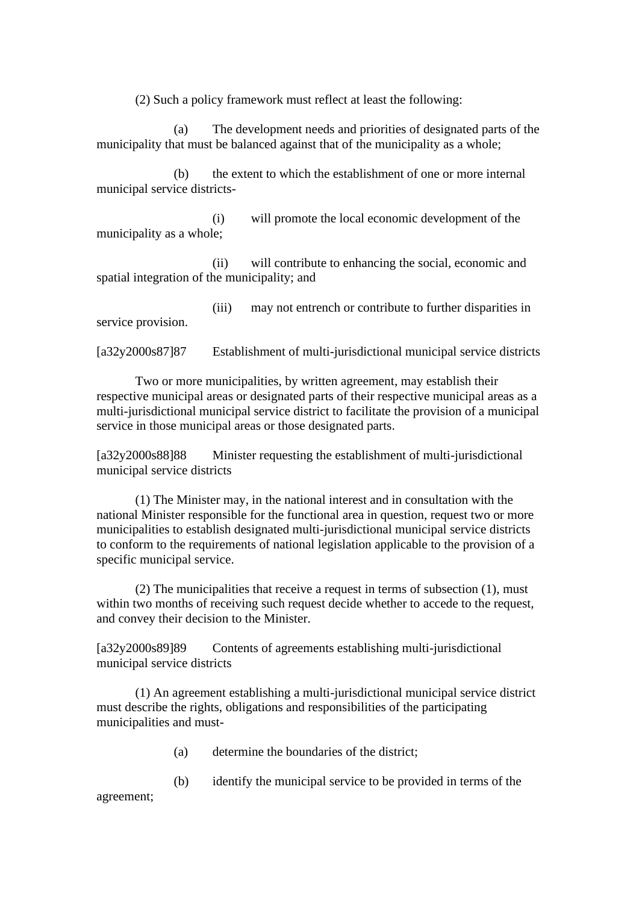(2) Such a policy framework must reflect at least the following:

(a) The development needs and priorities of designated parts of the municipality that must be balanced against that of the municipality as a whole;

(b) the extent to which the establishment of one or more internal municipal service districts-

(i) will promote the local economic development of the municipality as a whole;

(ii) will contribute to enhancing the social, economic and spatial integration of the municipality; and

(iii) may not entrench or contribute to further disparities in service provision.

[a32y2000s87]87 Establishment of multi-jurisdictional municipal service districts

Two or more municipalities, by written agreement, may establish their respective municipal areas or designated parts of their respective municipal areas as a multi-jurisdictional municipal service district to facilitate the provision of a municipal service in those municipal areas or those designated parts.

[a32y2000s88]88 Minister requesting the establishment of multi-jurisdictional municipal service districts

(1) The Minister may, in the national interest and in consultation with the national Minister responsible for the functional area in question, request two or more municipalities to establish designated multi-jurisdictional municipal service districts to conform to the requirements of national legislation applicable to the provision of a specific municipal service.

(2) The municipalities that receive a request in terms of subsection (1), must within two months of receiving such request decide whether to accede to the request, and convey their decision to the Minister.

[a32y2000s89]89 Contents of agreements establishing multi-jurisdictional municipal service districts

(1) An agreement establishing a multi-jurisdictional municipal service district must describe the rights, obligations and responsibilities of the participating municipalities and must-

(a) determine the boundaries of the district;

(b) identify the municipal service to be provided in terms of the agreement;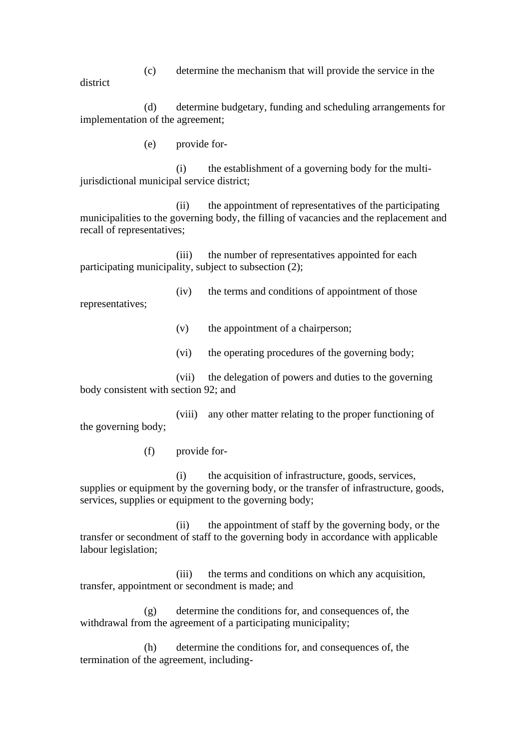(c) determine the mechanism that will provide the service in the district

(d) determine budgetary, funding and scheduling arrangements for implementation of the agreement;

(e) provide for-

(i) the establishment of a governing body for the multi-jurisdictional municipal service district;

(ii) the appointment of representatives of the participating municipalities to the governing body, the filling of vacancies and the replacement and recall of representatives;

(iii) the number of representatives appointed for each participating municipality, subject to subsection (2);

(iv) the terms and conditions of appointment of those representatives;

(v) the appointment of a chairperson;

(vi) the operating procedures of the governing body;

(vii) the delegation of powers and duties to the governing body consistent with section 92; and

(viii) any other matter relating to the proper functioning of the governing body;

(f) provide for-

(i) the acquisition of infrastructure, goods, services, supplies or equipment by the governing body, or the transfer of infrastructure, goods, services, supplies or equipment to the governing body;

(ii) the appointment of staff by the governing body, or the transfer or secondment of staff to the governing body in accordance with applicable labour legislation;

(iii) the terms and conditions on which any acquisition, transfer, appointment or secondment is made; and

(g) determine the conditions for, and consequences of, the withdrawal from the agreement of a participating municipality;

(h) determine the conditions for, and consequences of, the termination of the agreement, including-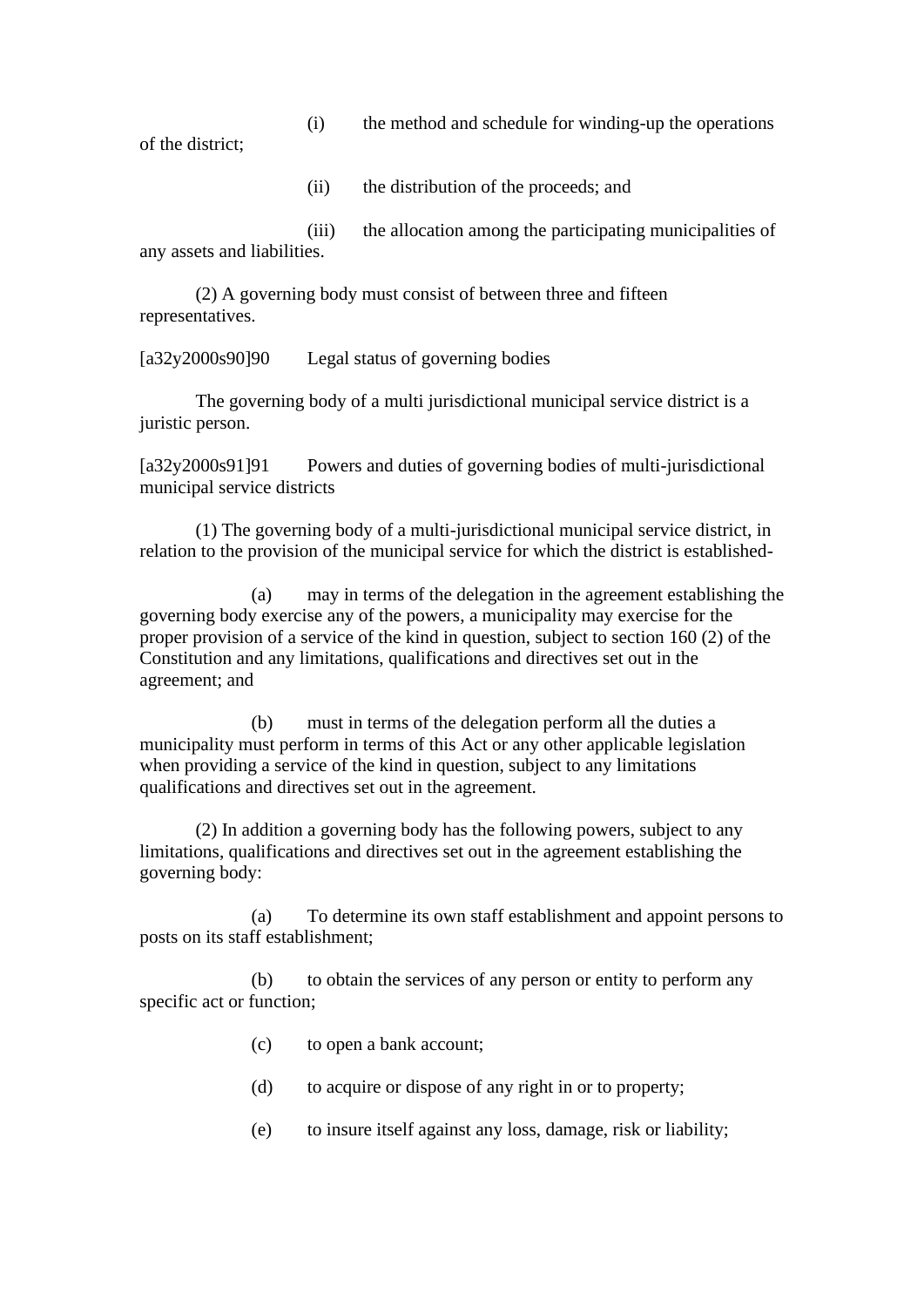(i) the method and schedule for winding-up the operations of the district;

(ii) the distribution of the proceeds; and

(iii) the allocation among the participating municipalities of any assets and liabilities.

(2) A governing body must consist of between three and fifteen representatives.

[a32y2000s90]90 Legal status of governing bodies

The governing body of a multi jurisdictional municipal service district is a juristic person.

[a32y2000s91]91 Powers and duties of governing bodies of multi-jurisdictional municipal service districts

(1) The governing body of a multi-jurisdictional municipal service district, in relation to the provision of the municipal service for which the district is established-

(a) may in terms of the delegation in the agreement establishing the governing body exercise any of the powers, a municipality may exercise for the proper provision of a service of the kind in question, subject to section 160 (2) of the Constitution and any limitations, qualifications and directives set out in the agreement; and

(b) must in terms of the delegation perform all the duties a municipality must perform in terms of this Act or any other applicable legislation when providing a service of the kind in question, subject to any limitations qualifications and directives set out in the agreement.

(2) In addition a governing body has the following powers, subject to any limitations, qualifications and directives set out in the agreement establishing the governing body:

(a) To determine its own staff establishment and appoint persons to posts on its staff establishment;

(b) to obtain the services of any person or entity to perform any specific act or function;

(c) to open a bank account;

(d) to acquire or dispose of any right in or to property;

(e) to insure itself against any loss, damage, risk or liability;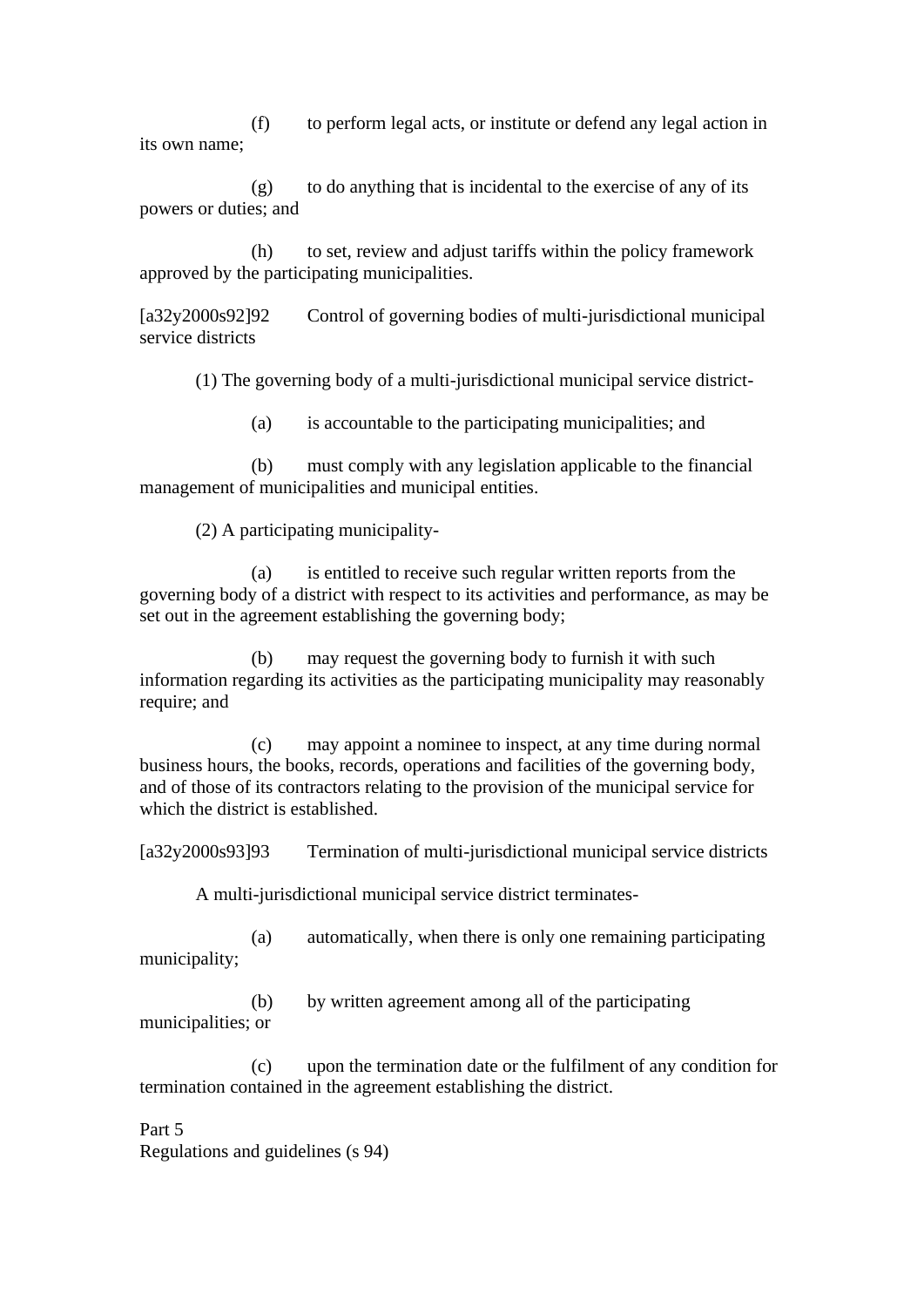(f) to perform legal acts, or institute or defend any legal action in its own name;

(g) to do anything that is incidental to the exercise of any of its powers or duties; and

(h) to set, review and adjust tariffs within the policy framework approved by the participating municipalities.

[a32y2000s92]92 Control of governing bodies of multi-jurisdictional municipal service districts

(1) The governing body of a multi-jurisdictional municipal service district-

(a) is accountable to the participating municipalities; and

(b) must comply with any legislation applicable to the financial management of municipalities and municipal entities.

(2) A participating municipality-

(a) is entitled to receive such regular written reports from the governing body of a district with respect to its activities and performance, as may be set out in the agreement establishing the governing body;

(b) may request the governing body to furnish it with such information regarding its activities as the participating municipality may reasonably require; and

(c) may appoint a nominee to inspect, at any time during normal business hours, the books, records, operations and facilities of the governing body, and of those of its contractors relating to the provision of the municipal service for which the district is established.

[a32y2000s93]93 Termination of multi-jurisdictional municipal service districts

A multi-jurisdictional municipal service district terminates-

(a) automatically, when there is only one remaining participating municipality;

(b) by written agreement among all of the participating municipalities; or

(c) upon the termination date or the fulfilment of any condition for termination contained in the agreement establishing the district.

Part 5
Regulations and guidelines (s 94)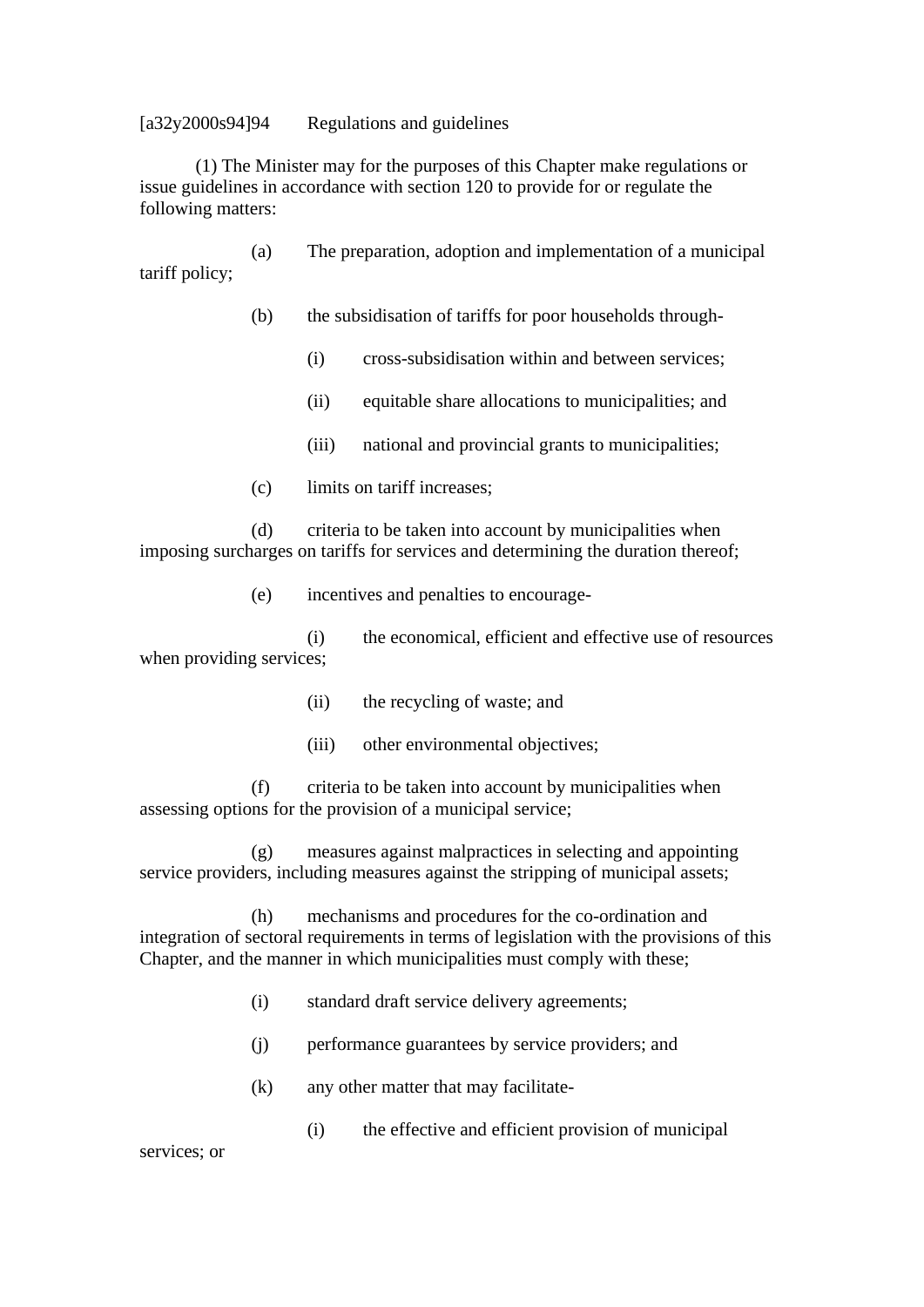[a32y2000s94]94 Regulations and guidelines

(1) The Minister may for the purposes of this Chapter make regulations or issue guidelines in accordance with section 120 to provide for or regulate the following matters:

(a) The preparation, adoption and implementation of a municipal tariff policy;

(b) the subsidisation of tariffs for poor households through-

(i) cross-subsidisation within and between services;

(ii) equitable share allocations to municipalities; and

(iii) national and provincial grants to municipalities;

(c) limits on tariff increases;

(d) criteria to be taken into account by municipalities when imposing surcharges on tariffs for services and determining the duration thereof;

(e) incentives and penalties to encourage-

(i) the economical, efficient and effective use of resources when providing services;

(ii) the recycling of waste; and

(iii) other environmental objectives;

(f) criteria to be taken into account by municipalities when assessing options for the provision of a municipal service;

(g) measures against malpractices in selecting and appointing service providers, including measures against the stripping of municipal assets;

(h) mechanisms and procedures for the co-ordination and integration of sectoral requirements in terms of legislation with the provisions of this Chapter, and the manner in which municipalities must comply with these;

(i) standard draft service delivery agreements;

(j) performance guarantees by service providers; and

(k) any other matter that may facilitate-

(i) the effective and efficient provision of municipal services; or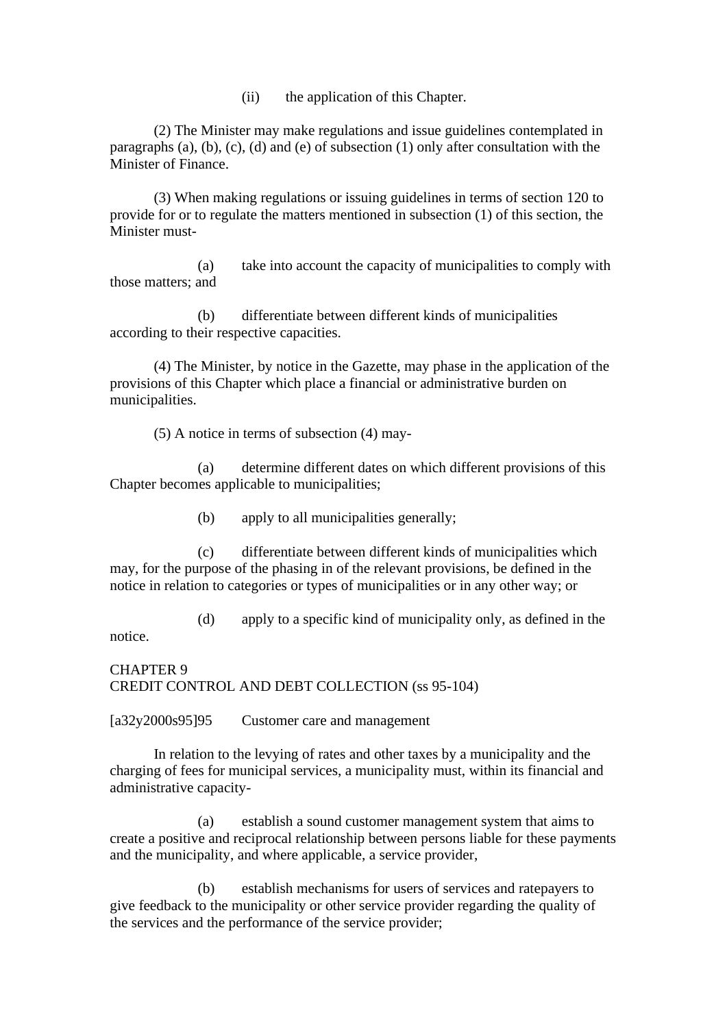(ii) the application of this Chapter.

(2) The Minister may make regulations and issue guidelines contemplated in paragraphs (a), (b), (c), (d) and (e) of subsection (1) only after consultation with the Minister of Finance.

(3) When making regulations or issuing guidelines in terms of section 120 to provide for or to regulate the matters mentioned in subsection (1) of this section, the Minister must-

(a) take into account the capacity of municipalities to comply with those matters; and

(b) differentiate between different kinds of municipalities according to their respective capacities.

(4) The Minister, by notice in the Gazette, may phase in the application of the provisions of this Chapter which place a financial or administrative burden on municipalities.

(5) A notice in terms of subsection (4) may-

(a) determine different dates on which different provisions of this Chapter becomes applicable to municipalities;

(b) apply to all municipalities generally;

(c) differentiate between different kinds of municipalities which may, for the purpose of the phasing in of the relevant provisions, be defined in the notice in relation to categories or types of municipalities or in any other way; or

(d) apply to a specific kind of municipality only, as defined in the notice.

## CHAPTER 9
## CREDIT CONTROL AND DEBT COLLECTION (ss 95-104)

[a32y2000s95]95 Customer care and management

In relation to the levying of rates and other taxes by a municipality and the charging of fees for municipal services, a municipality must, within its financial and administrative capacity-

(a) establish a sound customer management system that aims to create a positive and reciprocal relationship between persons liable for these payments and the municipality, and where applicable, a service provider,

(b) establish mechanisms for users of services and ratepayers to give feedback to the municipality or other service provider regarding the quality of the services and the performance of the service provider;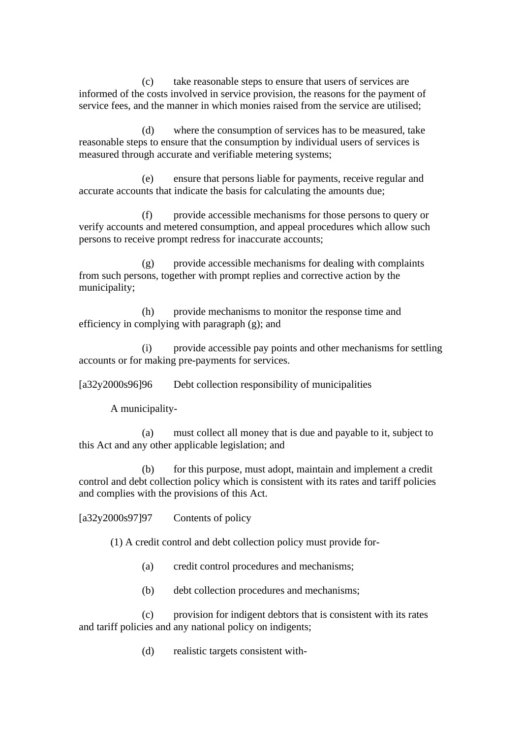(c) take reasonable steps to ensure that users of services are informed of the costs involved in service provision, the reasons for the payment of service fees, and the manner in which monies raised from the service are utilised;

(d) where the consumption of services has to be measured, take reasonable steps to ensure that the consumption by individual users of services is measured through accurate and verifiable metering systems;

(e) ensure that persons liable for payments, receive regular and accurate accounts that indicate the basis for calculating the amounts due;

(f) provide accessible mechanisms for those persons to query or verify accounts and metered consumption, and appeal procedures which allow such persons to receive prompt redress for inaccurate accounts;

(g) provide accessible mechanisms for dealing with complaints from such persons, together with prompt replies and corrective action by the municipality;

(h) provide mechanisms to monitor the response time and efficiency in complying with paragraph (g); and

(i) provide accessible pay points and other mechanisms for settling accounts or for making pre-payments for services.

[a32y2000s96]96 Debt collection responsibility of municipalities

A municipality-

(a) must collect all money that is due and payable to it, subject to this Act and any other applicable legislation; and

(b) for this purpose, must adopt, maintain and implement a credit control and debt collection policy which is consistent with its rates and tariff policies and complies with the provisions of this Act.

[a32y2000s97]97 Contents of policy

(1) A credit control and debt collection policy must provide for-

(a) credit control procedures and mechanisms;

(b) debt collection procedures and mechanisms;

(c) provision for indigent debtors that is consistent with its rates and tariff policies and any national policy on indigents;

(d) realistic targets consistent with-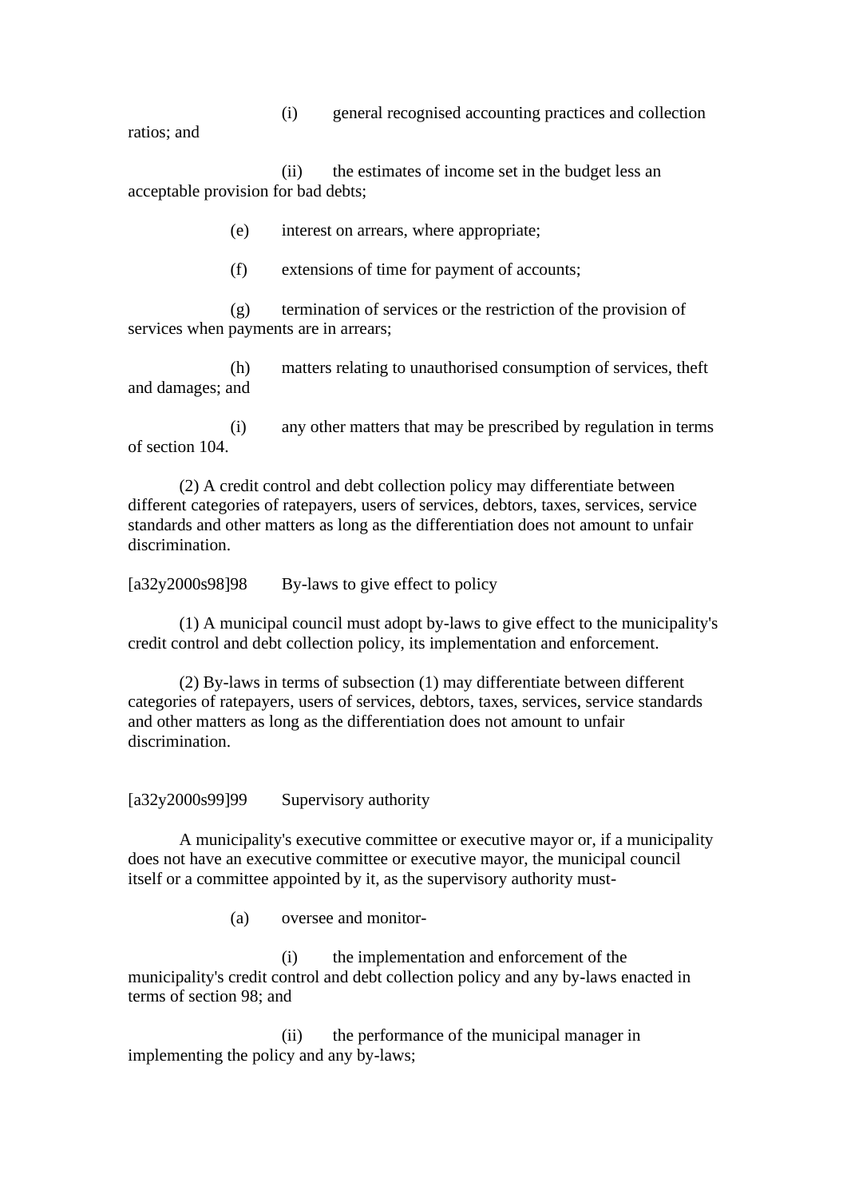(i) general recognised accounting practices and collection ratios; and

(ii) the estimates of income set in the budget less an acceptable provision for bad debts;

(e) interest on arrears, where appropriate;

(f) extensions of time for payment of accounts;

(g) termination of services or the restriction of the provision of services when payments are in arrears;

(h) matters relating to unauthorised consumption of services, theft and damages; and

(i) any other matters that may be prescribed by regulation in terms of section 104.

(2) A credit control and debt collection policy may differentiate between different categories of ratepayers, users of services, debtors, taxes, services, service standards and other matters as long as the differentiation does not amount to unfair discrimination.

[a32y2000s98]98 By-laws to give effect to policy

(1) A municipal council must adopt by-laws to give effect to the municipality's credit control and debt collection policy, its implementation and enforcement.

(2) By-laws in terms of subsection (1) may differentiate between different categories of ratepayers, users of services, debtors, taxes, services, service standards and other matters as long as the differentiation does not amount to unfair discrimination.

[a32y2000s99]99 Supervisory authority

A municipality's executive committee or executive mayor or, if a municipality does not have an executive committee or executive mayor, the municipal council itself or a committee appointed by it, as the supervisory authority must-

(a) oversee and monitor-

(i) the implementation and enforcement of the municipality's credit control and debt collection policy and any by-laws enacted in terms of section 98; and

(ii) the performance of the municipal manager in implementing the policy and any by-laws;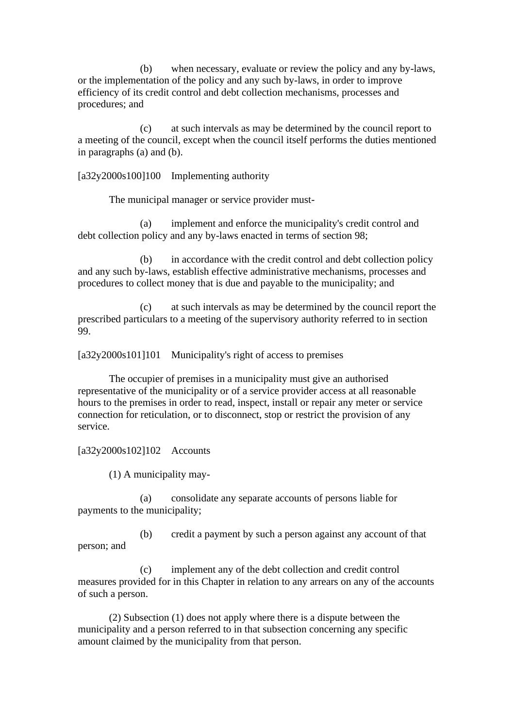(b) when necessary, evaluate or review the policy and any by-laws, or the implementation of the policy and any such by-laws, in order to improve efficiency of its credit control and debt collection mechanisms, processes and procedures; and

(c) at such intervals as may be determined by the council report to a meeting of the council, except when the council itself performs the duties mentioned in paragraphs (a) and (b).

[a32y2000s100]100 Implementing authority

The municipal manager or service provider must-

(a) implement and enforce the municipality's credit control and debt collection policy and any by-laws enacted in terms of section 98;

(b) in accordance with the credit control and debt collection policy and any such by-laws, establish effective administrative mechanisms, processes and procedures to collect money that is due and payable to the municipality; and

(c) at such intervals as may be determined by the council report the prescribed particulars to a meeting of the supervisory authority referred to in section 99.

[a32y2000s101]101 Municipality's right of access to premises

The occupier of premises in a municipality must give an authorised representative of the municipality or of a service provider access at all reasonable hours to the premises in order to read, inspect, install or repair any meter or service connection for reticulation, or to disconnect, stop or restrict the provision of any service.

[a32y2000s102]102 Accounts

(1) A municipality may-

(a) consolidate any separate accounts of persons liable for payments to the municipality;

(b) credit a payment by such a person against any account of that person; and

(c) implement any of the debt collection and credit control measures provided for in this Chapter in relation to any arrears on any of the accounts of such a person.

(2) Subsection (1) does not apply where there is a dispute between the municipality and a person referred to in that subsection concerning any specific amount claimed by the municipality from that person.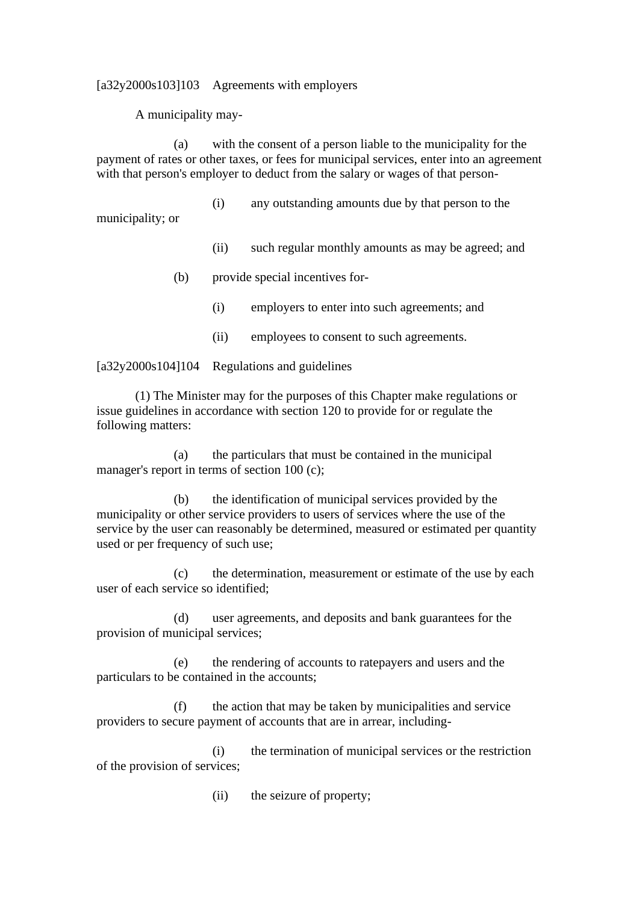[a32y2000s103]103 Agreements with employers

A municipality may-

(a) with the consent of a person liable to the municipality for the payment of rates or other taxes, or fees for municipal services, enter into an agreement with that person's employer to deduct from the salary or wages of that person-

(i) any outstanding amounts due by that person to the municipality; or

(ii) such regular monthly amounts as may be agreed; and

(b) provide special incentives for-

(i) employers to enter into such agreements; and

(ii) employees to consent to such agreements.

[a32y2000s104]104 Regulations and guidelines

(1) The Minister may for the purposes of this Chapter make regulations or issue guidelines in accordance with section 120 to provide for or regulate the following matters:

(a) the particulars that must be contained in the municipal manager's report in terms of section 100 (c);

(b) the identification of municipal services provided by the municipality or other service providers to users of services where the use of the service by the user can reasonably be determined, measured or estimated per quantity used or per frequency of such use;

(c) the determination, measurement or estimate of the use by each user of each service so identified;

(d) user agreements, and deposits and bank guarantees for the provision of municipal services;

(e) the rendering of accounts to ratepayers and users and the particulars to be contained in the accounts;

(f) the action that may be taken by municipalities and service providers to secure payment of accounts that are in arrear, including-

(i) the termination of municipal services or the restriction of the provision of services;

(ii) the seizure of property;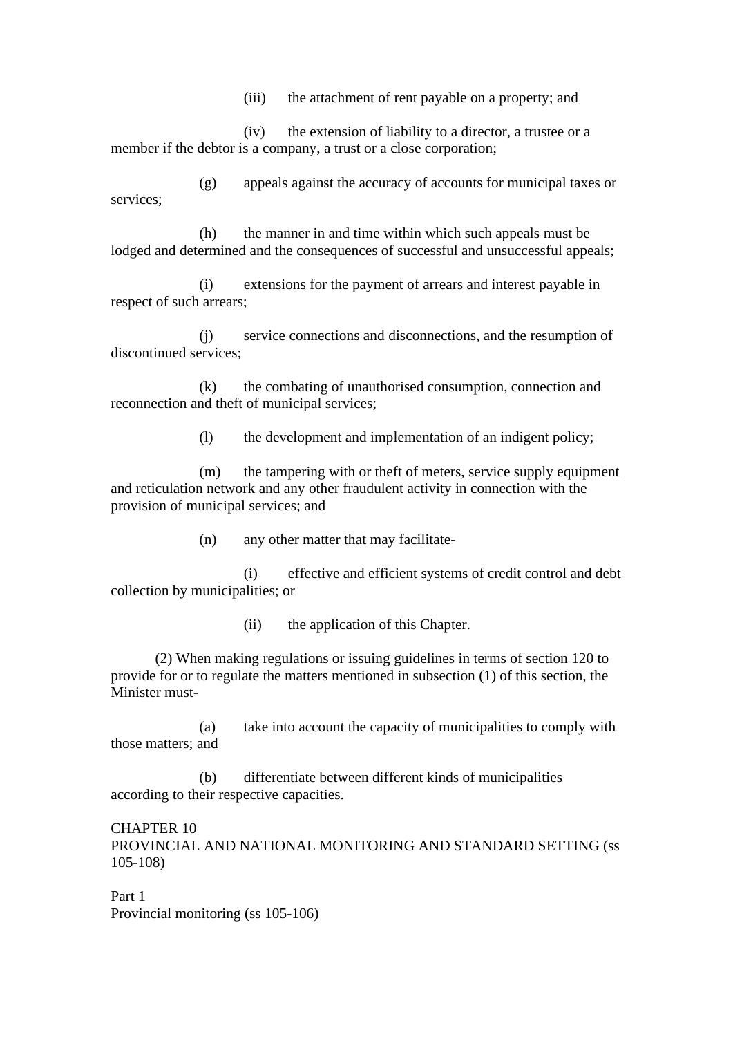(iii) the attachment of rent payable on a property; and

(iv) the extension of liability to a director, a trustee or a member if the debtor is a company, a trust or a close corporation;

(g) appeals against the accuracy of accounts for municipal taxes or services;

(h) the manner in and time within which such appeals must be lodged and determined and the consequences of successful and unsuccessful appeals;

(i) extensions for the payment of arrears and interest payable in respect of such arrears;

(j) service connections and disconnections, and the resumption of discontinued services;

(k) the combating of unauthorised consumption, connection and reconnection and theft of municipal services;

(l) the development and implementation of an indigent policy;

(m) the tampering with or theft of meters, service supply equipment and reticulation network and any other fraudulent activity in connection with the provision of municipal services; and

(n) any other matter that may facilitate-

(i) effective and efficient systems of credit control and debt collection by municipalities; or

(ii) the application of this Chapter.

(2) When making regulations or issuing guidelines in terms of section 120 to provide for or to regulate the matters mentioned in subsection (1) of this section, the Minister must-

(a) take into account the capacity of municipalities to comply with those matters; and

(b) differentiate between different kinds of municipalities according to their respective capacities.

## CHAPTER 10
## PROVINCIAL AND NATIONAL MONITORING AND STANDARD SETTING (ss 105-108)

### Part 1
### Provincial monitoring (ss 105-106)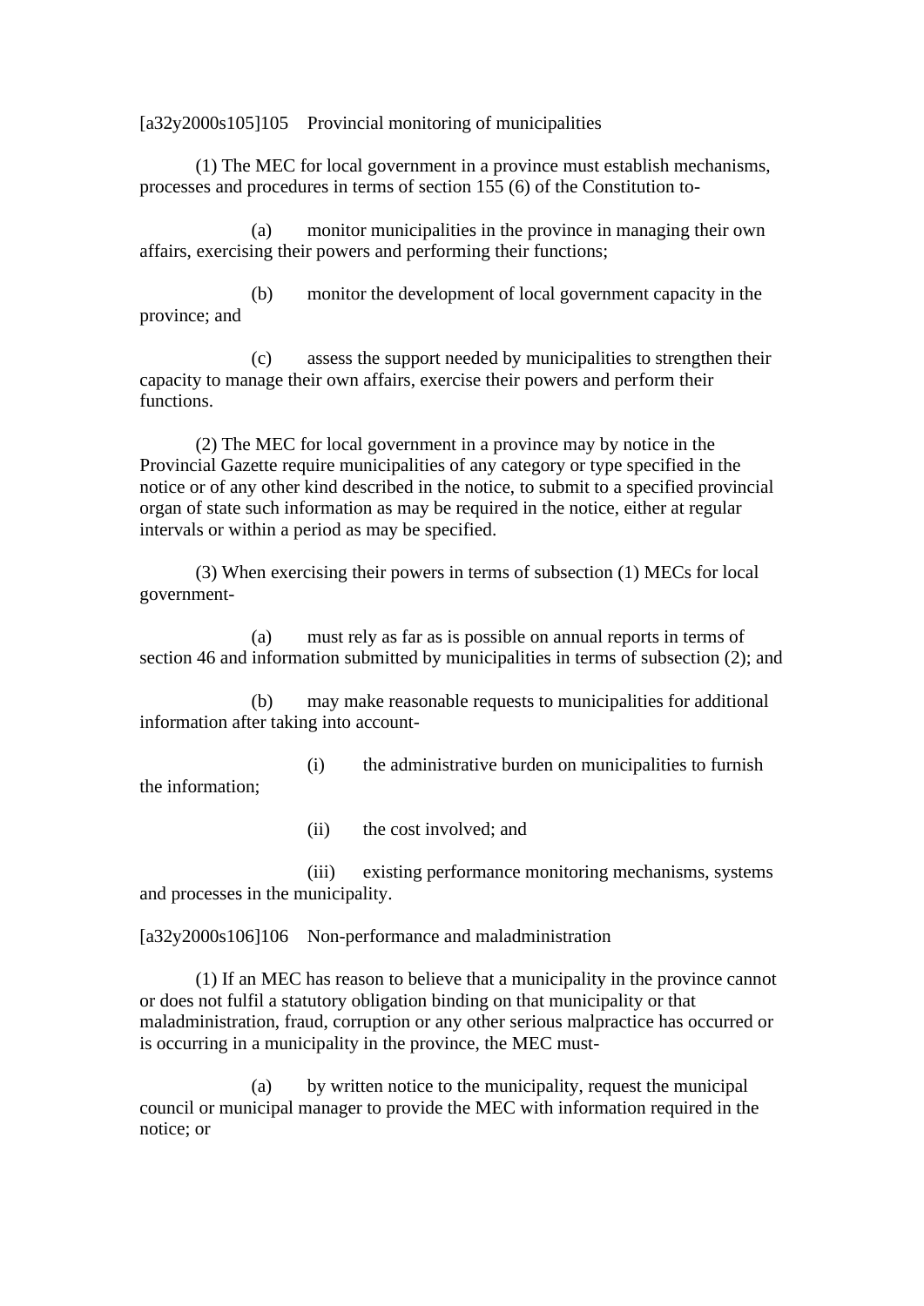[a32y2000s105]105 Provincial monitoring of municipalities

(1) The MEC for local government in a province must establish mechanisms, processes and procedures in terms of section 155 (6) of the Constitution to-

(a) monitor municipalities in the province in managing their own affairs, exercising their powers and performing their functions;

(b) monitor the development of local government capacity in the province; and

(c) assess the support needed by municipalities to strengthen their capacity to manage their own affairs, exercise their powers and perform their functions.

(2) The MEC for local government in a province may by notice in the Provincial Gazette require municipalities of any category or type specified in the notice or of any other kind described in the notice, to submit to a specified provincial organ of state such information as may be required in the notice, either at regular intervals or within a period as may be specified.

(3) When exercising their powers in terms of subsection (1) MECs for local government-

(a) must rely as far as is possible on annual reports in terms of section 46 and information submitted by municipalities in terms of subsection (2); and

(b) may make reasonable requests to municipalities for additional information after taking into account-

(i) the administrative burden on municipalities to furnish the information;

(ii) the cost involved; and

(iii) existing performance monitoring mechanisms, systems and processes in the municipality.

[a32y2000s106]106 Non-performance and maladministration

(1) If an MEC has reason to believe that a municipality in the province cannot or does not fulfil a statutory obligation binding on that municipality or that maladministration, fraud, corruption or any other serious malpractice has occurred or is occurring in a municipality in the province, the MEC must-

(a) by written notice to the municipality, request the municipal council or municipal manager to provide the MEC with information required in the notice; or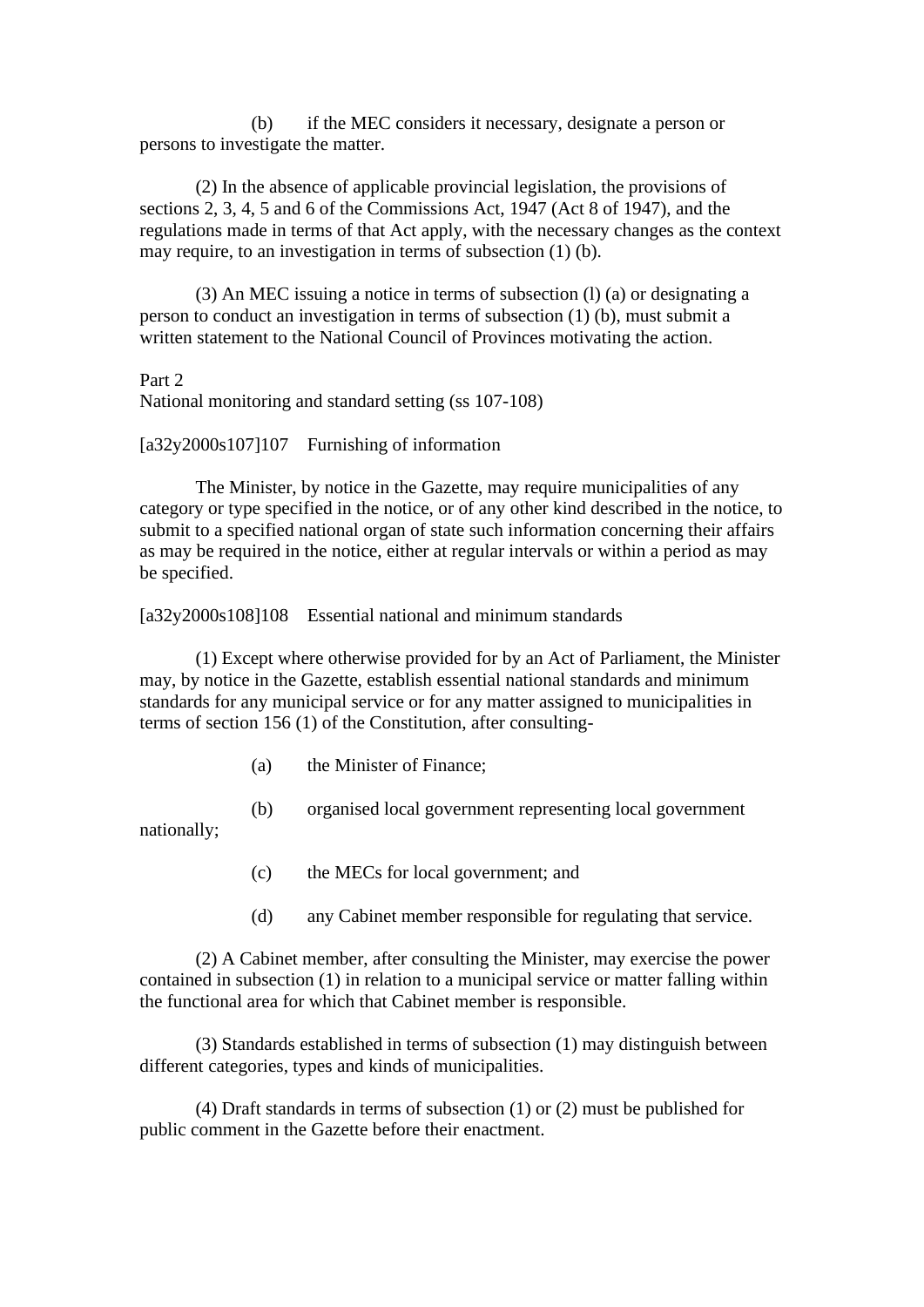(b) if the MEC considers it necessary, designate a person or persons to investigate the matter.

(2) In the absence of applicable provincial legislation, the provisions of sections 2, 3, 4, 5 and 6 of the Commissions Act, 1947 (Act 8 of 1947), and the regulations made in terms of that Act apply, with the necessary changes as the context may require, to an investigation in terms of subsection (1) (b).

(3) An MEC issuing a notice in terms of subsection (l) (a) or designating a person to conduct an investigation in terms of subsection (1) (b), must submit a written statement to the National Council of Provinces motivating the action.

Part 2
National monitoring and standard setting (ss 107-108)

[a32y2000s107]107 Furnishing of information

The Minister, by notice in the Gazette, may require municipalities of any category or type specified in the notice, or of any other kind described in the notice, to submit to a specified national organ of state such information concerning their affairs as may be required in the notice, either at regular intervals or within a period as may be specified.

[a32y2000s108]108 Essential national and minimum standards

(1) Except where otherwise provided for by an Act of Parliament, the Minister may, by notice in the Gazette, establish essential national standards and minimum standards for any municipal service or for any matter assigned to municipalities in terms of section 156 (1) of the Constitution, after consulting-

(a) the Minister of Finance;

(b) organised local government representing local government nationally;

(c) the MECs for local government; and

(d) any Cabinet member responsible for regulating that service.

(2) A Cabinet member, after consulting the Minister, may exercise the power contained in subsection (1) in relation to a municipal service or matter falling within the functional area for which that Cabinet member is responsible.

(3) Standards established in terms of subsection (1) may distinguish between different categories, types and kinds of municipalities.

(4) Draft standards in terms of subsection (1) or (2) must be published for public comment in the Gazette before their enactment.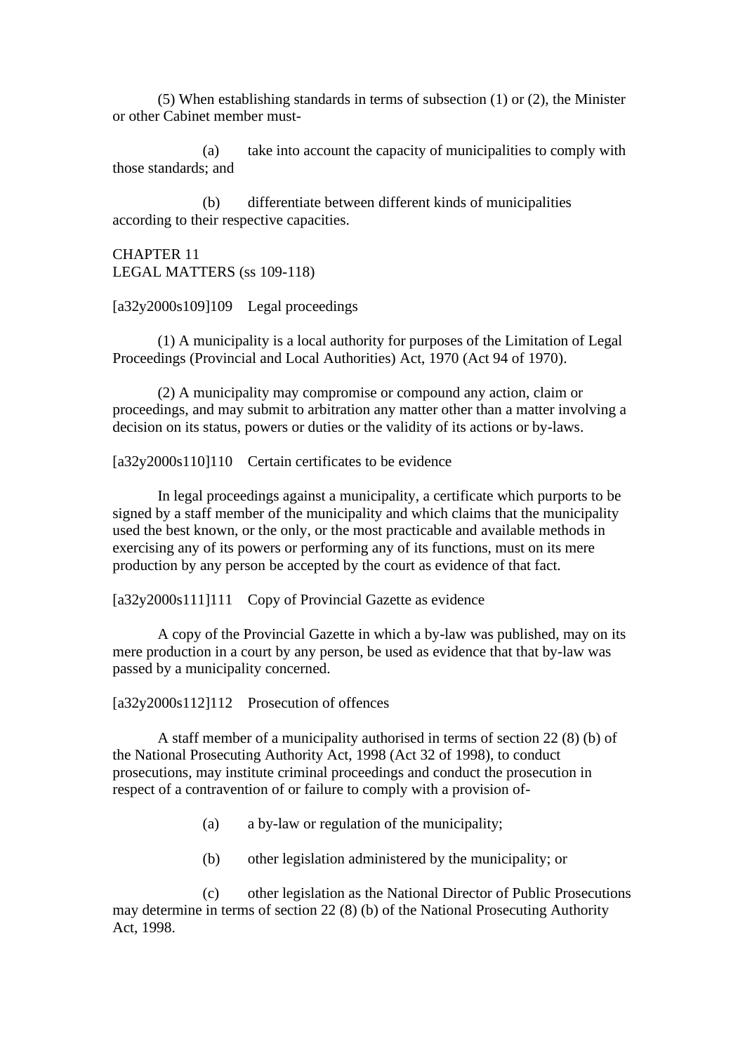(5) When establishing standards in terms of subsection (1) or (2), the Minister or other Cabinet member must-

(a) take into account the capacity of municipalities to comply with those standards; and

(b) differentiate between different kinds of municipalities according to their respective capacities.

## CHAPTER 11
## LEGAL MATTERS (ss 109-118)

### [a32y2000s109]109 Legal proceedings

(1) A municipality is a local authority for purposes of the Limitation of Legal Proceedings (Provincial and Local Authorities) Act, 1970 (Act 94 of 1970).

(2) A municipality may compromise or compound any action, claim or proceedings, and may submit to arbitration any matter other than a matter involving a decision on its status, powers or duties or the validity of its actions or by-laws.

### [a32y2000s110]110 Certain certificates to be evidence

In legal proceedings against a municipality, a certificate which purports to be signed by a staff member of the municipality and which claims that the municipality used the best known, or the only, or the most practicable and available methods in exercising any of its powers or performing any of its functions, must on its mere production by any person be accepted by the court as evidence of that fact.

### [a32y2000s111]111 Copy of Provincial Gazette as evidence

A copy of the Provincial Gazette in which a by-law was published, may on its mere production in a court by any person, be used as evidence that that by-law was passed by a municipality concerned.

### [a32y2000s112]112 Prosecution of offences

A staff member of a municipality authorised in terms of section 22 (8) (b) of the National Prosecuting Authority Act, 1998 (Act 32 of 1998), to conduct prosecutions, may institute criminal proceedings and conduct the prosecution in respect of a contravention of or failure to comply with a provision of-

(a) a by-law or regulation of the municipality;

(b) other legislation administered by the municipality; or

(c) other legislation as the National Director of Public Prosecutions may determine in terms of section 22 (8) (b) of the National Prosecuting Authority Act, 1998.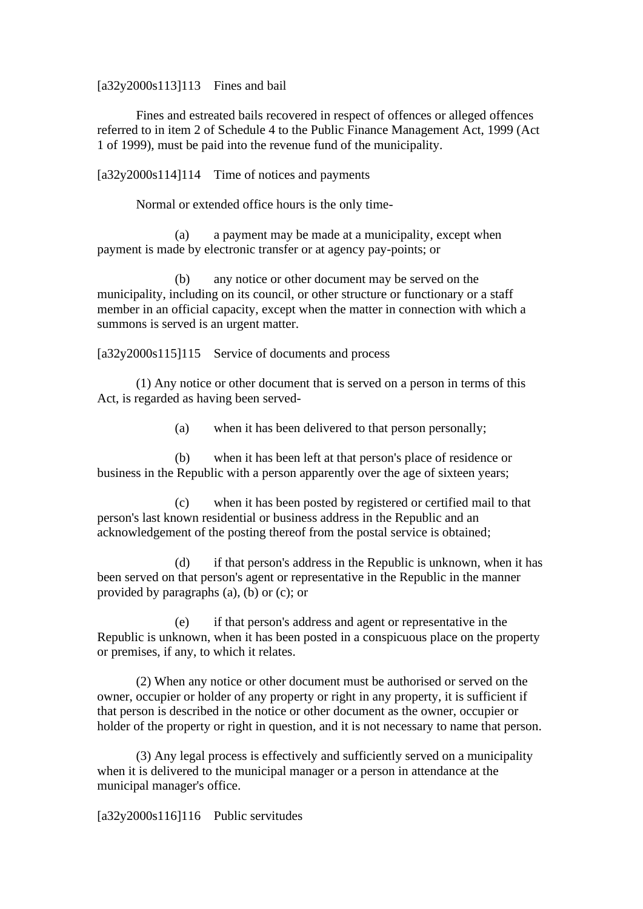[a32y2000s113]113 Fines and bail

Fines and estreated bails recovered in respect of offences or alleged offences referred to in item 2 of Schedule 4 to the Public Finance Management Act, 1999 (Act 1 of 1999), must be paid into the revenue fund of the municipality.

[a32y2000s114]114 Time of notices and payments

Normal or extended office hours is the only time-

(a) a payment may be made at a municipality, except when payment is made by electronic transfer or at agency pay-points; or

(b) any notice or other document may be served on the municipality, including on its council, or other structure or functionary or a staff member in an official capacity, except when the matter in connection with which a summons is served is an urgent matter.

[a32y2000s115]115 Service of documents and process

(1) Any notice or other document that is served on a person in terms of this Act, is regarded as having been served-

(a) when it has been delivered to that person personally;

(b) when it has been left at that person's place of residence or business in the Republic with a person apparently over the age of sixteen years;

(c) when it has been posted by registered or certified mail to that person's last known residential or business address in the Republic and an acknowledgement of the posting thereof from the postal service is obtained;

(d) if that person's address in the Republic is unknown, when it has been served on that person's agent or representative in the Republic in the manner provided by paragraphs (a), (b) or (c); or

(e) if that person's address and agent or representative in the Republic is unknown, when it has been posted in a conspicuous place on the property or premises, if any, to which it relates.

(2) When any notice or other document must be authorised or served on the owner, occupier or holder of any property or right in any property, it is sufficient if that person is described in the notice or other document as the owner, occupier or holder of the property or right in question, and it is not necessary to name that person.

(3) Any legal process is effectively and sufficiently served on a municipality when it is delivered to the municipal manager or a person in attendance at the municipal manager's office.

[a32y2000s116]116 Public servitudes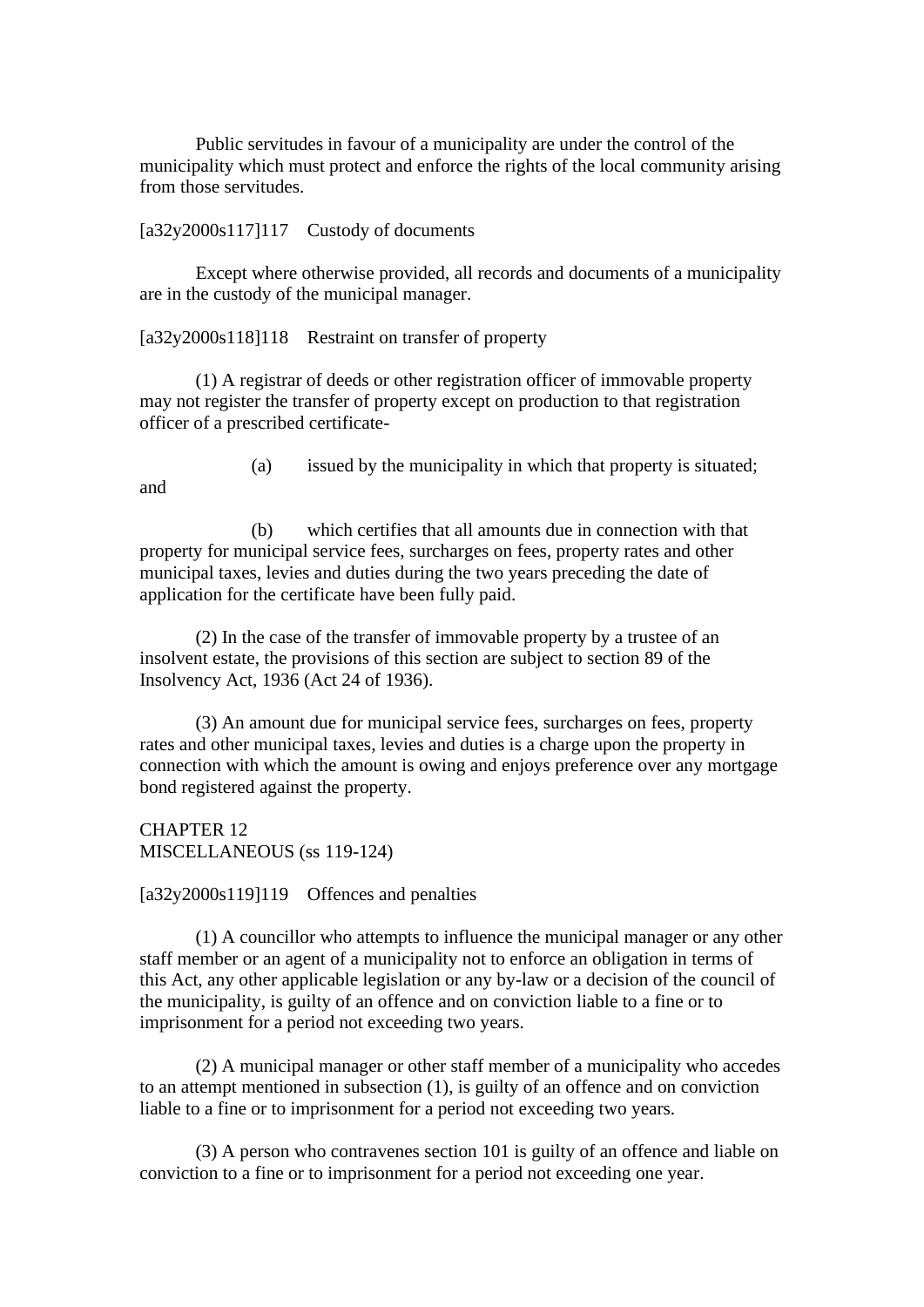Public servitudes in favour of a municipality are under the control of the municipality which must protect and enforce the rights of the local community arising from those servitudes.

[a32y2000s117]117 Custody of documents

Except where otherwise provided, all records and documents of a municipality are in the custody of the municipal manager.

[a32y2000s118]118 Restraint on transfer of property

(1) A registrar of deeds or other registration officer of immovable property may not register the transfer of property except on production to that registration officer of a prescribed certificate-

(a) issued by the municipality in which that property is situated; and

(b) which certifies that all amounts due in connection with that property for municipal service fees, surcharges on fees, property rates and other municipal taxes, levies and duties during the two years preceding the date of application for the certificate have been fully paid.

(2) In the case of the transfer of immovable property by a trustee of an insolvent estate, the provisions of this section are subject to section 89 of the Insolvency Act, 1936 (Act 24 of 1936).

(3) An amount due for municipal service fees, surcharges on fees, property rates and other municipal taxes, levies and duties is a charge upon the property in connection with which the amount is owing and enjoys preference over any mortgage bond registered against the property.

CHAPTER 12
MISCELLANEOUS (ss 119-124)

[a32y2000s119]119 Offences and penalties

(1) A councillor who attempts to influence the municipal manager or any other staff member or an agent of a municipality not to enforce an obligation in terms of this Act, any other applicable legislation or any by-law or a decision of the council of the municipality, is guilty of an offence and on conviction liable to a fine or to imprisonment for a period not exceeding two years.

(2) A municipal manager or other staff member of a municipality who accedes to an attempt mentioned in subsection (1), is guilty of an offence and on conviction liable to a fine or to imprisonment for a period not exceeding two years.

(3) A person who contravenes section 101 is guilty of an offence and liable on conviction to a fine or to imprisonment for a period not exceeding one year.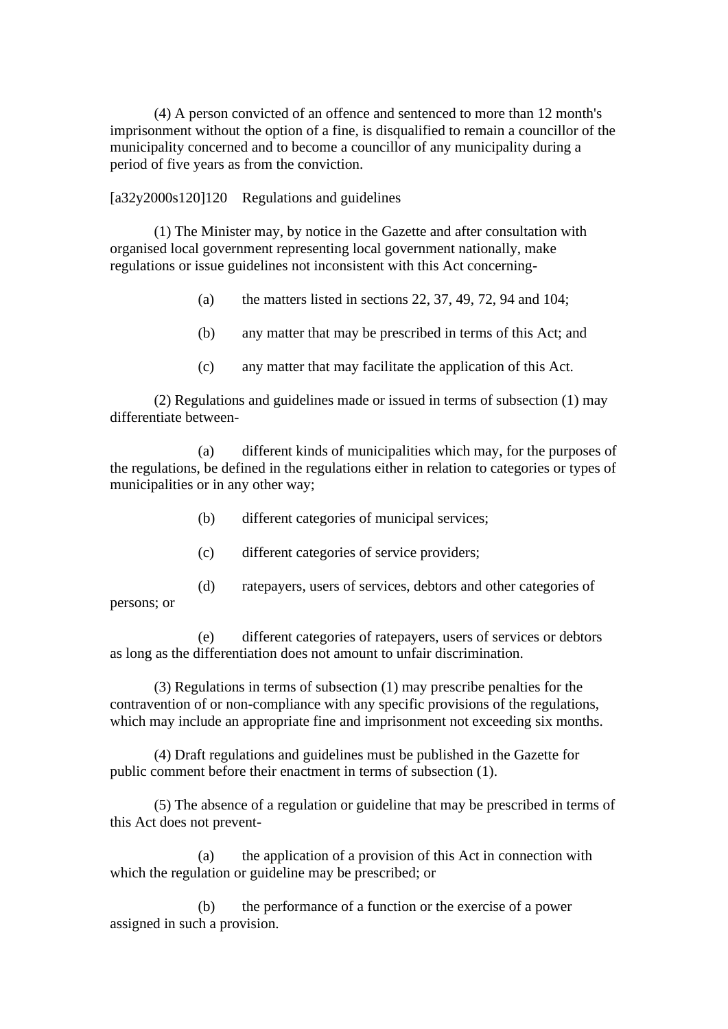(4) A person convicted of an offence and sentenced to more than 12 month's imprisonment without the option of a fine, is disqualified to remain a councillor of the municipality concerned and to become a councillor of any municipality during a period of five years as from the conviction.

[a32y2000s120]120 Regulations and guidelines

(1) The Minister may, by notice in the Gazette and after consultation with organised local government representing local government nationally, make regulations or issue guidelines not inconsistent with this Act concerning-

(a) the matters listed in sections 22, 37, 49, 72, 94 and 104;

(b) any matter that may be prescribed in terms of this Act; and

(c) any matter that may facilitate the application of this Act.

(2) Regulations and guidelines made or issued in terms of subsection (1) may differentiate between-

(a) different kinds of municipalities which may, for the purposes of the regulations, be defined in the regulations either in relation to categories or types of municipalities or in any other way;

(b) different categories of municipal services;

(c) different categories of service providers;

(d) ratepayers, users of services, debtors and other categories of persons; or

(e) different categories of ratepayers, users of services or debtors as long as the differentiation does not amount to unfair discrimination.

(3) Regulations in terms of subsection (1) may prescribe penalties for the contravention of or non-compliance with any specific provisions of the regulations, which may include an appropriate fine and imprisonment not exceeding six months.

(4) Draft regulations and guidelines must be published in the Gazette for public comment before their enactment in terms of subsection (1).

(5) The absence of a regulation or guideline that may be prescribed in terms of this Act does not prevent-

(a) the application of a provision of this Act in connection with which the regulation or guideline may be prescribed; or

(b) the performance of a function or the exercise of a power assigned in such a provision.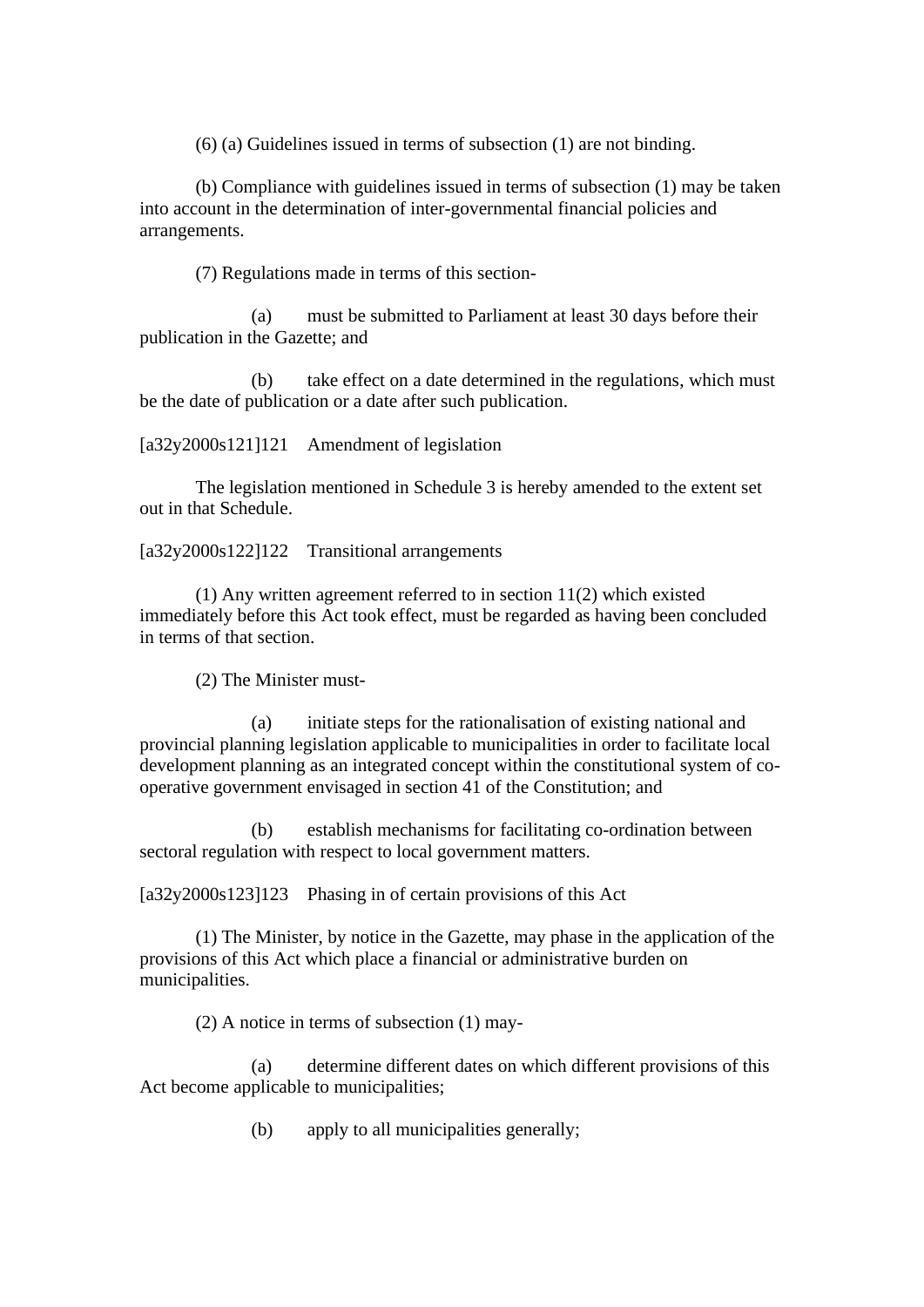(6) (a) Guidelines issued in terms of subsection (1) are not binding.

(b) Compliance with guidelines issued in terms of subsection (1) may be taken into account in the determination of inter-governmental financial policies and arrangements.

(7) Regulations made in terms of this section-

(a) must be submitted to Parliament at least 30 days before their publication in the Gazette; and

(b) take effect on a date determined in the regulations, which must be the date of publication or a date after such publication.

[a32y2000s121]121 Amendment of legislation

The legislation mentioned in Schedule 3 is hereby amended to the extent set out in that Schedule.

[a32y2000s122]122 Transitional arrangements

(1) Any written agreement referred to in section 11(2) which existed immediately before this Act took effect, must be regarded as having been concluded in terms of that section.

(2) The Minister must-

(a) initiate steps for the rationalisation of existing national and provincial planning legislation applicable to municipalities in order to facilitate local development planning as an integrated concept within the constitutional system of co-operative government envisaged in section 41 of the Constitution; and

(b) establish mechanisms for facilitating co-ordination between sectoral regulation with respect to local government matters.

[a32y2000s123]123 Phasing in of certain provisions of this Act

(1) The Minister, by notice in the Gazette, may phase in the application of the provisions of this Act which place a financial or administrative burden on municipalities.

(2) A notice in terms of subsection (1) may-

(a) determine different dates on which different provisions of this Act become applicable to municipalities;

(b) apply to all municipalities generally;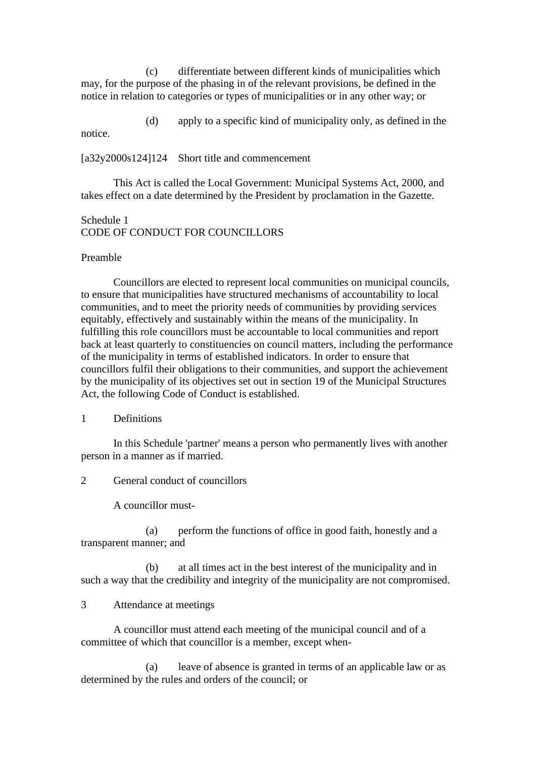(c) differentiate between different kinds of municipalities which may, for the purpose of the phasing in of the relevant provisions, be defined in the notice in relation to categories or types of municipalities or in any other way; or

(d) apply to a specific kind of municipality only, as defined in the notice.

[a32y2000s124]124 Short title and commencement

This Act is called the Local Government: Municipal Systems Act, 2000, and takes effect on a date determined by the President by proclamation in the Gazette.

## Schedule 1
## CODE OF CONDUCT FOR COUNCILLORS

### Preamble

Councillors are elected to represent local communities on municipal councils, to ensure that municipalities have structured mechanisms of accountability to local communities, and to meet the priority needs of communities by providing services equitably, effectively and sustainably within the means of the municipality. In fulfilling this role councillors must be accountable to local communities and report back at least quarterly to constituencies on council matters, including the performance of the municipality in terms of established indicators. In order to ensure that councillors fulfil their obligations to their communities, and support the achievement by the municipality of its objectives set out in section 19 of the Municipal Structures Act, the following Code of Conduct is established.

### 1 Definitions

In this Schedule 'partner' means a person who permanently lives with another person in a manner as if married.

### 2 General conduct of councillors

A councillor must-

(a) perform the functions of office in good faith, honestly and a transparent manner; and

(b) at all times act in the best interest of the municipality and in such a way that the credibility and integrity of the municipality are not compromised.

### 3 Attendance at meetings

A councillor must attend each meeting of the municipal council and of a committee of which that councillor is a member, except when-

(a) leave of absence is granted in terms of an applicable law or as determined by the rules and orders of the council; or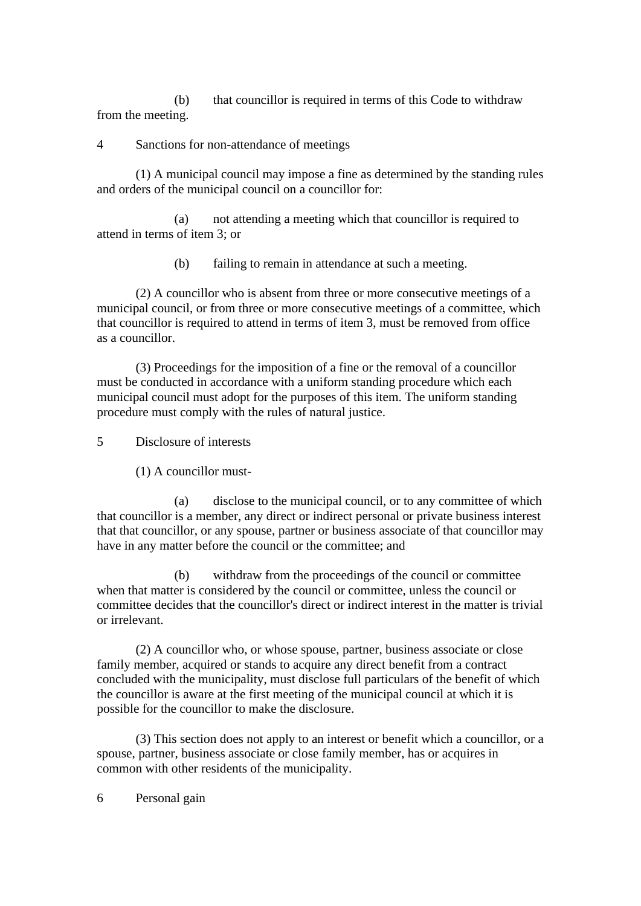(b) that councillor is required in terms of this Code to withdraw from the meeting.

4 Sanctions for non-attendance of meetings

(1) A municipal council may impose a fine as determined by the standing rules and orders of the municipal council on a councillor for:

(a) not attending a meeting which that councillor is required to attend in terms of item 3; or

(b) failing to remain in attendance at such a meeting.

(2) A councillor who is absent from three or more consecutive meetings of a municipal council, or from three or more consecutive meetings of a committee, which that councillor is required to attend in terms of item 3, must be removed from office as a councillor.

(3) Proceedings for the imposition of a fine or the removal of a councillor must be conducted in accordance with a uniform standing procedure which each municipal council must adopt for the purposes of this item. The uniform standing procedure must comply with the rules of natural justice.

5 Disclosure of interests

(1) A councillor must-

(a) disclose to the municipal council, or to any committee of which that councillor is a member, any direct or indirect personal or private business interest that that councillor, or any spouse, partner or business associate of that councillor may have in any matter before the council or the committee; and

(b) withdraw from the proceedings of the council or committee when that matter is considered by the council or committee, unless the council or committee decides that the councillor's direct or indirect interest in the matter is trivial or irrelevant.

(2) A councillor who, or whose spouse, partner, business associate or close family member, acquired or stands to acquire any direct benefit from a contract concluded with the municipality, must disclose full particulars of the benefit of which the councillor is aware at the first meeting of the municipal council at which it is possible for the councillor to make the disclosure.

(3) This section does not apply to an interest or benefit which a councillor, or a spouse, partner, business associate or close family member, has or acquires in common with other residents of the municipality.

6 Personal gain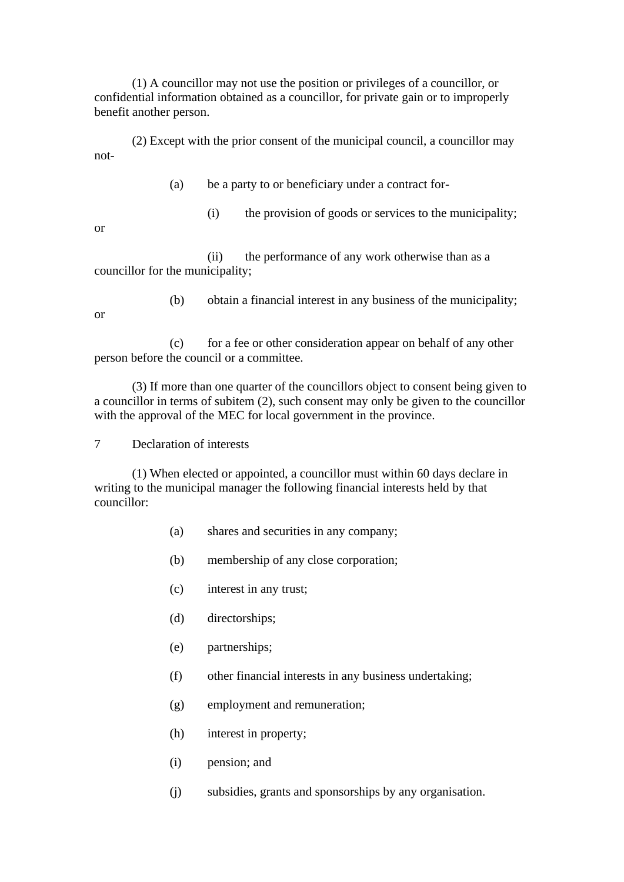(1) A councillor may not use the position or privileges of a councillor, or confidential information obtained as a councillor, for private gain or to improperly benefit another person.

(2) Except with the prior consent of the municipal council, a councillor may not-

(a) be a party to or beneficiary under a contract for-

(i) the provision of goods or services to the municipality; or

(ii) the performance of any work otherwise than as a councillor for the municipality;

(b) obtain a financial interest in any business of the municipality; or

(c) for a fee or other consideration appear on behalf of any other person before the council or a committee.

(3) If more than one quarter of the councillors object to consent being given to a councillor in terms of subitem (2), such consent may only be given to the councillor with the approval of the MEC for local government in the province.

7 Declaration of interests

(1) When elected or appointed, a councillor must within 60 days declare in writing to the municipal manager the following financial interests held by that councillor:

(a) shares and securities in any company;

(b) membership of any close corporation;

(c) interest in any trust;

(d) directorships;

(e) partnerships;

(f) other financial interests in any business undertaking;

(g) employment and remuneration;

(h) interest in property;

(i) pension; and

(j) subsidies, grants and sponsorships by any organisation.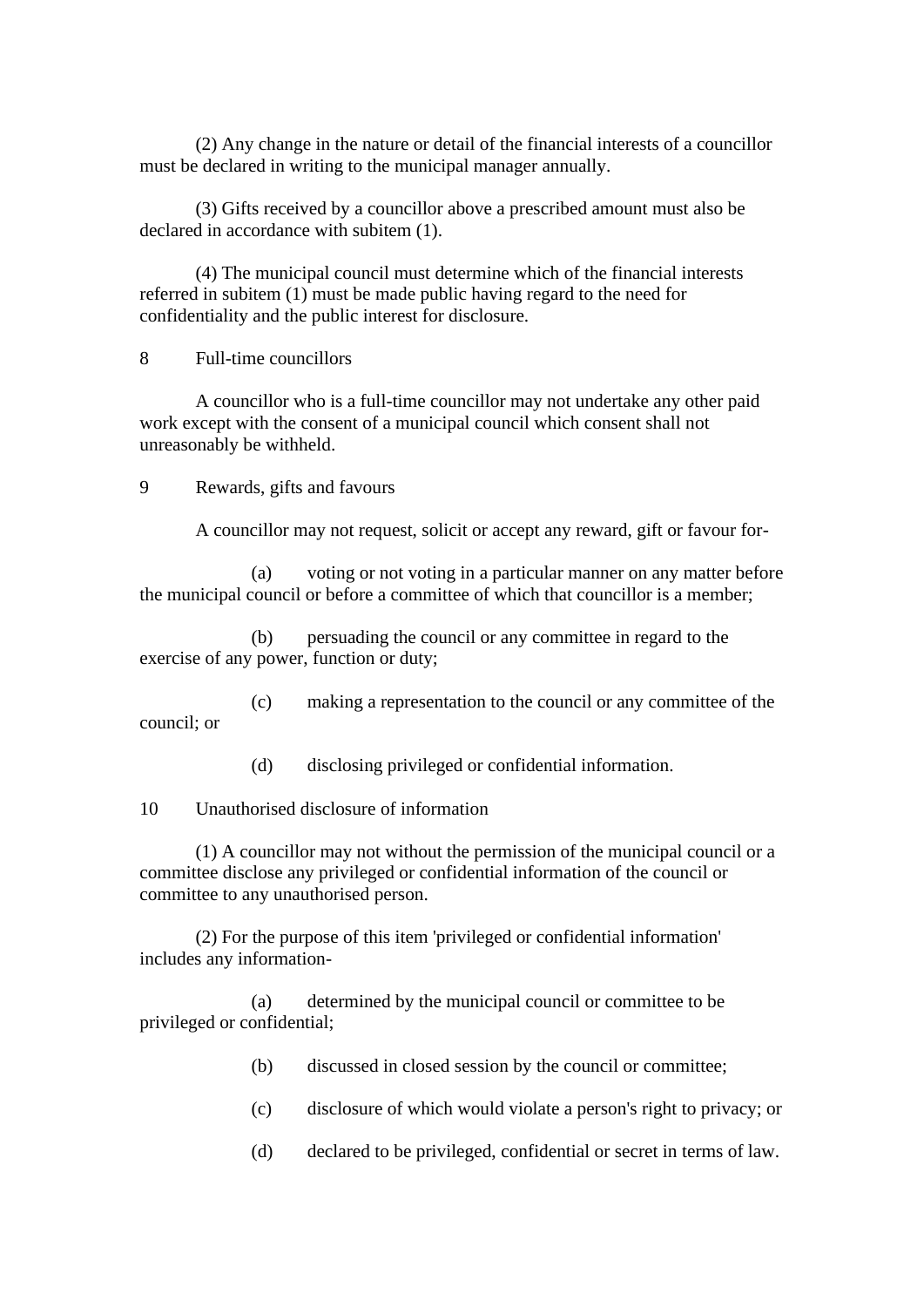(2) Any change in the nature or detail of the financial interests of a councillor must be declared in writing to the municipal manager annually.

(3) Gifts received by a councillor above a prescribed amount must also be declared in accordance with subitem (1).

(4) The municipal council must determine which of the financial interests referred in subitem (1) must be made public having regard to the need for confidentiality and the public interest for disclosure.

8 Full-time councillors

A councillor who is a full-time councillor may not undertake any other paid work except with the consent of a municipal council which consent shall not unreasonably be withheld.

9 Rewards, gifts and favours

A councillor may not request, solicit or accept any reward, gift or favour for-

(a) voting or not voting in a particular manner on any matter before the municipal council or before a committee of which that councillor is a member;

(b) persuading the council or any committee in regard to the exercise of any power, function or duty;

(c) making a representation to the council or any committee of the council; or

(d) disclosing privileged or confidential information.

10 Unauthorised disclosure of information

(1) A councillor may not without the permission of the municipal council or a committee disclose any privileged or confidential information of the council or committee to any unauthorised person.

(2) For the purpose of this item 'privileged or confidential information' includes any information-

(a) determined by the municipal council or committee to be privileged or confidential;

(b) discussed in closed session by the council or committee;

(c) disclosure of which would violate a person's right to privacy; or

(d) declared to be privileged, confidential or secret in terms of law.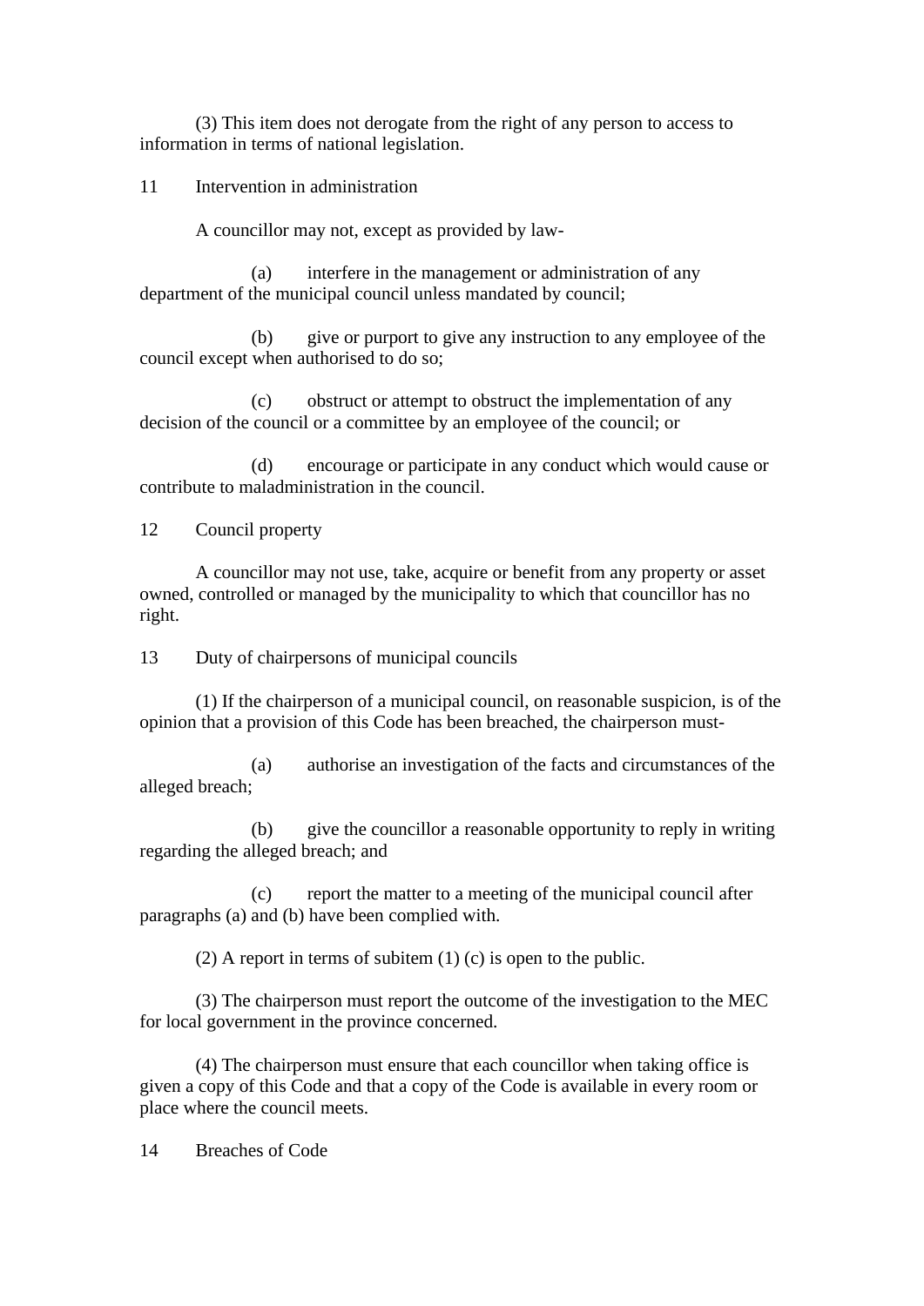(3) This item does not derogate from the right of any person to access to information in terms of national legislation.

11 Intervention in administration

A councillor may not, except as provided by law-

(a) interfere in the management or administration of any department of the municipal council unless mandated by council;

(b) give or purport to give any instruction to any employee of the council except when authorised to do so;

(c) obstruct or attempt to obstruct the implementation of any decision of the council or a committee by an employee of the council; or

(d) encourage or participate in any conduct which would cause or contribute to maladministration in the council.

12 Council property

A councillor may not use, take, acquire or benefit from any property or asset owned, controlled or managed by the municipality to which that councillor has no right.

13 Duty of chairpersons of municipal councils

(1) If the chairperson of a municipal council, on reasonable suspicion, is of the opinion that a provision of this Code has been breached, the chairperson must-

(a) authorise an investigation of the facts and circumstances of the alleged breach;

(b) give the councillor a reasonable opportunity to reply in writing regarding the alleged breach; and

(c) report the matter to a meeting of the municipal council after paragraphs (a) and (b) have been complied with.

(2) A report in terms of subitem (1) (c) is open to the public.

(3) The chairperson must report the outcome of the investigation to the MEC for local government in the province concerned.

(4) The chairperson must ensure that each councillor when taking office is given a copy of this Code and that a copy of the Code is available in every room or place where the council meets.

14 Breaches of Code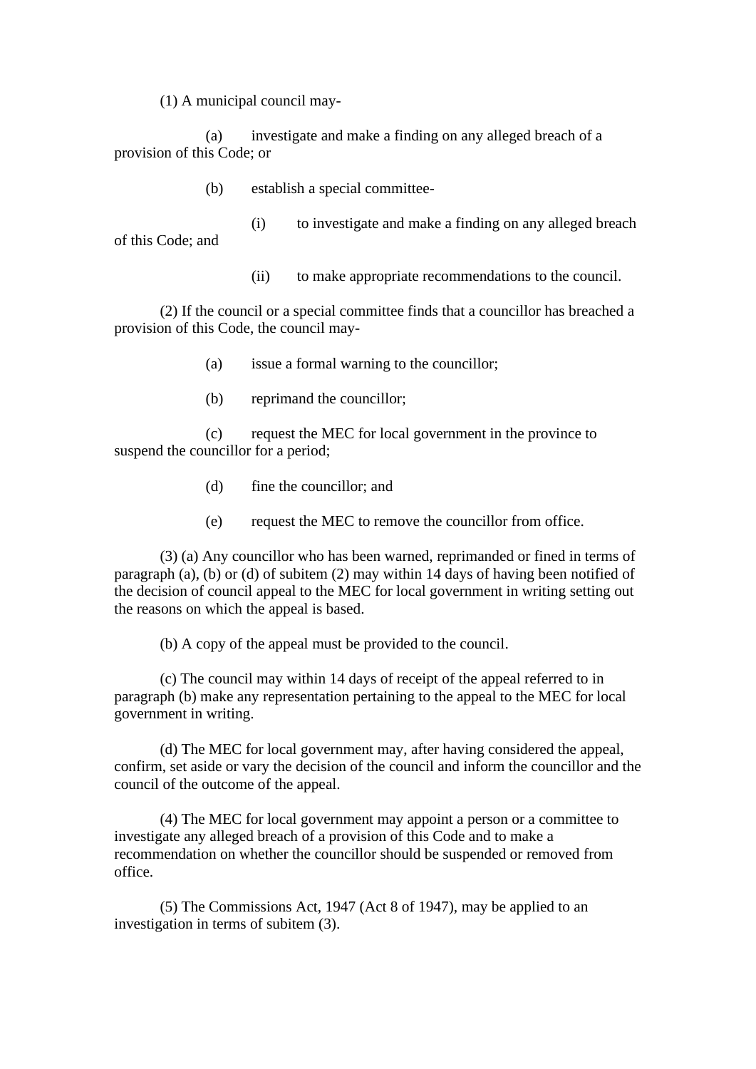(1) A municipal council may-

(a) investigate and make a finding on any alleged breach of a provision of this Code; or

(b) establish a special committee-

(i) to investigate and make a finding on any alleged breach of this Code; and

(ii) to make appropriate recommendations to the council.

(2) If the council or a special committee finds that a councillor has breached a provision of this Code, the council may-

(a) issue a formal warning to the councillor;

(b) reprimand the councillor;

(c) request the MEC for local government in the province to suspend the councillor for a period;

(d) fine the councillor; and

(e) request the MEC to remove the councillor from office.

(3) (a) Any councillor who has been warned, reprimanded or fined in terms of paragraph (a), (b) or (d) of subitem (2) may within 14 days of having been notified of the decision of council appeal to the MEC for local government in writing setting out the reasons on which the appeal is based.

(b) A copy of the appeal must be provided to the council.

(c) The council may within 14 days of receipt of the appeal referred to in paragraph (b) make any representation pertaining to the appeal to the MEC for local government in writing.

(d) The MEC for local government may, after having considered the appeal, confirm, set aside or vary the decision of the council and inform the councillor and the council of the outcome of the appeal.

(4) The MEC for local government may appoint a person or a committee to investigate any alleged breach of a provision of this Code and to make a recommendation on whether the councillor should be suspended or removed from office.

(5) The Commissions Act, 1947 (Act 8 of 1947), may be applied to an investigation in terms of subitem (3).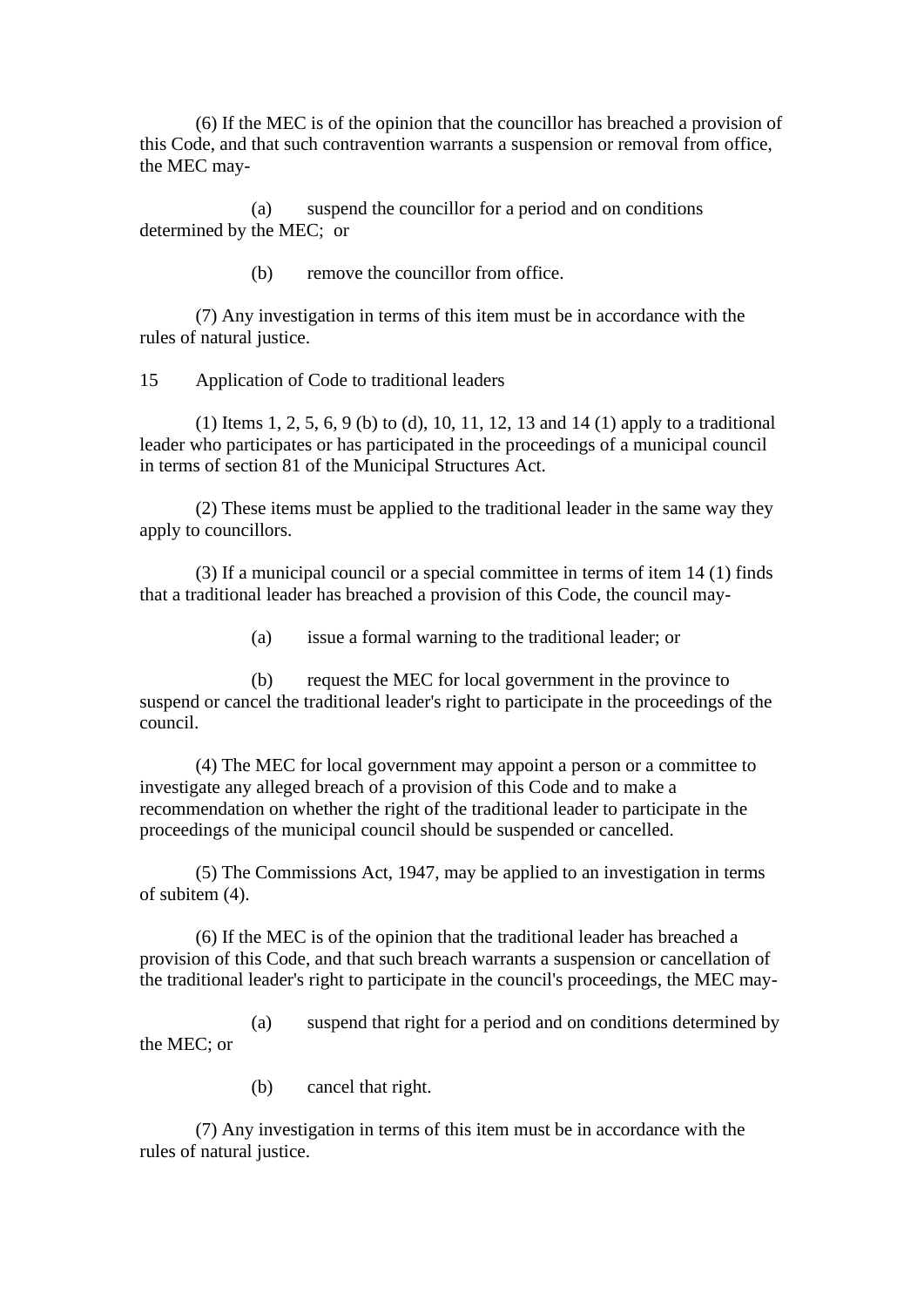(6) If the MEC is of the opinion that the councillor has breached a provision of this Code, and that such contravention warrants a suspension or removal from office, the MEC may-

(a) suspend the councillor for a period and on conditions determined by the MEC; or

(b) remove the councillor from office.

(7) Any investigation in terms of this item must be in accordance with the rules of natural justice.

15 Application of Code to traditional leaders

(1) Items 1, 2, 5, 6, 9 (b) to (d), 10, 11, 12, 13 and 14 (1) apply to a traditional leader who participates or has participated in the proceedings of a municipal council in terms of section 81 of the Municipal Structures Act.

(2) These items must be applied to the traditional leader in the same way they apply to councillors.

(3) If a municipal council or a special committee in terms of item 14 (1) finds that a traditional leader has breached a provision of this Code, the council may-

(a) issue a formal warning to the traditional leader; or

(b) request the MEC for local government in the province to suspend or cancel the traditional leader's right to participate in the proceedings of the council.

(4) The MEC for local government may appoint a person or a committee to investigate any alleged breach of a provision of this Code and to make a recommendation on whether the right of the traditional leader to participate in the proceedings of the municipal council should be suspended or cancelled.

(5) The Commissions Act, 1947, may be applied to an investigation in terms of subitem (4).

(6) If the MEC is of the opinion that the traditional leader has breached a provision of this Code, and that such breach warrants a suspension or cancellation of the traditional leader's right to participate in the council's proceedings, the MEC may-

(a) suspend that right for a period and on conditions determined by the MEC; or

(b) cancel that right.

(7) Any investigation in terms of this item must be in accordance with the rules of natural justice.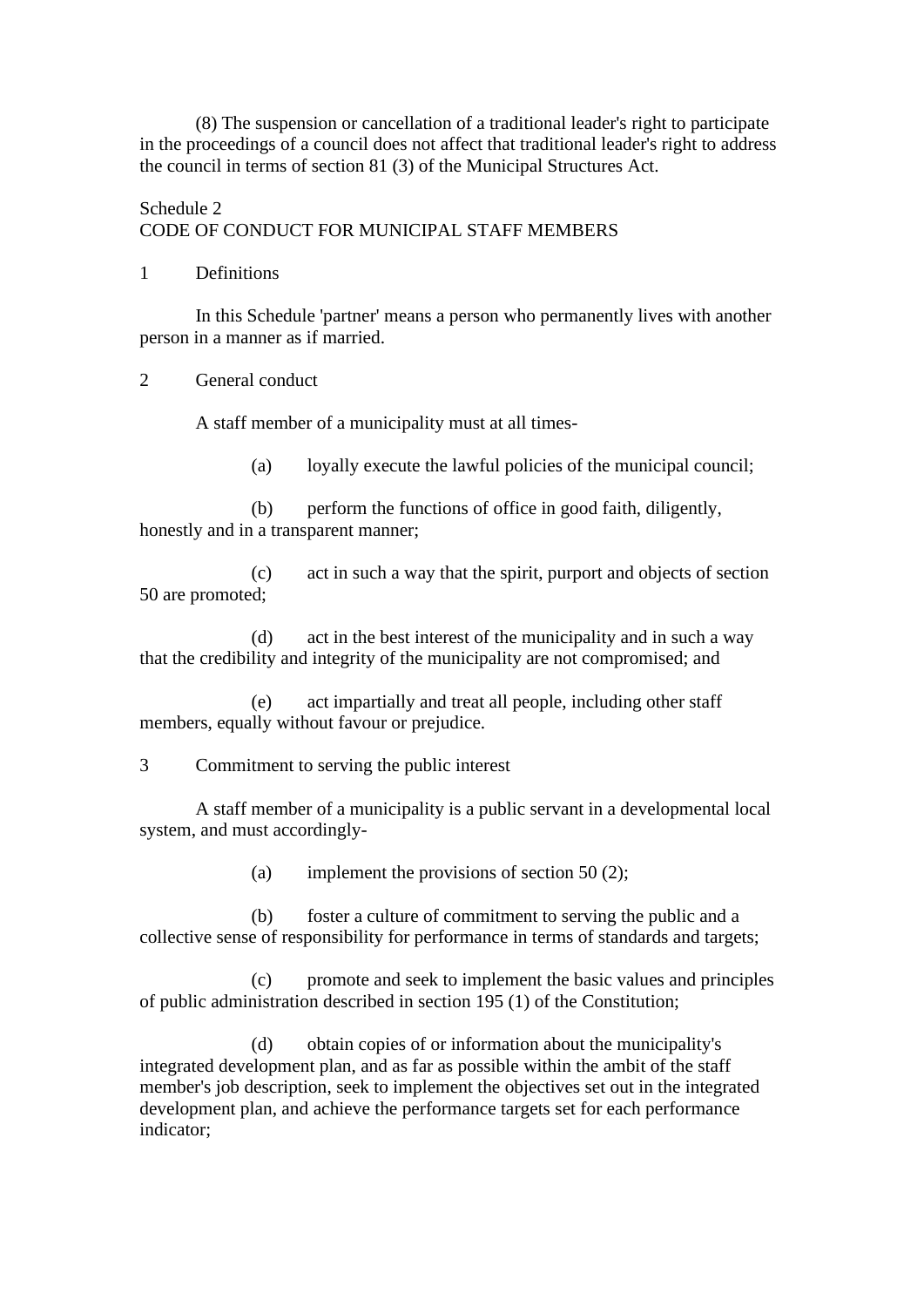(8) The suspension or cancellation of a traditional leader's right to participate in the proceedings of a council does not affect that traditional leader's right to address the council in terms of section 81 (3) of the Municipal Structures Act.

## Schedule 2
## CODE OF CONDUCT FOR MUNICIPAL STAFF MEMBERS

### 1 Definitions

In this Schedule 'partner' means a person who permanently lives with another person in a manner as if married.

### 2 General conduct

A staff member of a municipality must at all times-

(a) loyally execute the lawful policies of the municipal council;

(b) perform the functions of office in good faith, diligently, honestly and in a transparent manner;

(c) act in such a way that the spirit, purport and objects of section 50 are promoted;

(d) act in the best interest of the municipality and in such a way that the credibility and integrity of the municipality are not compromised; and

(e) act impartially and treat all people, including other staff members, equally without favour or prejudice.

### 3 Commitment to serving the public interest

A staff member of a municipality is a public servant in a developmental local system, and must accordingly-

(a) implement the provisions of section 50 (2);

(b) foster a culture of commitment to serving the public and a collective sense of responsibility for performance in terms of standards and targets;

(c) promote and seek to implement the basic values and principles of public administration described in section 195 (1) of the Constitution;

(d) obtain copies of or information about the municipality's integrated development plan, and as far as possible within the ambit of the staff member's job description, seek to implement the objectives set out in the integrated development plan, and achieve the performance targets set for each performance indicator;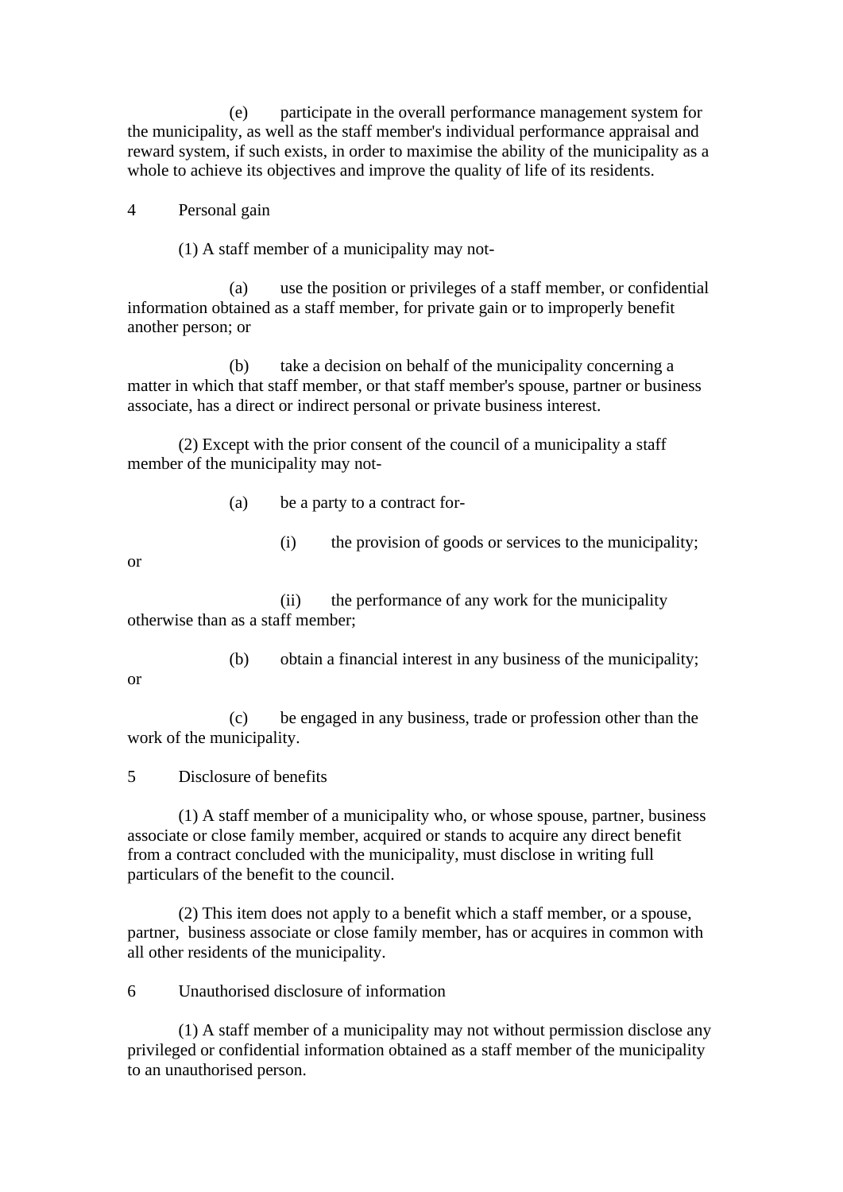(e) participate in the overall performance management system for the municipality, as well as the staff member's individual performance appraisal and reward system, if such exists, in order to maximise the ability of the municipality as a whole to achieve its objectives and improve the quality of life of its residents.

4 Personal gain

(1) A staff member of a municipality may not-

(a) use the position or privileges of a staff member, or confidential information obtained as a staff member, for private gain or to improperly benefit another person; or

(b) take a decision on behalf of the municipality concerning a matter in which that staff member, or that staff member's spouse, partner or business associate, has a direct or indirect personal or private business interest.

(2) Except with the prior consent of the council of a municipality a staff member of the municipality may not-

(a) be a party to a contract for-

(i) the provision of goods or services to the municipality; or

(ii) the performance of any work for the municipality otherwise than as a staff member;

(b) obtain a financial interest in any business of the municipality; or

(c) be engaged in any business, trade or profession other than the work of the municipality.

5 Disclosure of benefits

(1) A staff member of a municipality who, or whose spouse, partner, business associate or close family member, acquired or stands to acquire any direct benefit from a contract concluded with the municipality, must disclose in writing full particulars of the benefit to the council.

(2) This item does not apply to a benefit which a staff member, or a spouse, partner, business associate or close family member, has or acquires in common with all other residents of the municipality.

6 Unauthorised disclosure of information

(1) A staff member of a municipality may not without permission disclose any privileged or confidential information obtained as a staff member of the municipality to an unauthorised person.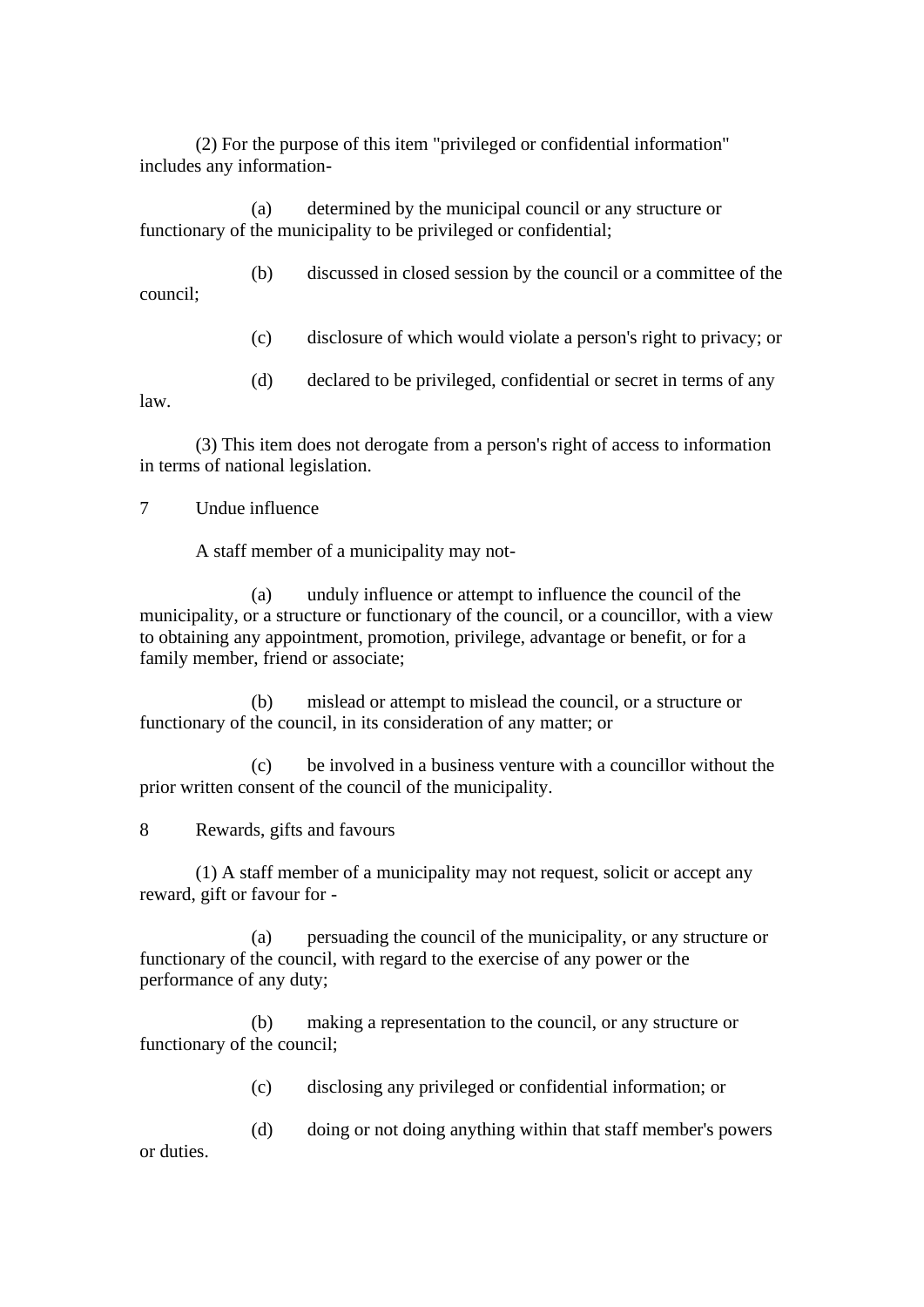(2) For the purpose of this item "privileged or confidential information" includes any information-

(a) determined by the municipal council or any structure or functionary of the municipality to be privileged or confidential;

(b) discussed in closed session by the council or a committee of the council;

(c) disclosure of which would violate a person's right to privacy; or

(d) declared to be privileged, confidential or secret in terms of any law.

(3) This item does not derogate from a person's right of access to information in terms of national legislation.

7 Undue influence

A staff member of a municipality may not-

(a) unduly influence or attempt to influence the council of the municipality, or a structure or functionary of the council, or a councillor, with a view to obtaining any appointment, promotion, privilege, advantage or benefit, or for a family member, friend or associate;

(b) mislead or attempt to mislead the council, or a structure or functionary of the council, in its consideration of any matter; or

(c) be involved in a business venture with a councillor without the prior written consent of the council of the municipality.

8 Rewards, gifts and favours

(1) A staff member of a municipality may not request, solicit or accept any reward, gift or favour for -

(a) persuading the council of the municipality, or any structure or functionary of the council, with regard to the exercise of any power or the performance of any duty;

(b) making a representation to the council, or any structure or functionary of the council;

(c) disclosing any privileged or confidential information; or

(d) doing or not doing anything within that staff member's powers or duties.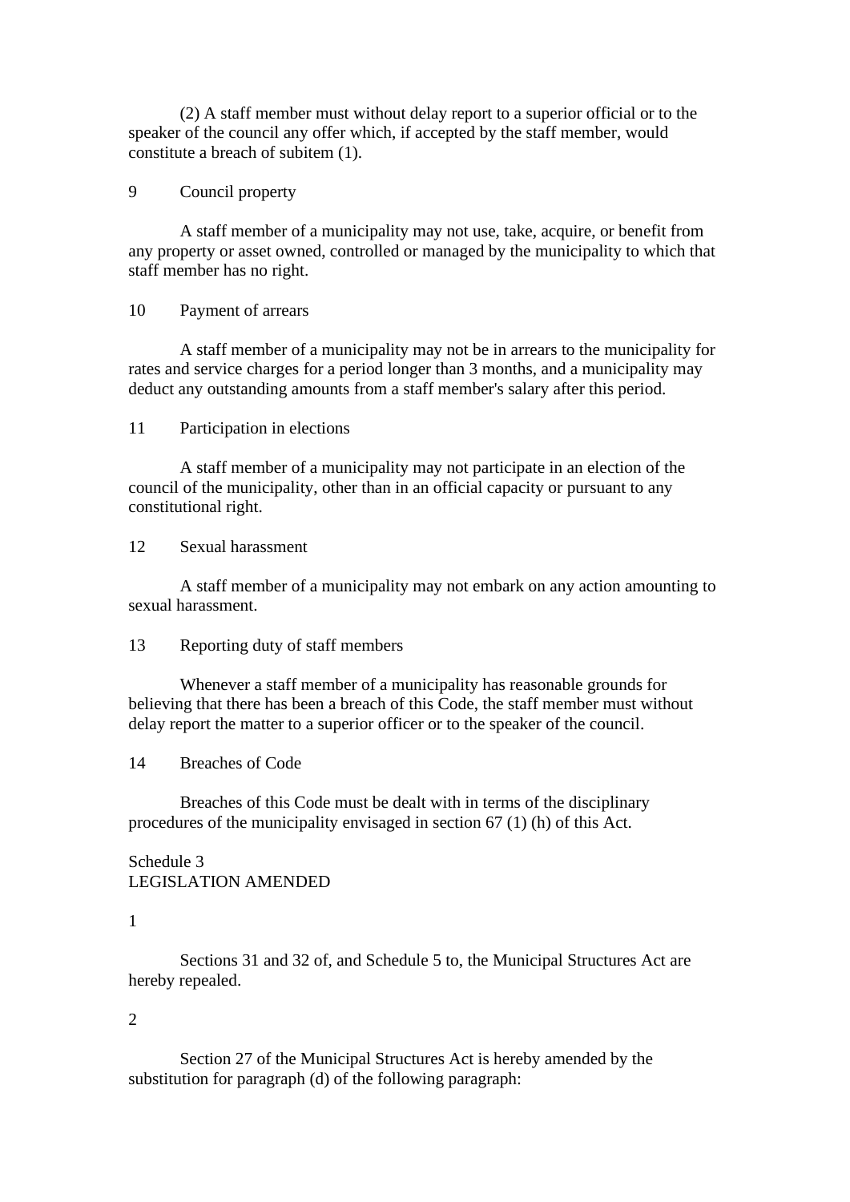(2) A staff member must without delay report to a superior official or to the speaker of the council any offer which, if accepted by the staff member, would constitute a breach of subitem (1).

9 Council property

A staff member of a municipality may not use, take, acquire, or benefit from any property or asset owned, controlled or managed by the municipality to which that staff member has no right.

10 Payment of arrears

A staff member of a municipality may not be in arrears to the municipality for rates and service charges for a period longer than 3 months, and a municipality may deduct any outstanding amounts from a staff member's salary after this period.

11 Participation in elections

A staff member of a municipality may not participate in an election of the council of the municipality, other than in an official capacity or pursuant to any constitutional right.

12 Sexual harassment

A staff member of a municipality may not embark on any action amounting to sexual harassment.

13 Reporting duty of staff members

Whenever a staff member of a municipality has reasonable grounds for believing that there has been a breach of this Code, the staff member must without delay report the matter to a superior officer or to the speaker of the council.

14 Breaches of Code

Breaches of this Code must be dealt with in terms of the disciplinary procedures of the municipality envisaged in section 67 (1) (h) of this Act.

Schedule 3
LEGISLATION AMENDED

1

Sections 31 and 32 of, and Schedule 5 to, the Municipal Structures Act are hereby repealed.

2

Section 27 of the Municipal Structures Act is hereby amended by the substitution for paragraph (d) of the following paragraph: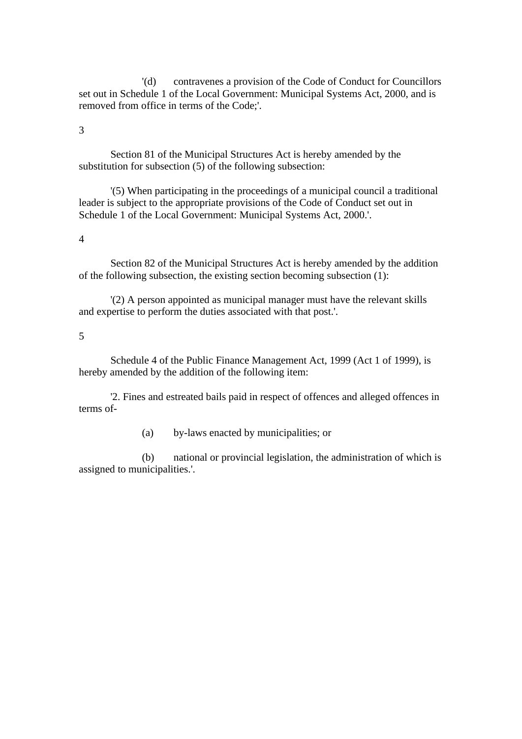'(d) contravenes a provision of the Code of Conduct for Councillors set out in Schedule 1 of the Local Government: Municipal Systems Act, 2000, and is removed from office in terms of the Code;'.

3

Section 81 of the Municipal Structures Act is hereby amended by the substitution for subsection (5) of the following subsection:

'(5) When participating in the proceedings of a municipal council a traditional leader is subject to the appropriate provisions of the Code of Conduct set out in Schedule 1 of the Local Government: Municipal Systems Act, 2000.'.

4

Section 82 of the Municipal Structures Act is hereby amended by the addition of the following subsection, the existing section becoming subsection (1):

'(2) A person appointed as municipal manager must have the relevant skills and expertise to perform the duties associated with that post.'.

5

Schedule 4 of the Public Finance Management Act, 1999 (Act 1 of 1999), is hereby amended by the addition of the following item:

'2. Fines and estreated bails paid in respect of offences and alleged offences in terms of-

(a) by-laws enacted by municipalities; or

(b) national or provincial legislation, the administration of which is assigned to municipalities.'.